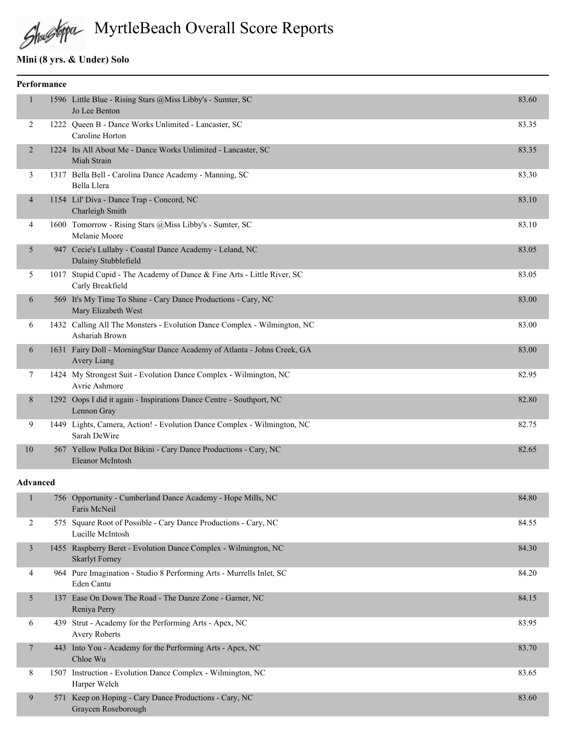# MyrtleBeach Overall Score Reports

## Mini (8 yrs. & Under) Solo

### Performance

| | | | |
|---|---|---|---|
| 1 | 1596 | Little Blue - Rising Stars @Miss Libby's - Sumter, SC<br>Jo Lee Benton | 83.60 |
| 2 | 1222 | Queen B - Dance Works Unlimited - Lancaster, SC<br>Caroline Horton | 83.35 |
| 2 | 1224 | Its All About Me - Dance Works Unlimited - Lancaster, SC<br>Miah Strain | 83.35 |
| 3 | 1317 | Bella Bell - Carolina Dance Academy - Manning, SC<br>Bella Llera | 83.30 |
| 4 | 1154 | Lil' Diva - Dance Trap - Concord, NC<br>Charleigh Smith | 83.10 |
| 4 | 1600 | Tomorrow - Rising Stars @Miss Libby's - Sumter, SC<br>Melanie Moore | 83.10 |
| 5 | 947 | Cecie's Lullaby - Coastal Dance Academy - Leland, NC<br>Dalainy Stubblefield | 83.05 |
| 5 | 1017 | Stupid Cupid - The Academy of Dance & Fine Arts - Little River, SC<br>Carly Breakfield | 83.05 |
| 6 | 569 | It's My Time To Shine - Cary Dance Productions - Cary, NC<br>Mary Elizabeth West | 83.00 |
| 6 | 1432 | Calling All The Monsters - Evolution Dance Complex - Wilmington, NC<br>Ashariah Brown | 83.00 |
| 6 | 1631 | Fairy Doll - MorningStar Dance Academy of Atlanta - Johns Creek, GA<br>Avery Liang | 83.00 |
| 7 | 1424 | My Strongest Suit - Evolution Dance Complex - Wilmington, NC<br>Avrie Ashmore | 82.95 |
| 8 | 1292 | Oops I did it again - Inspirations Dance Centre - Southport, NC<br>Lennon Gray | 82.80 |
| 9 | 1449 | Lights, Camera, Action! - Evolution Dance Complex - Wilmington, NC<br>Sarah DeWire | 82.75 |
| 10 | 567 | Yellow Polka Dot Bikini - Cary Dance Productions - Cary, NC<br>Eleanor McIntosh | 82.65 |

### Advanced

| | | | |
|---|---|---|---|
| 1 | 756 | Opportunity - Cumberland Dance Academy - Hope Mills, NC<br>Faris McNeil | 84.80 |
| 2 | 575 | Square Root of Possible - Cary Dance Productions - Cary, NC<br>Lucille McIntosh | 84.55 |
| 3 | 1455 | Raspberry Beret - Evolution Dance Complex - Wilmington, NC<br>Skarlyt Forney | 84.30 |
| 4 | 964 | Pure Imagination - Studio 8 Performing Arts - Murrells Inlet, SC<br>Eden Cantu | 84.20 |
| 5 | 137 | Ease On Down The Road - The Danze Zone - Garner, NC<br>Reniya Perry | 84.15 |
| 6 | 439 | Strut - Academy for the Performing Arts - Apex, NC<br>Avery Roberts | 83.95 |
| 7 | 443 | Into You - Academy for the Performing Arts - Apex, NC<br>Chloe Wu | 83.70 |
| 8 | 1507 | Instruction - Evolution Dance Complex - Wilmington, NC<br>Harper Welch | 83.65 |
| 9 | 571 | Keep on Hoping - Cary Dance Productions - Cary, NC<br>Graycen Roseborough | 83.60 |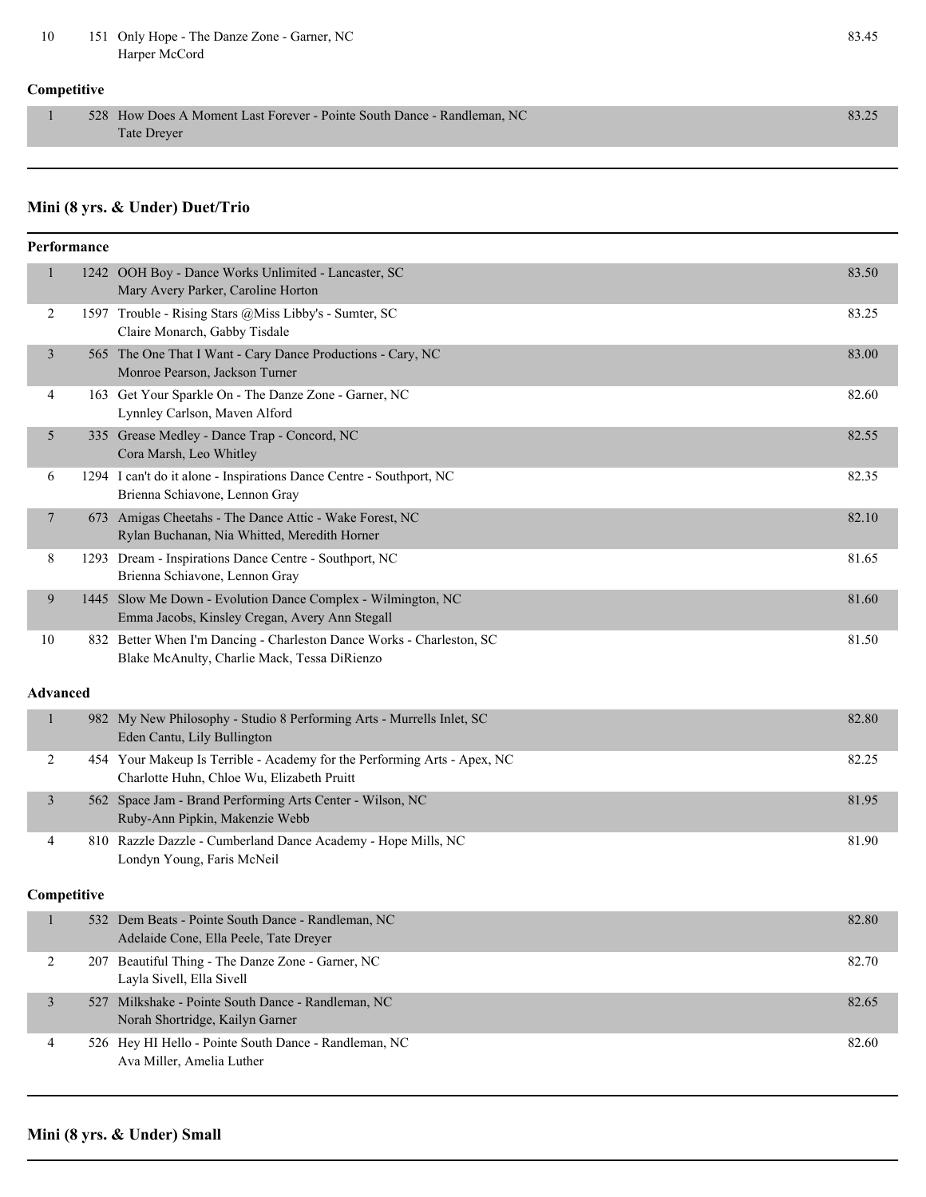| | | | |
|---|---|---|---|
| 10 | 151 | Only Hope - The Danze Zone - Garner, NC<br>Harper McCord | 83.45 |

**Competitive**

| | | | |
|---|---|---|---|
| 1 | 528 | How Does A Moment Last Forever - Pointe South Dance - Randleman, NC<br>Tate Dreyer | 83.25 |

## Mini (8 yrs. & Under) Duet/Trio

**Performance**

| | | | |
|---|---|---|---|
| 1 | 1242 | OOH Boy - Dance Works Unlimited - Lancaster, SC<br>Mary Avery Parker, Caroline Horton | 83.50 |
| 2 | 1597 | Trouble - Rising Stars @Miss Libby's - Sumter, SC<br>Claire Monarch, Gabby Tisdale | 83.25 |
| 3 | 565 | The One That I Want - Cary Dance Productions - Cary, NC<br>Monroe Pearson, Jackson Turner | 83.00 |
| 4 | 163 | Get Your Sparkle On - The Danze Zone - Garner, NC<br>Lynnley Carlson, Maven Alford | 82.60 |
| 5 | 335 | Grease Medley - Dance Trap - Concord, NC<br>Cora Marsh, Leo Whitley | 82.55 |
| 6 | 1294 | I can't do it alone - Inspirations Dance Centre - Southport, NC<br>Brienna Schiavone, Lennon Gray | 82.35 |
| 7 | 673 | Amigas Cheetahs - The Dance Attic - Wake Forest, NC<br>Rylan Buchanan, Nia Whitted, Meredith Horner | 82.10 |
| 8 | 1293 | Dream - Inspirations Dance Centre - Southport, NC<br>Brienna Schiavone, Lennon Gray | 81.65 |
| 9 | 1445 | Slow Me Down - Evolution Dance Complex - Wilmington, NC<br>Emma Jacobs, Kinsley Cregan, Avery Ann Stegall | 81.60 |
| 10 | 832 | Better When I'm Dancing - Charleston Dance Works - Charleston, SC<br>Blake McAnulty, Charlie Mack, Tessa DiRienzo | 81.50 |

**Advanced**

| | | | |
|---|---|---|---|
| 1 | 982 | My New Philosophy - Studio 8 Performing Arts - Murrells Inlet, SC<br>Eden Cantu, Lily Bullington | 82.80 |
| 2 | 454 | Your Makeup Is Terrible - Academy for the Performing Arts - Apex, NC<br>Charlotte Huhn, Chloe Wu, Elizabeth Pruitt | 82.25 |
| 3 | 562 | Space Jam - Brand Performing Arts Center - Wilson, NC<br>Ruby-Ann Pipkin, Makenzie Webb | 81.95 |
| 4 | 810 | Razzle Dazzle - Cumberland Dance Academy - Hope Mills, NC<br>Londyn Young, Faris McNeil | 81.90 |

**Competitive**

| | | | |
|---|---|---|---|
| 1 | 532 | Dem Beats - Pointe South Dance - Randleman, NC<br>Adelaide Cone, Ella Peele, Tate Dreyer | 82.80 |
| 2 | 207 | Beautiful Thing - The Danze Zone - Garner, NC<br>Layla Sivell, Ella Sivell | 82.70 |
| 3 | 527 | Milkshake - Pointe South Dance - Randleman, NC<br>Norah Shortridge, Kailyn Garner | 82.65 |
| 4 | 526 | Hey HI Hello - Pointe South Dance - Randleman, NC<br>Ava Miller, Amelia Luther | 82.60 |

## Mini (8 yrs. & Under) Small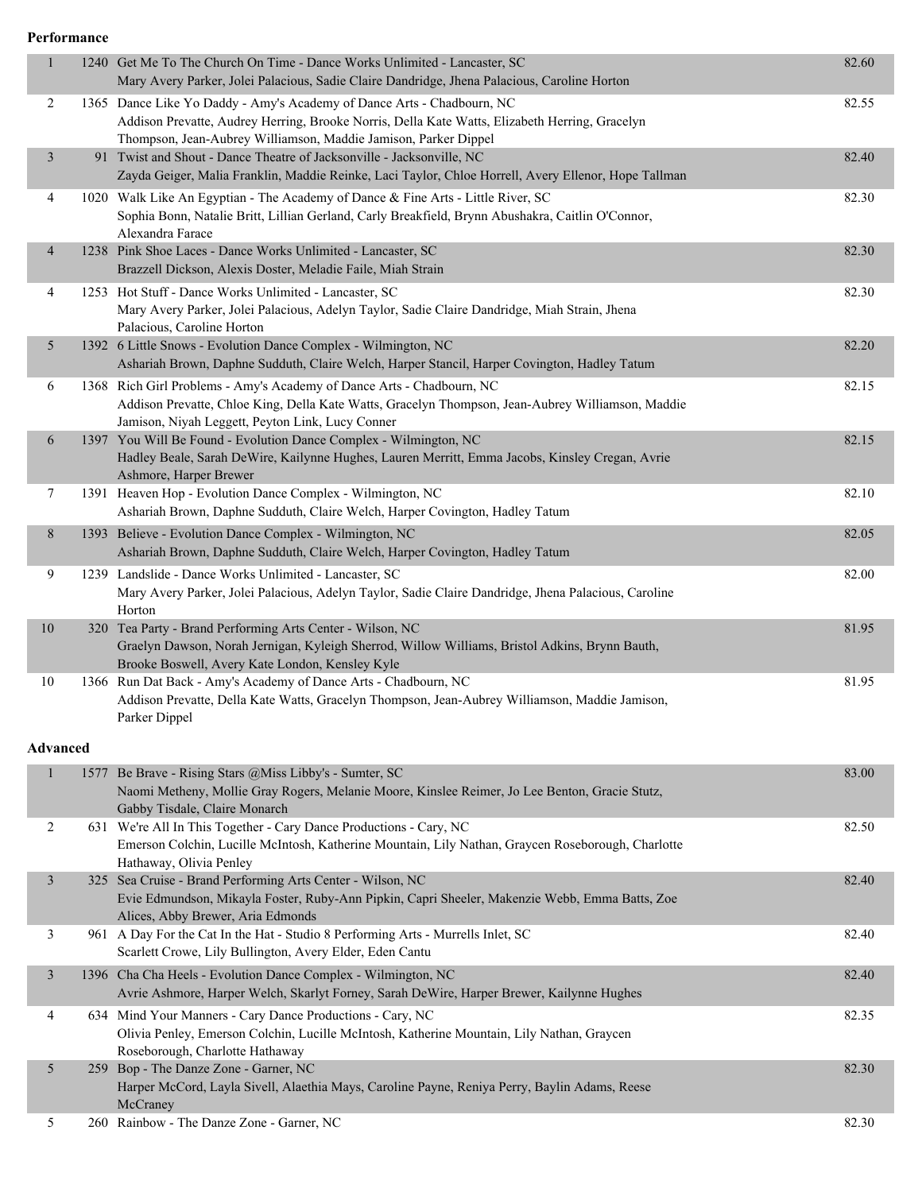**Performance**

| | | | |
|---|---|---|---|
| 1 | 1240 | Get Me To The Church On Time - Dance Works Unlimited - Lancaster, SC<br>Mary Avery Parker, Jolei Palacious, Sadie Claire Dandridge, Jhena Palacious, Caroline Horton | 82.60 |
| 2 | 1365 | Dance Like Yo Daddy - Amy's Academy of Dance Arts - Chadbourn, NC<br>Addison Prevatte, Audrey Herring, Brooke Norris, Della Kate Watts, Elizabeth Herring, Gracelyn Thompson, Jean-Aubrey Williamson, Maddie Jamison, Parker Dippel | 82.55 |
| 3 | 91 | Twist and Shout - Dance Theatre of Jacksonville - Jacksonville, NC<br>Zayda Geiger, Malia Franklin, Maddie Reinke, Laci Taylor, Chloe Horrell, Avery Ellenor, Hope Tallman | 82.40 |
| 4 | 1020 | Walk Like An Egyptian - The Academy of Dance & Fine Arts - Little River, SC<br>Sophia Bonn, Natalie Britt, Lillian Gerland, Carly Breakfield, Brynn Abushakra, Caitlin O'Connor, Alexandra Farace | 82.30 |
| 4 | 1238 | Pink Shoe Laces - Dance Works Unlimited - Lancaster, SC<br>Brazzell Dickson, Alexis Doster, Meladie Faile, Miah Strain | 82.30 |
| 4 | 1253 | Hot Stuff - Dance Works Unlimited - Lancaster, SC<br>Mary Avery Parker, Jolei Palacious, Adelyn Taylor, Sadie Claire Dandridge, Miah Strain, Jhena Palacious, Caroline Horton | 82.30 |
| 5 | 1392 | 6 Little Snows - Evolution Dance Complex - Wilmington, NC<br>Ashariah Brown, Daphne Sudduth, Claire Welch, Harper Stancil, Harper Covington, Hadley Tatum | 82.20 |
| 6 | 1368 | Rich Girl Problems - Amy's Academy of Dance Arts - Chadbourn, NC<br>Addison Prevatte, Chloe King, Della Kate Watts, Gracelyn Thompson, Jean-Aubrey Williamson, Maddie Jamison, Niyah Leggett, Peyton Link, Lucy Conner | 82.15 |
| 6 | 1397 | You Will Be Found - Evolution Dance Complex - Wilmington, NC<br>Hadley Beale, Sarah DeWire, Kailynne Hughes, Lauren Merritt, Emma Jacobs, Kinsley Cregan, Avrie Ashmore, Harper Brewer | 82.15 |
| 7 | 1391 | Heaven Hop - Evolution Dance Complex - Wilmington, NC<br>Ashariah Brown, Daphne Sudduth, Claire Welch, Harper Covington, Hadley Tatum | 82.10 |
| 8 | 1393 | Believe - Evolution Dance Complex - Wilmington, NC<br>Ashariah Brown, Daphne Sudduth, Claire Welch, Harper Covington, Hadley Tatum | 82.05 |
| 9 | 1239 | Landslide - Dance Works Unlimited - Lancaster, SC<br>Mary Avery Parker, Jolei Palacious, Adelyn Taylor, Sadie Claire Dandridge, Jhena Palacious, Caroline Horton | 82.00 |
| 10 | 320 | Tea Party - Brand Performing Arts Center - Wilson, NC<br>Graelyn Dawson, Norah Jernigan, Kyleigh Sherrod, Willow Williams, Bristol Adkins, Brynn Bauth, Brooke Boswell, Avery Kate London, Kensley Kyle | 81.95 |
| 10 | 1366 | Run Dat Back - Amy's Academy of Dance Arts - Chadbourn, NC<br>Addison Prevatte, Della Kate Watts, Gracelyn Thompson, Jean-Aubrey Williamson, Maddie Jamison, Parker Dippel | 81.95 |

**Advanced**

| | | | |
|---|---|---|---|
| 1 | 1577 | Be Brave - Rising Stars @Miss Libby's - Sumter, SC<br>Naomi Metheny, Mollie Gray Rogers, Melanie Moore, Kinslee Reimer, Jo Lee Benton, Gracie Stutz, Gabby Tisdale, Claire Monarch | 83.00 |
| 2 | 631 | We're All In This Together - Cary Dance Productions - Cary, NC<br>Emerson Colchin, Lucille McIntosh, Katherine Mountain, Lily Nathan, Graycen Roseborough, Charlotte Hathaway, Olivia Penley | 82.50 |
| 3 | 325 | Sea Cruise - Brand Performing Arts Center - Wilson, NC<br>Evie Edmundson, Mikayla Foster, Ruby-Ann Pipkin, Capri Sheeler, Makenzie Webb, Emma Batts, Zoe Alices, Abby Brewer, Aria Edmonds | 82.40 |
| 3 | 961 | A Day For the Cat In the Hat - Studio 8 Performing Arts - Murrells Inlet, SC<br>Scarlett Crowe, Lily Bullington, Avery Elder, Eden Cantu | 82.40 |
| 3 | 1396 | Cha Cha Heels - Evolution Dance Complex - Wilmington, NC<br>Avrie Ashmore, Harper Welch, Skarlyt Forney, Sarah DeWire, Harper Brewer, Kailynne Hughes | 82.40 |
| 4 | 634 | Mind Your Manners - Cary Dance Productions - Cary, NC<br>Olivia Penley, Emerson Colchin, Lucille McIntosh, Katherine Mountain, Lily Nathan, Graycen Roseborough, Charlotte Hathaway | 82.35 |
| 5 | 259 | Bop - The Danze Zone - Garner, NC<br>Harper McCord, Layla Sivell, Alaethia Mays, Caroline Payne, Reniya Perry, Baylin Adams, Reese McCraney | 82.30 |
| 5 | 260 | Rainbow - The Danze Zone - Garner, NC | 82.30 |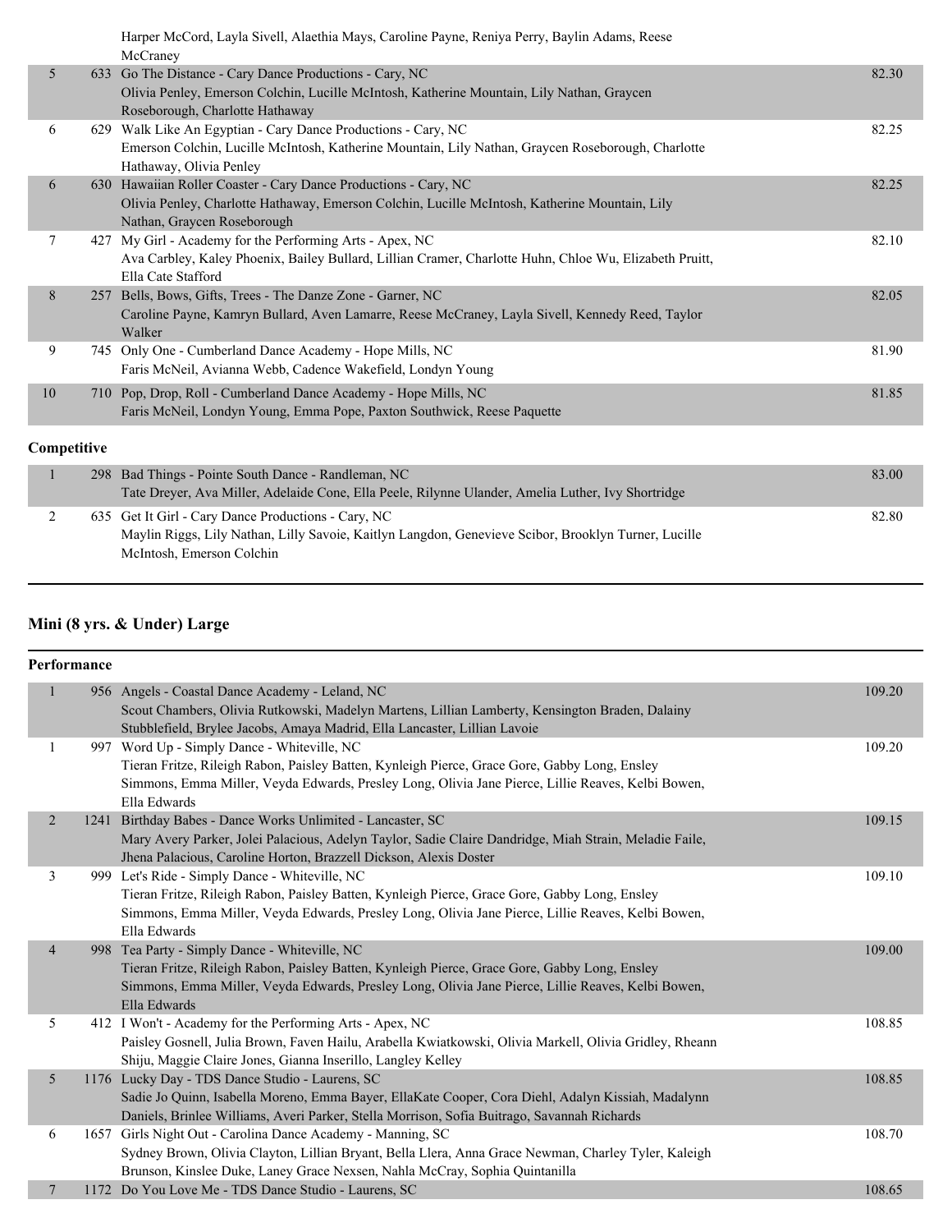| | | | |
|---|---|---|---|
| | | Harper McCord, Layla Sivell, Alaethia Mays, Caroline Payne, Reniya Perry, Baylin Adams, Reese McCraney | |
| 5 | 633 | Go The Distance - Cary Dance Productions - Cary, NC<br>Olivia Penley, Emerson Colchin, Lucille McIntosh, Katherine Mountain, Lily Nathan, Graycen Roseborough, Charlotte Hathaway | 82.30 |
| 6 | 629 | Walk Like An Egyptian - Cary Dance Productions - Cary, NC<br>Emerson Colchin, Lucille McIntosh, Katherine Mountain, Lily Nathan, Graycen Roseborough, Charlotte Hathaway, Olivia Penley | 82.25 |
| 6 | 630 | Hawaiian Roller Coaster - Cary Dance Productions - Cary, NC<br>Olivia Penley, Charlotte Hathaway, Emerson Colchin, Lucille McIntosh, Katherine Mountain, Lily Nathan, Graycen Roseborough | 82.25 |
| 7 | 427 | My Girl - Academy for the Performing Arts - Apex, NC<br>Ava Carbley, Kaley Phoenix, Bailey Bullard, Lillian Cramer, Charlotte Huhn, Chloe Wu, Elizabeth Pruitt, Ella Cate Stafford | 82.10 |
| 8 | 257 | Bells, Bows, Gifts, Trees - The Danze Zone - Garner, NC<br>Caroline Payne, Kamryn Bullard, Aven Lamarre, Reese McCraney, Layla Sivell, Kennedy Reed, Taylor Walker | 82.05 |
| 9 | 745 | Only One - Cumberland Dance Academy - Hope Mills, NC<br>Faris McNeil, Avianna Webb, Cadence Wakefield, Londyn Young | 81.90 |
| 10 | 710 | Pop, Drop, Roll - Cumberland Dance Academy - Hope Mills, NC<br>Faris McNeil, Londyn Young, Emma Pope, Paxton Southwick, Reese Paquette | 81.85 |

**Competitive**

| | | | |
|---|---|---|---|
| 1 | 298 | Bad Things - Pointe South Dance - Randleman, NC<br>Tate Dreyer, Ava Miller, Adelaide Cone, Ella Peele, Rilynne Ulander, Amelia Luther, Ivy Shortridge | 83.00 |
| 2 | 635 | Get It Girl - Cary Dance Productions - Cary, NC<br>Maylin Riggs, Lily Nathan, Lilly Savoie, Kaitlyn Langdon, Genevieve Scibor, Brooklyn Turner, Lucille McIntosh, Emerson Colchin | 82.80 |

## Mini (8 yrs. & Under) Large

**Performance**

| | | | |
|---|---|---|---|
| 1 | 956 | Angels - Coastal Dance Academy - Leland, NC<br>Scout Chambers, Olivia Rutkowski, Madelyn Martens, Lillian Lamberty, Kensington Braden, Dalainy Stubblefield, Brylee Jacobs, Amaya Madrid, Ella Lancaster, Lillian Lavoie | 109.20 |
| 1 | 997 | Word Up - Simply Dance - Whiteville, NC<br>Tieran Fritze, Rileigh Rabon, Paisley Batten, Kynleigh Pierce, Grace Gore, Gabby Long, Ensley Simmons, Emma Miller, Veyda Edwards, Presley Long, Olivia Jane Pierce, Lillie Reaves, Kelbi Bowen, Ella Edwards | 109.20 |
| 2 | 1241 | Birthday Babes - Dance Works Unlimited - Lancaster, SC<br>Mary Avery Parker, Jolei Palacious, Adelyn Taylor, Sadie Claire Dandridge, Miah Strain, Meladie Faile, Jhena Palacious, Caroline Horton, Brazzell Dickson, Alexis Doster | 109.15 |
| 3 | 999 | Let's Ride - Simply Dance - Whiteville, NC<br>Tieran Fritze, Rileigh Rabon, Paisley Batten, Kynleigh Pierce, Grace Gore, Gabby Long, Ensley Simmons, Emma Miller, Veyda Edwards, Presley Long, Olivia Jane Pierce, Lillie Reaves, Kelbi Bowen, Ella Edwards | 109.10 |
| 4 | 998 | Tea Party - Simply Dance - Whiteville, NC<br>Tieran Fritze, Rileigh Rabon, Paisley Batten, Kynleigh Pierce, Grace Gore, Gabby Long, Ensley Simmons, Emma Miller, Veyda Edwards, Presley Long, Olivia Jane Pierce, Lillie Reaves, Kelbi Bowen, Ella Edwards | 109.00 |
| 5 | 412 | I Won't - Academy for the Performing Arts - Apex, NC<br>Paisley Gosnell, Julia Brown, Faven Hailu, Arabella Kwiatkowski, Olivia Markell, Olivia Gridley, Rheann Shiju, Maggie Claire Jones, Gianna Inserillo, Langley Kelley | 108.85 |
| 5 | 1176 | Lucky Day - TDS Dance Studio - Laurens, SC<br>Sadie Jo Quinn, Isabella Moreno, Emma Bayer, EllaKate Cooper, Cora Diehl, Adalyn Kissiah, Madalynn Daniels, Brinlee Williams, Averi Parker, Stella Morrison, Sofia Buitrago, Savannah Richards | 108.85 |
| 6 | 1657 | Girls Night Out - Carolina Dance Academy - Manning, SC<br>Sydney Brown, Olivia Clayton, Lillian Bryant, Bella Llera, Anna Grace Newman, Charley Tyler, Kaleigh Brunson, Kinslee Duke, Laney Grace Nexsen, Nahla McCray, Sophia Quintanilla | 108.70 |
| 7 | 1172 | Do You Love Me - TDS Dance Studio - Laurens, SC | 108.65 |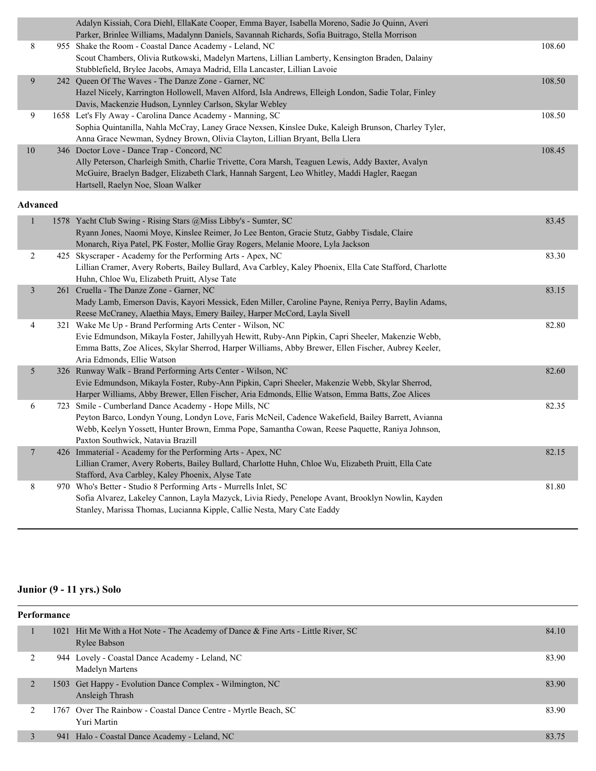| | | | |
|---|---|---|---|
| | | Adalyn Kissiah, Cora Diehl, EllaKate Cooper, Emma Bayer, Isabella Moreno, Sadie Jo Quinn, Averi Parker, Brinlee Williams, Madalynn Daniels, Savannah Richards, Sofia Buitrago, Stella Morrison | |
| 8 | 955 | Shake the Room - Coastal Dance Academy - Leland, NC<br>Scout Chambers, Olivia Rutkowski, Madelyn Martens, Lillian Lamberty, Kensington Braden, Dalainy Stubblefield, Brylee Jacobs, Amaya Madrid, Ella Lancaster, Lillian Lavoie | 108.60 |
| 9 | 242 | Queen Of The Waves - The Danze Zone - Garner, NC<br>Hazel Nicely, Karrington Hollowell, Maven Alford, Isla Andrews, Elleigh London, Sadie Tolar, Finley Davis, Mackenzie Hudson, Lynnley Carlson, Skylar Webley | 108.50 |
| 9 | 1658 | Let's Fly Away - Carolina Dance Academy - Manning, SC<br>Sophia Quintanilla, Nahla McCray, Laney Grace Nexsen, Kinslee Duke, Kaleigh Brunson, Charley Tyler, Anna Grace Newman, Sydney Brown, Olivia Clayton, Lillian Bryant, Bella Llera | 108.50 |
| 10 | 346 | Doctor Love - Dance Trap - Concord, NC<br>Ally Peterson, Charleigh Smith, Charlie Trivette, Cora Marsh, Teaguen Lewis, Addy Baxter, Avalyn McGuire, Braelyn Badger, Elizabeth Clark, Hannah Sargent, Leo Whitley, Maddi Hagler, Raegan Hartsell, Raelyn Noe, Sloan Walker | 108.45 |

**Advanced**

| | | | |
|---|---|---|---|
| 1 | 1578 | Yacht Club Swing - Rising Stars @Miss Libby's - Sumter, SC<br>Ryann Jones, Naomi Moye, Kinslee Reimer, Jo Lee Benton, Gracie Stutz, Gabby Tisdale, Claire Monarch, Riya Patel, PK Foster, Mollie Gray Rogers, Melanie Moore, Lyla Jackson | 83.45 |
| 2 | 425 | Skyscraper - Academy for the Performing Arts - Apex, NC<br>Lillian Cramer, Avery Roberts, Bailey Bullard, Ava Carbley, Kaley Phoenix, Ella Cate Stafford, Charlotte Huhn, Chloe Wu, Elizabeth Pruitt, Alyse Tate | 83.30 |
| 3 | 261 | Cruella - The Danze Zone - Garner, NC<br>Mady Lamb, Emerson Davis, Kayori Messick, Eden Miller, Caroline Payne, Reniya Perry, Baylin Adams, Reese McCraney, Alaethia Mays, Emery Bailey, Harper McCord, Layla Sivell | 83.15 |
| 4 | 321 | Wake Me Up - Brand Performing Arts Center - Wilson, NC<br>Evie Edmundson, Mikayla Foster, Jahillyyah Hewitt, Ruby-Ann Pipkin, Capri Sheeler, Makenzie Webb, Emma Batts, Zoe Alices, Skylar Sherrod, Harper Williams, Abby Brewer, Ellen Fischer, Aubrey Keeler, Aria Edmonds, Ellie Watson | 82.80 |
| 5 | 326 | Runway Walk - Brand Performing Arts Center - Wilson, NC<br>Evie Edmundson, Mikayla Foster, Ruby-Ann Pipkin, Capri Sheeler, Makenzie Webb, Skylar Sherrod, Harper Williams, Abby Brewer, Ellen Fischer, Aria Edmonds, Ellie Watson, Emma Batts, Zoe Alices | 82.60 |
| 6 | 723 | Smile - Cumberland Dance Academy - Hope Mills, NC<br>Peyton Barco, Londyn Young, Londyn Love, Faris McNeil, Cadence Wakefield, Bailey Barrett, Avianna Webb, Keelyn Yossett, Hunter Brown, Emma Pope, Samantha Cowan, Reese Paquette, Raniya Johnson, Paxton Southwick, Natavia Brazill | 82.35 |
| 7 | 426 | Immaterial - Academy for the Performing Arts - Apex, NC<br>Lillian Cramer, Avery Roberts, Bailey Bullard, Charlotte Huhn, Chloe Wu, Elizabeth Pruitt, Ella Cate Stafford, Ava Carbley, Kaley Phoenix, Alyse Tate | 82.15 |
| 8 | 970 | Who's Better - Studio 8 Performing Arts - Murrells Inlet, SC<br>Sofia Alvarez, Lakeley Cannon, Layla Mazyck, Livia Riedy, Penelope Avant, Brooklyn Nowlin, Kayden Stanley, Marissa Thomas, Lucianna Kipple, Callie Nesta, Mary Cate Eaddy | 81.80 |

## Junior (9 - 11 yrs.) Solo

**Performance**

| | | | |
|---|---|---|---|
| 1 | 1021 | Hit Me With a Hot Note - The Academy of Dance & Fine Arts - Little River, SC<br>Rylee Babson | 84.10 |
| 2 | 944 | Lovely - Coastal Dance Academy - Leland, NC<br>Madelyn Martens | 83.90 |
| 2 | 1503 | Get Happy - Evolution Dance Complex - Wilmington, NC<br>Ansleigh Thrash | 83.90 |
| 2 | 1767 | Over The Rainbow - Coastal Dance Centre - Myrtle Beach, SC<br>Yuri Martin | 83.90 |
| 3 | 941 | Halo - Coastal Dance Academy - Leland, NC | 83.75 |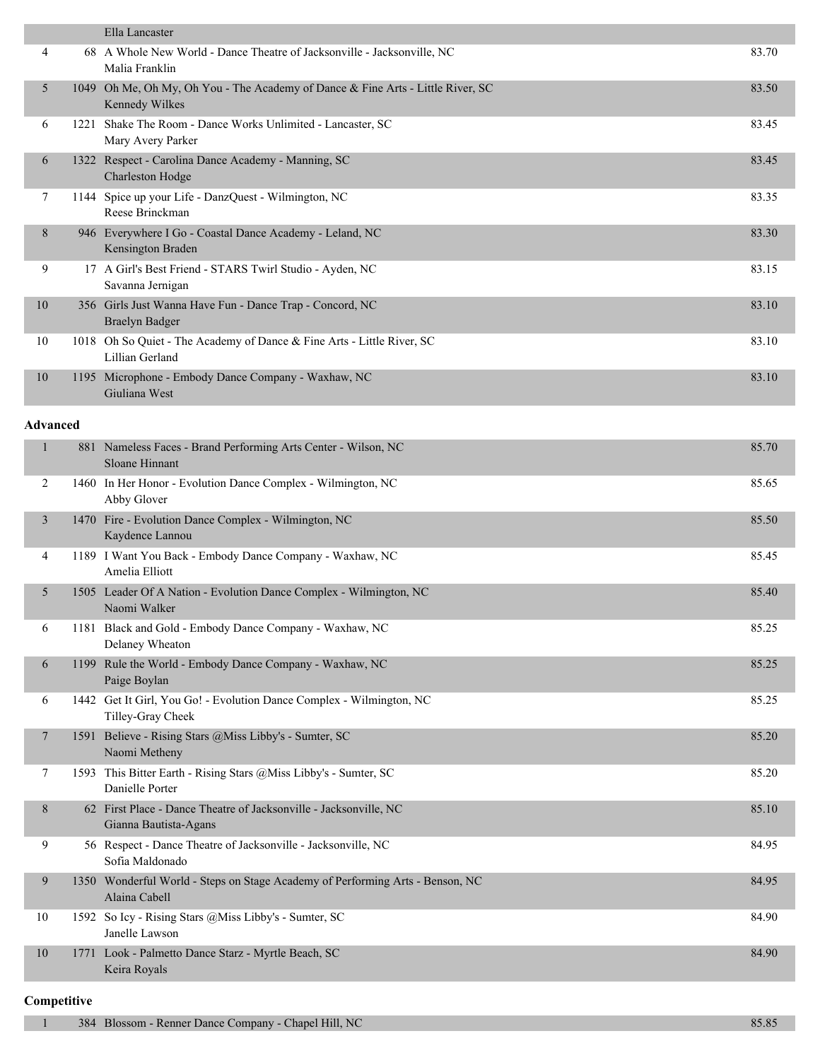| | | | |
|---|---|---|---|
| | | Ella Lancaster | |
| 4 | 68 | A Whole New World - Dance Theatre of Jacksonville - Jacksonville, NC<br>Malia Franklin | 83.70 |
| 5 | 1049 | Oh Me, Oh My, Oh You - The Academy of Dance & Fine Arts - Little River, SC<br>Kennedy Wilkes | 83.50 |
| 6 | 1221 | Shake The Room - Dance Works Unlimited - Lancaster, SC<br>Mary Avery Parker | 83.45 |
| 6 | 1322 | Respect - Carolina Dance Academy - Manning, SC<br>Charleston Hodge | 83.45 |
| 7 | 1144 | Spice up your Life - DanzQuest - Wilmington, NC<br>Reese Brinckman | 83.35 |
| 8 | 946 | Everywhere I Go - Coastal Dance Academy - Leland, NC<br>Kensington Braden | 83.30 |
| 9 | 17 | A Girl's Best Friend - STARS Twirl Studio - Ayden, NC<br>Savanna Jernigan | 83.15 |
| 10 | 356 | Girls Just Wanna Have Fun - Dance Trap - Concord, NC<br>Braelyn Badger | 83.10 |
| 10 | 1018 | Oh So Quiet - The Academy of Dance & Fine Arts - Little River, SC<br>Lillian Gerland | 83.10 |
| 10 | 1195 | Microphone - Embody Dance Company - Waxhaw, NC<br>Giuliana West | 83.10 |

**Advanced**

| | | | |
|---|---|---|---|
| 1 | 881 | Nameless Faces - Brand Performing Arts Center - Wilson, NC<br>Sloane Hinnant | 85.70 |
| 2 | 1460 | In Her Honor - Evolution Dance Complex - Wilmington, NC<br>Abby Glover | 85.65 |
| 3 | 1470 | Fire - Evolution Dance Complex - Wilmington, NC<br>Kaydence Lannou | 85.50 |
| 4 | 1189 | I Want You Back - Embody Dance Company - Waxhaw, NC<br>Amelia Elliott | 85.45 |
| 5 | 1505 | Leader Of A Nation - Evolution Dance Complex - Wilmington, NC<br>Naomi Walker | 85.40 |
| 6 | 1181 | Black and Gold - Embody Dance Company - Waxhaw, NC<br>Delaney Wheaton | 85.25 |
| 6 | 1199 | Rule the World - Embody Dance Company - Waxhaw, NC<br>Paige Boylan | 85.25 |
| 6 | 1442 | Get It Girl, You Go! - Evolution Dance Complex - Wilmington, NC<br>Tilley-Gray Cheek | 85.25 |
| 7 | 1591 | Believe - Rising Stars @Miss Libby's - Sumter, SC<br>Naomi Metheny | 85.20 |
| 7 | 1593 | This Bitter Earth - Rising Stars @Miss Libby's - Sumter, SC<br>Danielle Porter | 85.20 |
| 8 | 62 | First Place - Dance Theatre of Jacksonville - Jacksonville, NC<br>Gianna Bautista-Agans | 85.10 |
| 9 | 56 | Respect - Dance Theatre of Jacksonville - Jacksonville, NC<br>Sofia Maldonado | 84.95 |
| 9 | 1350 | Wonderful World - Steps on Stage Academy of Performing Arts - Benson, NC<br>Alaina Cabell | 84.95 |
| 10 | 1592 | So Icy - Rising Stars @Miss Libby's - Sumter, SC<br>Janelle Lawson | 84.90 |
| 10 | 1771 | Look - Palmetto Dance Starz - Myrtle Beach, SC<br>Keira Royals | 84.90 |

**Competitive**

| | | | |
|---|---|---|---|
| 1 | 384 | Blossom - Renner Dance Company - Chapel Hill, NC | 85.85 |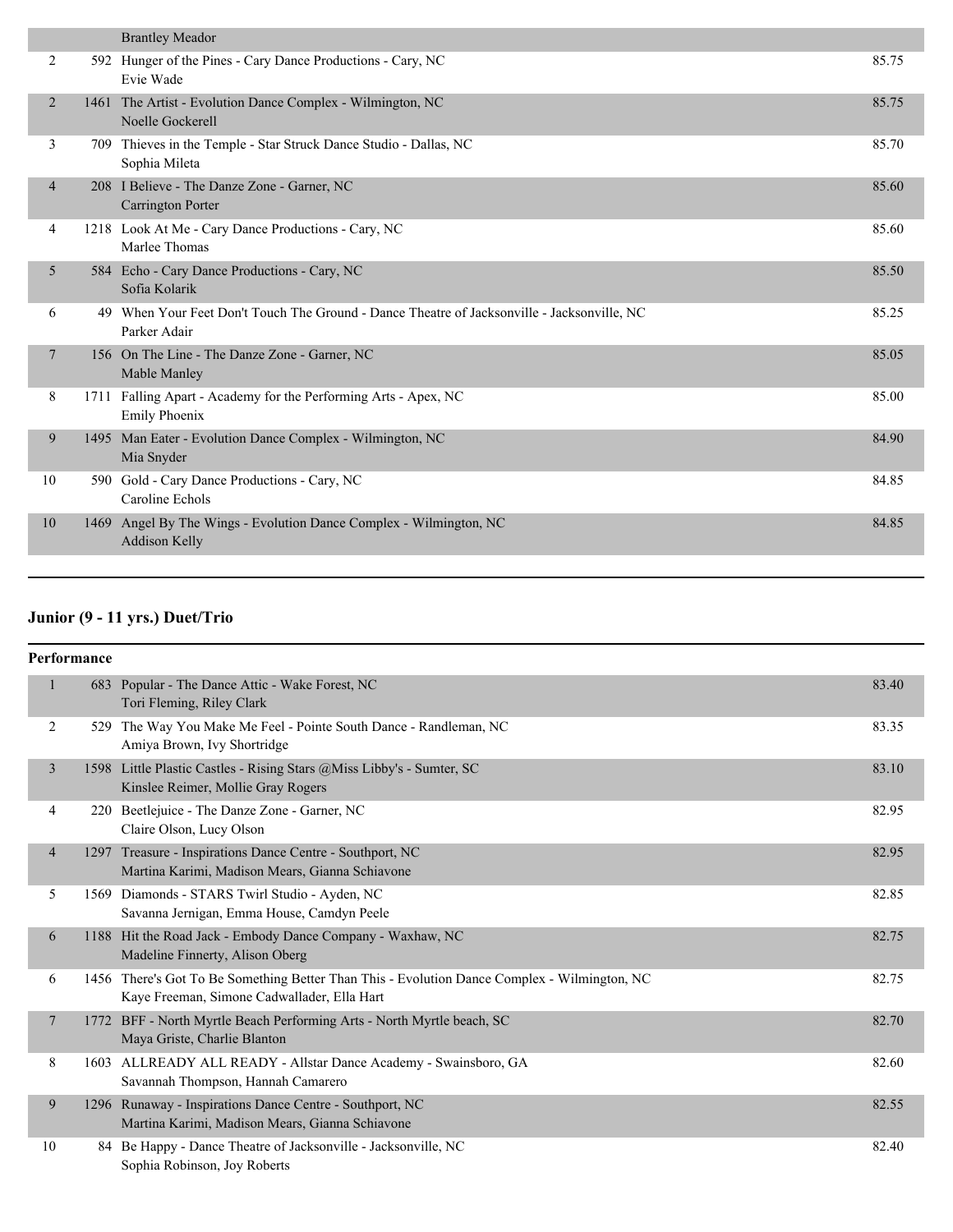| | | | |
|---|---|---|---|
| | | Brantley Meador | |
| 2 | 592 | Hunger of the Pines - Cary Dance Productions - Cary, NC<br>Evie Wade | 85.75 |
| 2 | 1461 | The Artist - Evolution Dance Complex - Wilmington, NC<br>Noelle Gockerell | 85.75 |
| 3 | 709 | Thieves in the Temple - Star Struck Dance Studio - Dallas, NC<br>Sophia Mileta | 85.70 |
| 4 | 208 | I Believe - The Danze Zone - Garner, NC<br>Carrington Porter | 85.60 |
| 4 | 1218 | Look At Me - Cary Dance Productions - Cary, NC<br>Marlee Thomas | 85.60 |
| 5 | 584 | Echo - Cary Dance Productions - Cary, NC<br>Sofia Kolarik | 85.50 |
| 6 | 49 | When Your Feet Don't Touch The Ground - Dance Theatre of Jacksonville - Jacksonville, NC<br>Parker Adair | 85.25 |
| 7 | 156 | On The Line - The Danze Zone - Garner, NC<br>Mable Manley | 85.05 |
| 8 | 1711 | Falling Apart - Academy for the Performing Arts - Apex, NC<br>Emily Phoenix | 85.00 |
| 9 | 1495 | Man Eater - Evolution Dance Complex - Wilmington, NC<br>Mia Snyder | 84.90 |
| 10 | 590 | Gold - Cary Dance Productions - Cary, NC<br>Caroline Echols | 84.85 |
| 10 | 1469 | Angel By The Wings - Evolution Dance Complex - Wilmington, NC<br>Addison Kelly | 84.85 |

## Junior (9 - 11 yrs.) Duet/Trio

**Performance**

| | | | |
|---|---|---|---|
| 1 | 683 | Popular - The Dance Attic - Wake Forest, NC<br>Tori Fleming, Riley Clark | 83.40 |
| 2 | 529 | The Way You Make Me Feel - Pointe South Dance - Randleman, NC<br>Amiya Brown, Ivy Shortridge | 83.35 |
| 3 | 1598 | Little Plastic Castles - Rising Stars @Miss Libby's - Sumter, SC<br>Kinslee Reimer, Mollie Gray Rogers | 83.10 |
| 4 | 220 | Beetlejuice - The Danze Zone - Garner, NC<br>Claire Olson, Lucy Olson | 82.95 |
| 4 | 1297 | Treasure - Inspirations Dance Centre - Southport, NC<br>Martina Karimi, Madison Mears, Gianna Schiavone | 82.95 |
| 5 | 1569 | Diamonds - STARS Twirl Studio - Ayden, NC<br>Savanna Jernigan, Emma House, Camdyn Peele | 82.85 |
| 6 | 1188 | Hit the Road Jack - Embody Dance Company - Waxhaw, NC<br>Madeline Finnerty, Alison Oberg | 82.75 |
| 6 | 1456 | There's Got To Be Something Better Than This - Evolution Dance Complex - Wilmington, NC<br>Kaye Freeman, Simone Cadwallader, Ella Hart | 82.75 |
| 7 | 1772 | BFF - North Myrtle Beach Performing Arts - North Myrtle beach, SC<br>Maya Griste, Charlie Blanton | 82.70 |
| 8 | 1603 | ALLREADY ALL READY - Allstar Dance Academy - Swainsboro, GA<br>Savannah Thompson, Hannah Camarero | 82.60 |
| 9 | 1296 | Runaway - Inspirations Dance Centre - Southport, NC<br>Martina Karimi, Madison Mears, Gianna Schiavone | 82.55 |
| 10 | 84 | Be Happy - Dance Theatre of Jacksonville - Jacksonville, NC<br>Sophia Robinson, Joy Roberts | 82.40 |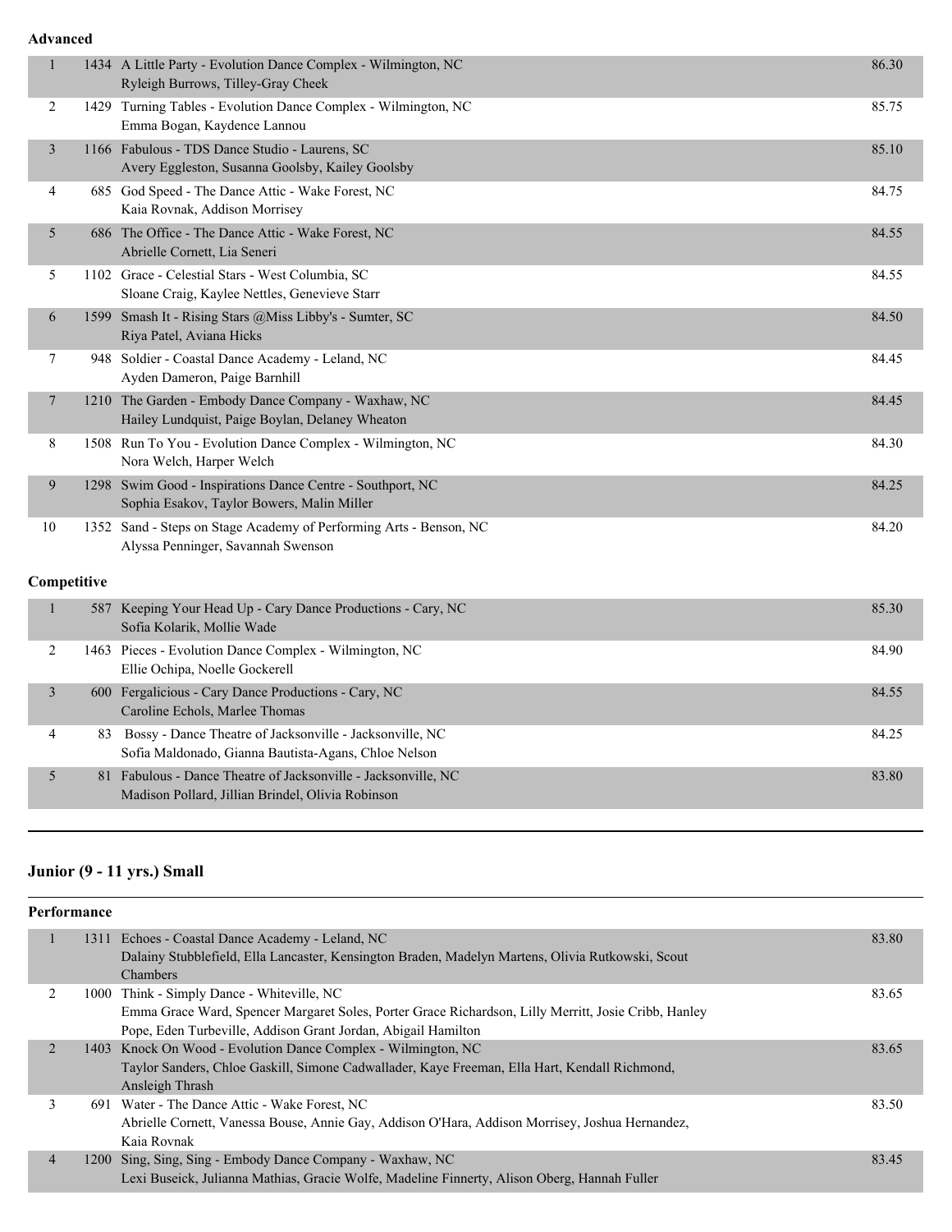**Advanced**

| | | | |
|---|---|---|---|
| 1 | 1434 | A Little Party - Evolution Dance Complex - Wilmington, NC<br>Ryleigh Burrows, Tilley-Gray Cheek | 86.30 |
| 2 | 1429 | Turning Tables - Evolution Dance Complex - Wilmington, NC<br>Emma Bogan, Kaydence Lannou | 85.75 |
| 3 | 1166 | Fabulous - TDS Dance Studio - Laurens, SC<br>Avery Eggleston, Susanna Goolsby, Kailey Goolsby | 85.10 |
| 4 | 685 | God Speed - The Dance Attic - Wake Forest, NC<br>Kaia Rovnak, Addison Morrisey | 84.75 |
| 5 | 686 | The Office - The Dance Attic - Wake Forest, NC<br>Abrielle Cornett, Lia Seneri | 84.55 |
| 5 | 1102 | Grace - Celestial Stars - West Columbia, SC<br>Sloane Craig, Kaylee Nettles, Genevieve Starr | 84.55 |
| 6 | 1599 | Smash It - Rising Stars @Miss Libby's - Sumter, SC<br>Riya Patel, Aviana Hicks | 84.50 |
| 7 | 948 | Soldier - Coastal Dance Academy - Leland, NC<br>Ayden Dameron, Paige Barnhill | 84.45 |
| 7 | 1210 | The Garden - Embody Dance Company - Waxhaw, NC<br>Hailey Lundquist, Paige Boylan, Delaney Wheaton | 84.45 |
| 8 | 1508 | Run To You - Evolution Dance Complex - Wilmington, NC<br>Nora Welch, Harper Welch | 84.30 |
| 9 | 1298 | Swim Good - Inspirations Dance Centre - Southport, NC<br>Sophia Esakov, Taylor Bowers, Malin Miller | 84.25 |
| 10 | 1352 | Sand - Steps on Stage Academy of Performing Arts - Benson, NC<br>Alyssa Penninger, Savannah Swenson | 84.20 |

**Competitive**

| | | | |
|---|---|---|---|
| 1 | 587 | Keeping Your Head Up - Cary Dance Productions - Cary, NC<br>Sofia Kolarik, Mollie Wade | 85.30 |
| 2 | 1463 | Pieces - Evolution Dance Complex - Wilmington, NC<br>Ellie Ochipa, Noelle Gockerell | 84.90 |
| 3 | 600 | Fergalicious - Cary Dance Productions - Cary, NC<br>Caroline Echols, Marlee Thomas | 84.55 |
| 4 | 83 | Bossy - Dance Theatre of Jacksonville - Jacksonville, NC<br>Sofia Maldonado, Gianna Bautista-Agans, Chloe Nelson | 84.25 |
| 5 | 81 | Fabulous - Dance Theatre of Jacksonville - Jacksonville, NC<br>Madison Pollard, Jillian Brindel, Olivia Robinson | 83.80 |

## Junior (9 - 11 yrs.) Small

**Performance**

| | | | |
|---|---|---|---|
| 1 | 1311 | Echoes - Coastal Dance Academy - Leland, NC<br>Dalainy Stubblefield, Ella Lancaster, Kensington Braden, Madelyn Martens, Olivia Rutkowski, Scout Chambers | 83.80 |
| 2 | 1000 | Think - Simply Dance - Whiteville, NC<br>Emma Grace Ward, Spencer Margaret Soles, Porter Grace Richardson, Lilly Merritt, Josie Cribb, Hanley Pope, Eden Turbeville, Addison Grant Jordan, Abigail Hamilton | 83.65 |
| 2 | 1403 | Knock On Wood - Evolution Dance Complex - Wilmington, NC<br>Taylor Sanders, Chloe Gaskill, Simone Cadwallader, Kaye Freeman, Ella Hart, Kendall Richmond, Ansleigh Thrash | 83.65 |
| 3 | 691 | Water - The Dance Attic - Wake Forest, NC<br>Abrielle Cornett, Vanessa Bouse, Annie Gay, Addison O'Hara, Addison Morrisey, Joshua Hernandez, Kaia Rovnak | 83.50 |
| 4 | 1200 | Sing, Sing, Sing - Embody Dance Company - Waxhaw, NC<br>Lexi Buseick, Julianna Mathias, Gracie Wolfe, Madeline Finnerty, Alison Oberg, Hannah Fuller | 83.45 |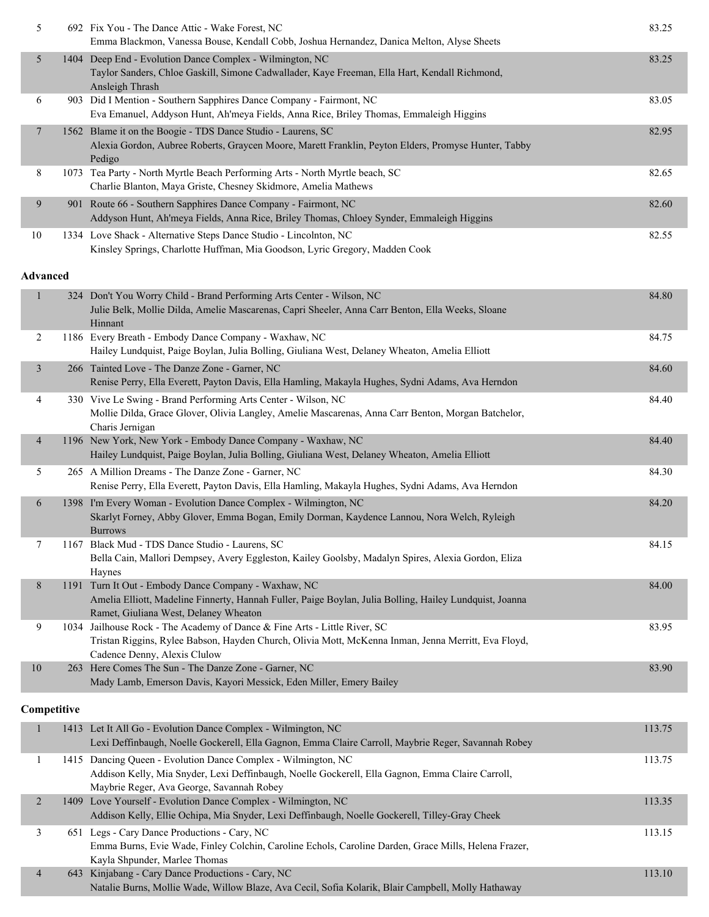| | | | |
|---|---|---|---|
| 5 | 692 | Fix You - The Dance Attic - Wake Forest, NC<br>Emma Blackmon, Vanessa Bouse, Kendall Cobb, Joshua Hernandez, Danica Melton, Alyse Sheets | 83.25 |
| 5 | 1404 | Deep End - Evolution Dance Complex - Wilmington, NC<br>Taylor Sanders, Chloe Gaskill, Simone Cadwallader, Kaye Freeman, Ella Hart, Kendall Richmond, Ansleigh Thrash | 83.25 |
| 6 | 903 | Did I Mention - Southern Sapphires Dance Company - Fairmont, NC<br>Eva Emanuel, Addyson Hunt, Ah'meya Fields, Anna Rice, Briley Thomas, Emmaleigh Higgins | 83.05 |
| 7 | 1562 | Blame it on the Boogie - TDS Dance Studio - Laurens, SC<br>Alexia Gordon, Aubree Roberts, Graycen Moore, Marett Franklin, Peyton Elders, Promyse Hunter, Tabby Pedigo | 82.95 |
| 8 | 1073 | Tea Party - North Myrtle Beach Performing Arts - North Myrtle beach, SC<br>Charlie Blanton, Maya Griste, Chesney Skidmore, Amelia Mathews | 82.65 |
| 9 | 901 | Route 66 - Southern Sapphires Dance Company - Fairmont, NC<br>Addyson Hunt, Ah'meya Fields, Anna Rice, Briley Thomas, Chloey Synder, Emmaleigh Higgins | 82.60 |
| 10 | 1334 | Love Shack - Alternative Steps Dance Studio - Lincolnton, NC<br>Kinsley Springs, Charlotte Huffman, Mia Goodson, Lyric Gregory, Madden Cook | 82.55 |

**Advanced**

| | | | |
|---|---|---|---|
| 1 | 324 | Don't You Worry Child - Brand Performing Arts Center - Wilson, NC<br>Julie Belk, Mollie Dilda, Amelie Mascarenas, Capri Sheeler, Anna Carr Benton, Ella Weeks, Sloane Hinnant | 84.80 |
| 2 | 1186 | Every Breath - Embody Dance Company - Waxhaw, NC<br>Hailey Lundquist, Paige Boylan, Julia Bolling, Giuliana West, Delaney Wheaton, Amelia Elliott | 84.75 |
| 3 | 266 | Tainted Love - The Danze Zone - Garner, NC<br>Renise Perry, Ella Everett, Payton Davis, Ella Hamling, Makayla Hughes, Sydni Adams, Ava Herndon | 84.60 |
| 4 | 330 | Vive Le Swing - Brand Performing Arts Center - Wilson, NC<br>Mollie Dilda, Grace Glover, Olivia Langley, Amelie Mascarenas, Anna Carr Benton, Morgan Batchelor, Charis Jernigan | 84.40 |
| 4 | 1196 | New York, New York - Embody Dance Company - Waxhaw, NC<br>Hailey Lundquist, Paige Boylan, Julia Bolling, Giuliana West, Delaney Wheaton, Amelia Elliott | 84.40 |
| 5 | 265 | A Million Dreams - The Danze Zone - Garner, NC<br>Renise Perry, Ella Everett, Payton Davis, Ella Hamling, Makayla Hughes, Sydni Adams, Ava Herndon | 84.30 |
| 6 | 1398 | I'm Every Woman - Evolution Dance Complex - Wilmington, NC<br>Skarlyt Forney, Abby Glover, Emma Bogan, Emily Dorman, Kaydence Lannou, Nora Welch, Ryleigh Burrows | 84.20 |
| 7 | 1167 | Black Mud - TDS Dance Studio - Laurens, SC<br>Bella Cain, Mallori Dempsey, Avery Eggleston, Kailey Goolsby, Madalyn Spires, Alexia Gordon, Eliza Haynes | 84.15 |
| 8 | 1191 | Turn It Out - Embody Dance Company - Waxhaw, NC<br>Amelia Elliott, Madeline Finnerty, Hannah Fuller, Paige Boylan, Julia Bolling, Hailey Lundquist, Joanna Ramet, Giuliana West, Delaney Wheaton | 84.00 |
| 9 | 1034 | Jailhouse Rock - The Academy of Dance & Fine Arts - Little River, SC<br>Tristan Riggins, Rylee Babson, Hayden Church, Olivia Mott, McKenna Inman, Jenna Merritt, Eva Floyd, Cadence Denny, Alexis Clulow | 83.95 |
| 10 | 263 | Here Comes The Sun - The Danze Zone - Garner, NC<br>Mady Lamb, Emerson Davis, Kayori Messick, Eden Miller, Emery Bailey | 83.90 |

**Competitive**

| | | | |
|---|---|---|---|
| 1 | 1413 | Let It All Go - Evolution Dance Complex - Wilmington, NC<br>Lexi Deffinbaugh, Noelle Gockerell, Ella Gagnon, Emma Claire Carroll, Maybrie Reger, Savannah Robey | 113.75 |
| 1 | 1415 | Dancing Queen - Evolution Dance Complex - Wilmington, NC<br>Addison Kelly, Mia Snyder, Lexi Deffinbaugh, Noelle Gockerell, Ella Gagnon, Emma Claire Carroll, Maybrie Reger, Ava George, Savannah Robey | 113.75 |
| 2 | 1409 | Love Yourself - Evolution Dance Complex - Wilmington, NC<br>Addison Kelly, Ellie Ochipa, Mia Snyder, Lexi Deffinbaugh, Noelle Gockerell, Tilley-Gray Cheek | 113.35 |
| 3 | 651 | Legs - Cary Dance Productions - Cary, NC<br>Emma Burns, Evie Wade, Finley Colchin, Caroline Echols, Caroline Darden, Grace Mills, Helena Frazer, Kayla Shpunder, Marlee Thomas | 113.15 |
| 4 | 643 | Kinjabang - Cary Dance Productions - Cary, NC<br>Natalie Burns, Mollie Wade, Willow Blaze, Ava Cecil, Sofia Kolarik, Blair Campbell, Molly Hathaway | 113.10 |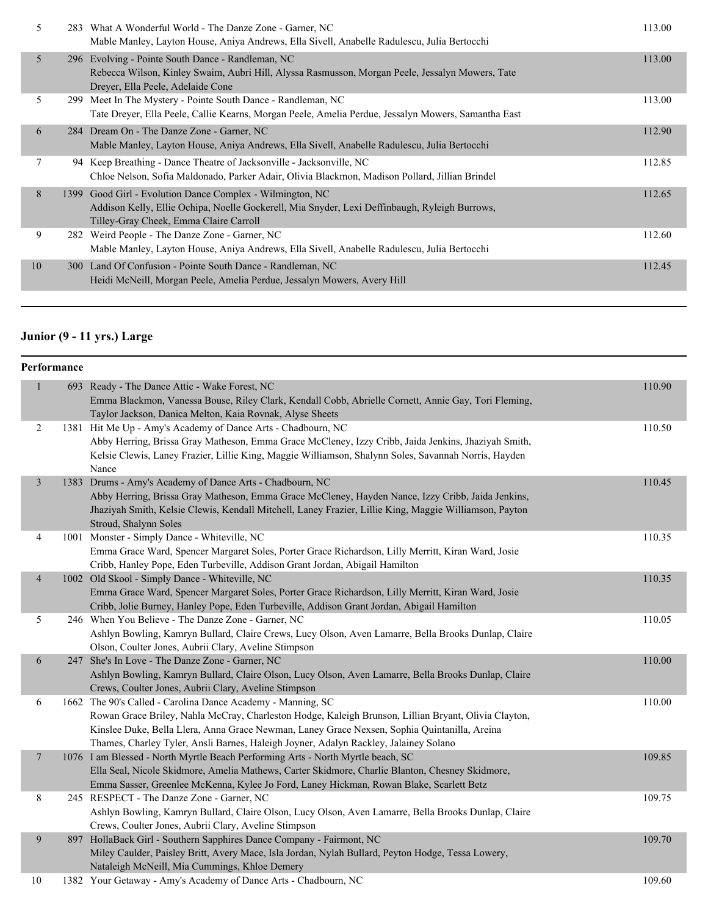| | | | |
|---|---|---|---|
| 5 | 283 | What A Wonderful World - The Danze Zone - Garner, NC<br>Mable Manley, Layton House, Aniya Andrews, Ella Sivell, Anabelle Radulescu, Julia Bertocchi | 113.00 |
| 5 | 296 | Evolving - Pointe South Dance - Randleman, NC<br>Rebecca Wilson, Kinley Swaim, Aubri Hill, Alyssa Rasmusson, Morgan Peele, Jessalyn Mowers, Tate Dreyer, Ella Peele, Adelaide Cone | 113.00 |
| 5 | 299 | Meet In The Mystery - Pointe South Dance - Randleman, NC<br>Tate Dreyer, Ella Peele, Callie Kearns, Morgan Peele, Amelia Perdue, Jessalyn Mowers, Samantha East | 113.00 |
| 6 | 284 | Dream On - The Danze Zone - Garner, NC<br>Mable Manley, Layton House, Aniya Andrews, Ella Sivell, Anabelle Radulescu, Julia Bertocchi | 112.90 |
| 7 | 94 | Keep Breathing - Dance Theatre of Jacksonville - Jacksonville, NC<br>Chloe Nelson, Sofia Maldonado, Parker Adair, Olivia Blackmon, Madison Pollard, Jillian Brindel | 112.85 |
| 8 | 1399 | Good Girl - Evolution Dance Complex - Wilmington, NC<br>Addison Kelly, Ellie Ochipa, Noelle Gockerell, Mia Snyder, Lexi Deffinbaugh, Ryleigh Burrows, Tilley-Gray Cheek, Emma Claire Carroll | 112.65 |
| 9 | 282 | Weird People - The Danze Zone - Garner, NC<br>Mable Manley, Layton House, Aniya Andrews, Ella Sivell, Anabelle Radulescu, Julia Bertocchi | 112.60 |
| 10 | 300 | Land Of Confusion - Pointe South Dance - Randleman, NC<br>Heidi McNeill, Morgan Peele, Amelia Perdue, Jessalyn Mowers, Avery Hill | 112.45 |

## Junior (9 - 11 yrs.) Large

### Performance

| | | | |
|---|---|---|---|
| 1 | 693 | Ready - The Dance Attic - Wake Forest, NC<br>Emma Blackmon, Vanessa Bouse, Riley Clark, Kendall Cobb, Abrielle Cornett, Annie Gay, Tori Fleming, Taylor Jackson, Danica Melton, Kaia Rovnak, Alyse Sheets | 110.90 |
| 2 | 1381 | Hit Me Up - Amy's Academy of Dance Arts - Chadbourn, NC<br>Abby Herring, Brissa Gray Matheson, Emma Grace McCleney, Izzy Cribb, Jaida Jenkins, Jhaziyah Smith, Kelsie Clewis, Laney Frazier, Lillie King, Maggie Williamson, Shalynn Soles, Savannah Norris, Hayden Nance | 110.50 |
| 3 | 1383 | Drums - Amy's Academy of Dance Arts - Chadbourn, NC<br>Abby Herring, Brissa Gray Matheson, Emma Grace McCleney, Hayden Nance, Izzy Cribb, Jaida Jenkins, Jhaziyah Smith, Kelsie Clewis, Kendall Mitchell, Laney Frazier, Lillie King, Maggie Williamson, Payton Stroud, Shalynn Soles | 110.45 |
| 4 | 1001 | Monster - Simply Dance - Whiteville, NC<br>Emma Grace Ward, Spencer Margaret Soles, Porter Grace Richardson, Lilly Merritt, Kiran Ward, Josie Cribb, Hanley Pope, Eden Turbeville, Addison Grant Jordan, Abigail Hamilton | 110.35 |
| 4 | 1002 | Old Skool - Simply Dance - Whiteville, NC<br>Emma Grace Ward, Spencer Margaret Soles, Porter Grace Richardson, Lilly Merritt, Kiran Ward, Josie Cribb, Jolie Burney, Hanley Pope, Eden Turbeville, Addison Grant Jordan, Abigail Hamilton | 110.35 |
| 5 | 246 | When You Believe - The Danze Zone - Garner, NC<br>Ashlyn Bowling, Kamryn Bullard, Claire Crews, Lucy Olson, Aven Lamarre, Bella Brooks Dunlap, Claire Olson, Coulter Jones, Aubrii Clary, Aveline Stimpson | 110.05 |
| 6 | 247 | She's In Love - The Danze Zone - Garner, NC<br>Ashlyn Bowling, Kamryn Bullard, Claire Olson, Lucy Olson, Aven Lamarre, Bella Brooks Dunlap, Claire Crews, Coulter Jones, Aubrii Clary, Aveline Stimpson | 110.00 |
| 6 | 1662 | The 90's Called - Carolina Dance Academy - Manning, SC<br>Rowan Grace Briley, Nahla McCray, Charleston Hodge, Kaleigh Brunson, Lillian Bryant, Olivia Clayton, Kinslee Duke, Bella Llera, Anna Grace Newman, Laney Grace Nexsen, Sophia Quintanilla, Areina Thames, Charley Tyler, Ansli Barnes, Haleigh Joyner, Adalyn Rackley, Jalainey Solano | 110.00 |
| 7 | 1076 | I am Blessed - North Myrtle Beach Performing Arts - North Myrtle beach, SC<br>Ella Seal, Nicole Skidmore, Amelia Mathews, Carter Skidmore, Charlie Blanton, Chesney Skidmore, Emma Sasser, Greenlee McKenna, Kylee Jo Ford, Laney Hickman, Rowan Blake, Scarlett Betz | 109.85 |
| 8 | 245 | RESPECT - The Danze Zone - Garner, NC<br>Ashlyn Bowling, Kamryn Bullard, Claire Olson, Lucy Olson, Aven Lamarre, Bella Brooks Dunlap, Claire Crews, Coulter Jones, Aubrii Clary, Aveline Stimpson | 109.75 |
| 9 | 897 | HollaBack Girl - Southern Sapphires Dance Company - Fairmont, NC<br>Miley Caulder, Paisley Britt, Avery Mace, Isla Jordan, Nylah Bullard, Peyton Hodge, Tessa Lowery, Nataleigh McNeill, Mia Cummings, Khloe Demery | 109.70 |
| 10 | 1382 | Your Getaway - Amy's Academy of Dance Arts - Chadbourn, NC | 109.60 |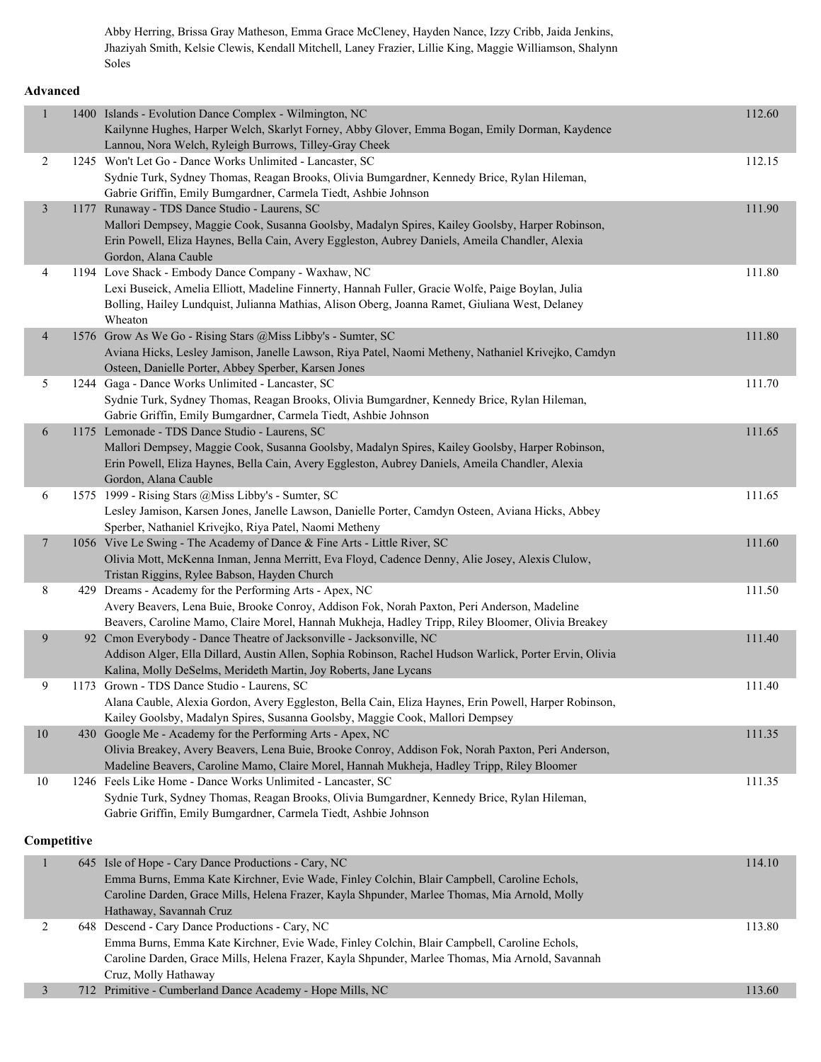Abby Herring, Brissa Gray Matheson, Emma Grace McCleney, Hayden Nance, Izzy Cribb, Jaida Jenkins, Jhaziyah Smith, Kelsie Clewis, Kendall Mitchell, Laney Frazier, Lillie King, Maggie Williamson, Shalynn Soles

### Advanced

| | | | |
|---|---|---|---|
| 1 | 1400 | Islands - Evolution Dance Complex - Wilmington, NC<br>Kailynne Hughes, Harper Welch, Skarlyt Forney, Abby Glover, Emma Bogan, Emily Dorman, Kaydence Lannou, Nora Welch, Ryleigh Burrows, Tilley-Gray Cheek | 112.60 |
| 2 | 1245 | Won't Let Go - Dance Works Unlimited - Lancaster, SC<br>Sydnie Turk, Sydney Thomas, Reagan Brooks, Olivia Bumgardner, Kennedy Brice, Rylan Hileman, Gabrie Griffin, Emily Bumgardner, Carmela Tiedt, Ashbie Johnson | 112.15 |
| 3 | 1177 | Runaway - TDS Dance Studio - Laurens, SC<br>Mallori Dempsey, Maggie Cook, Susanna Goolsby, Madalyn Spires, Kailey Goolsby, Harper Robinson, Erin Powell, Eliza Haynes, Bella Cain, Avery Eggleston, Aubrey Daniels, Ameila Chandler, Alexia Gordon, Alana Cauble | 111.90 |
| 4 | 1194 | Love Shack - Embody Dance Company - Waxhaw, NC<br>Lexi Buseick, Amelia Elliott, Madeline Finnerty, Hannah Fuller, Gracie Wolfe, Paige Boylan, Julia Bolling, Hailey Lundquist, Julianna Mathias, Alison Oberg, Joanna Ramet, Giuliana West, Delaney Wheaton | 111.80 |
| 4 | 1576 | Grow As We Go - Rising Stars @Miss Libby's - Sumter, SC<br>Aviana Hicks, Lesley Jamison, Janelle Lawson, Riya Patel, Naomi Metheny, Nathaniel Krivejko, Camdyn Osteen, Danielle Porter, Abbey Sperber, Karsen Jones | 111.80 |
| 5 | 1244 | Gaga - Dance Works Unlimited - Lancaster, SC<br>Sydnie Turk, Sydney Thomas, Reagan Brooks, Olivia Bumgardner, Kennedy Brice, Rylan Hileman, Gabrie Griffin, Emily Bumgardner, Carmela Tiedt, Ashbie Johnson | 111.70 |
| 6 | 1175 | Lemonade - TDS Dance Studio - Laurens, SC<br>Mallori Dempsey, Maggie Cook, Susanna Goolsby, Madalyn Spires, Kailey Goolsby, Harper Robinson, Erin Powell, Eliza Haynes, Bella Cain, Avery Eggleston, Aubrey Daniels, Ameila Chandler, Alexia Gordon, Alana Cauble | 111.65 |
| 6 | 1575 | 1999 - Rising Stars @Miss Libby's - Sumter, SC<br>Lesley Jamison, Karsen Jones, Janelle Lawson, Danielle Porter, Camdyn Osteen, Aviana Hicks, Abbey Sperber, Nathaniel Krivejko, Riya Patel, Naomi Metheny | 111.65 |
| 7 | 1056 | Vive Le Swing - The Academy of Dance & Fine Arts - Little River, SC<br>Olivia Mott, McKenna Inman, Jenna Merritt, Eva Floyd, Cadence Denny, Alie Josey, Alexis Clulow, Tristan Riggins, Rylee Babson, Hayden Church | 111.60 |
| 8 | 429 | Dreams - Academy for the Performing Arts - Apex, NC<br>Avery Beavers, Lena Buie, Brooke Conroy, Addison Fok, Norah Paxton, Peri Anderson, Madeline Beavers, Caroline Mamo, Claire Morel, Hannah Mukheja, Hadley Tripp, Riley Bloomer, Olivia Breakey | 111.50 |
| 9 | 92 | Cmon Everybody - Dance Theatre of Jacksonville - Jacksonville, NC<br>Addison Alger, Ella Dillard, Austin Allen, Sophia Robinson, Rachel Hudson Warlick, Porter Ervin, Olivia Kalina, Molly DeSelms, Merideth Martin, Joy Roberts, Jane Lycans | 111.40 |
| 9 | 1173 | Grown - TDS Dance Studio - Laurens, SC<br>Alana Cauble, Alexia Gordon, Avery Eggleston, Bella Cain, Eliza Haynes, Erin Powell, Harper Robinson, Kailey Goolsby, Madalyn Spires, Susanna Goolsby, Maggie Cook, Mallori Dempsey | 111.40 |
| 10 | 430 | Google Me - Academy for the Performing Arts - Apex, NC<br>Olivia Breakey, Avery Beavers, Lena Buie, Brooke Conroy, Addison Fok, Norah Paxton, Peri Anderson, Madeline Beavers, Caroline Mamo, Claire Morel, Hannah Mukheja, Hadley Tripp, Riley Bloomer | 111.35 |
| 10 | 1246 | Feels Like Home - Dance Works Unlimited - Lancaster, SC<br>Sydnie Turk, Sydney Thomas, Reagan Brooks, Olivia Bumgardner, Kennedy Brice, Rylan Hileman, Gabrie Griffin, Emily Bumgardner, Carmela Tiedt, Ashbie Johnson | 111.35 |

### Competitive

| | | | |
|---|---|---|---|
| 1 | 645 | Isle of Hope - Cary Dance Productions - Cary, NC<br>Emma Burns, Emma Kate Kirchner, Evie Wade, Finley Colchin, Blair Campbell, Caroline Echols, Caroline Darden, Grace Mills, Helena Frazer, Kayla Shpunder, Marlee Thomas, Mia Arnold, Molly Hathaway, Savannah Cruz | 114.10 |
| 2 | 648 | Descend - Cary Dance Productions - Cary, NC<br>Emma Burns, Emma Kate Kirchner, Evie Wade, Finley Colchin, Blair Campbell, Caroline Echols, Caroline Darden, Grace Mills, Helena Frazer, Kayla Shpunder, Marlee Thomas, Mia Arnold, Savannah Cruz, Molly Hathaway | 113.80 |
| 3 | 712 | Primitive - Cumberland Dance Academy - Hope Mills, NC | 113.60 |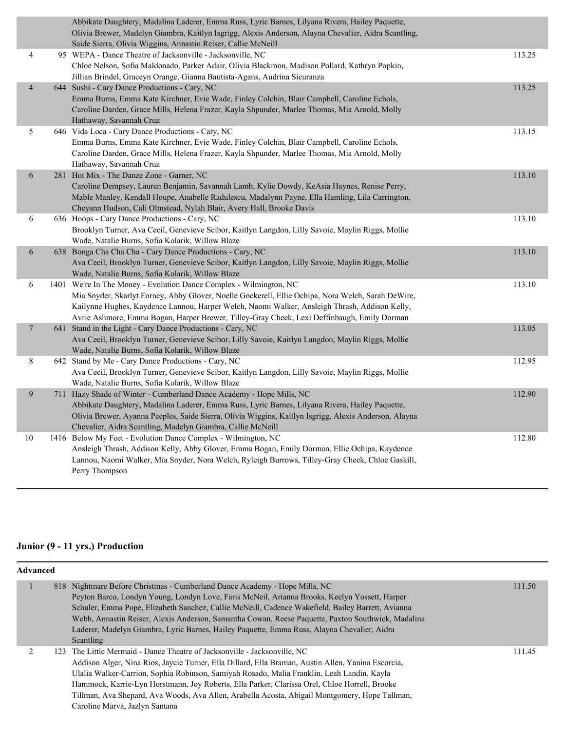| | | | |
|---|---|---|---|
| | | Abbikate Daughtery, Madalina Laderer, Emma Russ, Lyric Barnes, Lilyana Rivera, Hailey Paquette, Olivia Brewer, Madelyn Giambra, Kaitlyn Isgrigg, Alexis Anderson, Alayna Chevalier, Aidra Scantling, Saide Sierra, Olivia Wiggins, Annastin Reiser, Callie McNeill | |
| 4 | 95 | WEPA - Dance Theatre of Jacksonville - Jacksonville, NC<br>Chloe Nelson, Sofia Maldonado, Parker Adair, Olivia Blackmon, Madison Pollard, Kathryn Popkin, Jillian Brindel, Graceyn Orange, Gianna Bautista-Agans, Audrina Sicuranza | 113.25 |
| 4 | 644 | Sushi - Cary Dance Productions - Cary, NC<br>Emma Burns, Emma Kate Kirchner, Evie Wade, Finley Colchin, Blair Campbell, Caroline Echols, Caroline Darden, Grace Mills, Helena Frazer, Kayla Shpunder, Marlee Thomas, Mia Arnold, Molly Hathaway, Savannah Cruz | 113.25 |
| 5 | 646 | Vida Loca - Cary Dance Productions - Cary, NC<br>Emma Burns, Emma Kate Kirchner, Evie Wade, Finley Colchin, Blair Campbell, Caroline Echols, Caroline Darden, Grace Mills, Helena Frazer, Kayla Shpunder, Marlee Thomas, Mia Arnold, Molly Hathaway, Savannah Cruz | 113.15 |
| 6 | 281 | Hot Mix - The Danze Zone - Garner, NC<br>Caroline Dempsey, Lauren Benjamin, Savannah Lamb, Kylie Dowdy, KeAsia Haynes, Renise Perry, Mable Manley, Kendall Houpe, Anabelle Radulescu, Madalynn Payne, Ella Hamling, Lila Carrington, Cheyann Hudson, Cali Olmstead, Nylah Blair, Avery Hall, Brooke Davis | 113.10 |
| 6 | 636 | Hoops - Cary Dance Productions - Cary, NC<br>Brooklyn Turner, Ava Cecil, Genevieve Scibor, Kaitlyn Langdon, Lilly Savoie, Maylin Riggs, Mollie Wade, Natalie Burns, Sofia Kolarik, Willow Blaze | 113.10 |
| 6 | 638 | Bonga Cha Cha Cha - Cary Dance Productions - Cary, NC<br>Ava Cecil, Brooklyn Turner, Genevieve Scibor, Kaitlyn Langdon, Lilly Savoie, Maylin Riggs, Mollie Wade, Natalie Burns, Sofia Kolarik, Willow Blaze | 113.10 |
| 6 | 1401 | We're In The Money - Evolution Dance Complex - Wilmington, NC<br>Mia Snyder, Skarlyt Forney, Abby Glover, Noelle Gockerell, Ellie Ochipa, Nora Welch, Sarah DeWire, Kailynne Hughes, Kaydence Lannou, Harper Welch, Naomi Walker, Ansleigh Thrash, Addison Kelly, Avrie Ashmore, Emma Bogan, Harper Brewer, Tilley-Gray Cheek, Lexi Deffinbaugh, Emily Dorman | 113.10 |
| 7 | 641 | Stand in the Light - Cary Dance Productions - Cary, NC<br>Ava Cecil, Brooklyn Turner, Genevieve Scibor, Lilly Savoie, Kaitlyn Langdon, Maylin Riggs, Mollie Wade, Natalie Burns, Sofia Kolarik, Willow Blaze | 113.05 |
| 8 | 642 | Stand by Me - Cary Dance Productions - Cary, NC<br>Ava Cecil, Brooklyn Turner, Genevieve Scibor, Kaitlyn Langdon, Lilly Savoie, Maylin Riggs, Mollie Wade, Natalie Burns, Sofia Kolarik, Willow Blaze | 112.95 |
| 9 | 711 | Hazy Shade of Winter - Cumberland Dance Academy - Hope Mills, NC<br>Abbikate Daughtery, Madalina Laderer, Emma Russ, Lyric Barnes, Lilyana Rivera, Hailey Paquette, Olivia Brewer, Ayanna Peeples, Saide Sierra, Olivia Wiggins, Kaitlyn Isgrigg, Alexis Anderson, Alayna Chevalier, Aidra Scantling, Madelyn Giambra, Callie McNeill | 112.90 |
| 10 | 1416 | Below My Feet - Evolution Dance Complex - Wilmington, NC<br>Ansleigh Thrash, Addison Kelly, Abby Glover, Emma Bogan, Emily Dorman, Ellie Ochipa, Kaydence Lannou, Naomi Walker, Mia Snyder, Nora Welch, Ryleigh Burrows, Tilley-Gray Cheek, Chloe Gaskill, Perry Thompson | 112.80 |

## Junior (9 - 11 yrs.) Production

### Advanced

| | | | |
|---|---|---|---|
| 1 | 818 | Nightmare Before Christmas - Cumberland Dance Academy - Hope Mills, NC<br>Peyton Barco, Londyn Young, Londyn Love, Faris McNeil, Arianna Brooks, Keelyn Yossett, Harper Schuler, Emma Pope, Elizabeth Sanchez, Callie McNeill, Cadence Wakefield, Bailey Barrett, Avianna Webb, Annastin Reiser, Alexis Anderson, Samantha Cowan, Reese Paquette, Paxton Southwick, Madalina Laderer, Madelyn Giambra, Lyric Barnes, Hailey Paquette, Emma Russ, Alayna Chevalier, Aidra Scantling | 111.50 |
| 2 | 123 | The Little Mermaid - Dance Theatre of Jacksonville - Jacksonville, NC<br>Addison Alger, Nina Rios, Jaycie Turner, Ella Dillard, Ella Braman, Austin Allen, Yanina Escorcia, Ulalia Walker-Carrion, Sophia Robinson, Samiyah Rosado, Malia Franklin, Leah Landin, Kayla Hammock, Karrie-Lyn Horstmann, Joy Roberts, Ella Parker, Clarissa Orel, Chloe Horrell, Brooke Tillman, Ava Shepard, Ava Woods, Ava Allen, Arabella Acosta, Abigail Montgomery, Hope Tallman, Caroline Marva, Jazlyn Santana | 111.45 |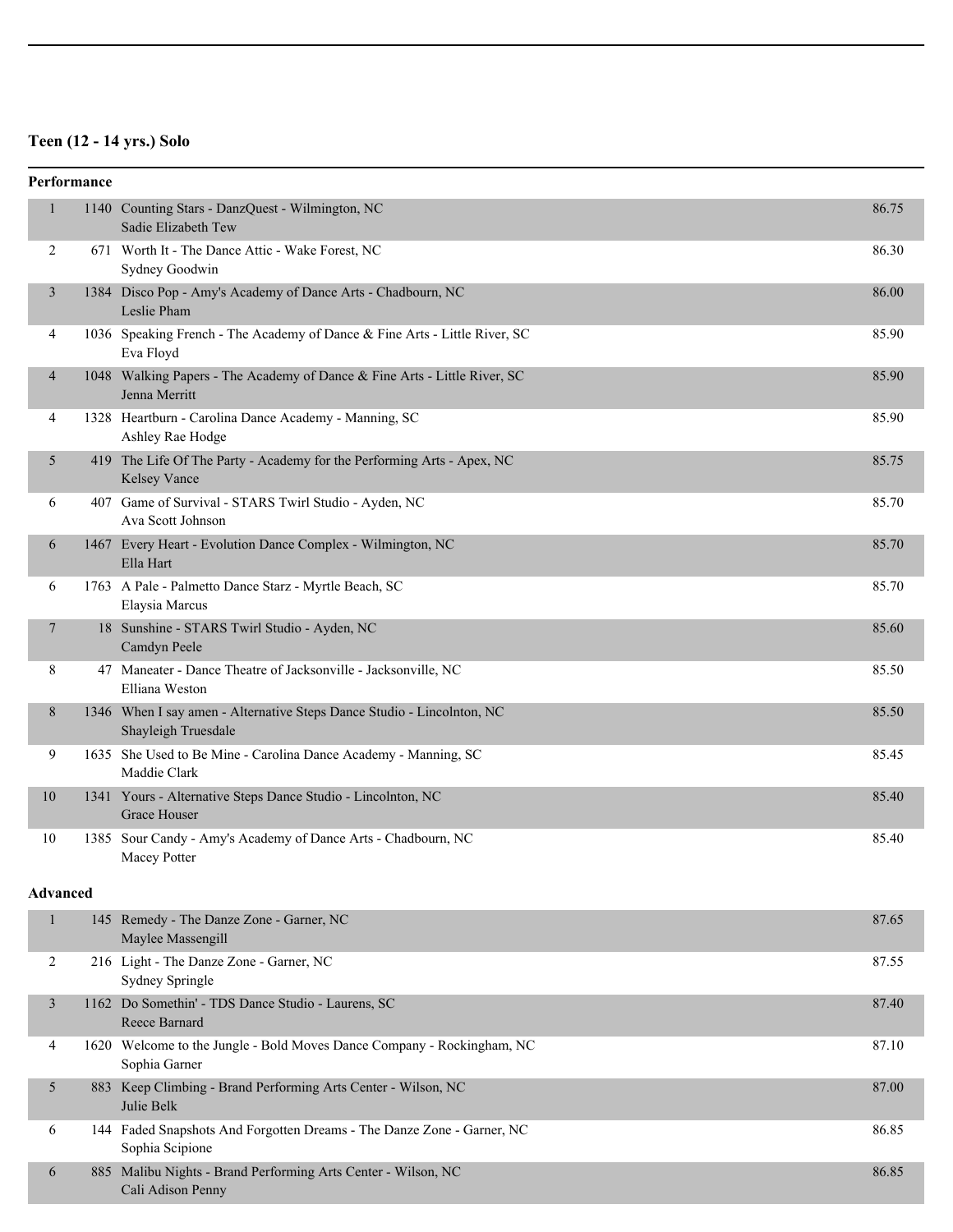## Teen (12 - 14 yrs.) Solo

### Performance

| Place | Entry | Routine / Studio / Dancer | Score |
|---|---|---|---|
| 1 | 1140 | Counting Stars - DanzQuest - Wilmington, NC<br>Sadie Elizabeth Tew | 86.75 |
| 2 | 671 | Worth It - The Dance Attic - Wake Forest, NC<br>Sydney Goodwin | 86.30 |
| 3 | 1384 | Disco Pop - Amy's Academy of Dance Arts - Chadbourn, NC<br>Leslie Pham | 86.00 |
| 4 | 1036 | Speaking French - The Academy of Dance & Fine Arts - Little River, SC<br>Eva Floyd | 85.90 |
| 4 | 1048 | Walking Papers - The Academy of Dance & Fine Arts - Little River, SC<br>Jenna Merritt | 85.90 |
| 4 | 1328 | Heartburn - Carolina Dance Academy - Manning, SC<br>Ashley Rae Hodge | 85.90 |
| 5 | 419 | The Life Of The Party - Academy for the Performing Arts - Apex, NC<br>Kelsey Vance | 85.75 |
| 6 | 407 | Game of Survival - STARS Twirl Studio - Ayden, NC<br>Ava Scott Johnson | 85.70 |
| 6 | 1467 | Every Heart - Evolution Dance Complex - Wilmington, NC<br>Ella Hart | 85.70 |
| 6 | 1763 | A Pale - Palmetto Dance Starz - Myrtle Beach, SC<br>Elaysia Marcus | 85.70 |
| 7 | 18 | Sunshine - STARS Twirl Studio - Ayden, NC<br>Camdyn Peele | 85.60 |
| 8 | 47 | Maneater - Dance Theatre of Jacksonville - Jacksonville, NC<br>Elliana Weston | 85.50 |
| 8 | 1346 | When I say amen - Alternative Steps Dance Studio - Lincolnton, NC<br>Shayleigh Truesdale | 85.50 |
| 9 | 1635 | She Used to Be Mine - Carolina Dance Academy - Manning, SC<br>Maddie Clark | 85.45 |
| 10 | 1341 | Yours - Alternative Steps Dance Studio - Lincolnton, NC<br>Grace Houser | 85.40 |
| 10 | 1385 | Sour Candy - Amy's Academy of Dance Arts - Chadbourn, NC<br>Macey Potter | 85.40 |

### Advanced

| Place | Entry | Routine / Studio / Dancer | Score |
|---|---|---|---|
| 1 | 145 | Remedy - The Danze Zone - Garner, NC<br>Maylee Massengill | 87.65 |
| 2 | 216 | Light - The Danze Zone - Garner, NC<br>Sydney Springle | 87.55 |
| 3 | 1162 | Do Somethin' - TDS Dance Studio - Laurens, SC<br>Reece Barnard | 87.40 |
| 4 | 1620 | Welcome to the Jungle - Bold Moves Dance Company - Rockingham, NC<br>Sophia Garner | 87.10 |
| 5 | 883 | Keep Climbing - Brand Performing Arts Center - Wilson, NC<br>Julie Belk | 87.00 |
| 6 | 144 | Faded Snapshots And Forgotten Dreams - The Danze Zone - Garner, NC<br>Sophia Scipione | 86.85 |
| 6 | 885 | Malibu Nights - Brand Performing Arts Center - Wilson, NC<br>Cali Adison Penny | 86.85 |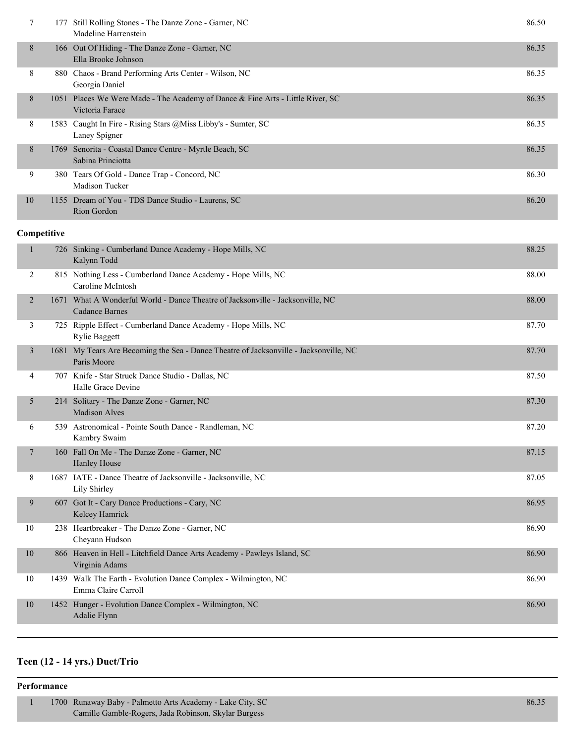| | | | |
|---|---|---|---|
| 7 | 177 | Still Rolling Stones - The Danze Zone - Garner, NC<br>Madeline Harrenstein | 86.50 |
| 8 | 166 | Out Of Hiding - The Danze Zone - Garner, NC<br>Ella Brooke Johnson | 86.35 |
| 8 | 880 | Chaos - Brand Performing Arts Center - Wilson, NC<br>Georgia Daniel | 86.35 |
| 8 | 1051 | Places We Were Made - The Academy of Dance & Fine Arts - Little River, SC<br>Victoria Farace | 86.35 |
| 8 | 1583 | Caught In Fire - Rising Stars @Miss Libby's - Sumter, SC<br>Laney Spigner | 86.35 |
| 8 | 1769 | Senorita - Coastal Dance Centre - Myrtle Beach, SC<br>Sabina Princiotta | 86.35 |
| 9 | 380 | Tears Of Gold - Dance Trap - Concord, NC<br>Madison Tucker | 86.30 |
| 10 | 1155 | Dream of You - TDS Dance Studio - Laurens, SC<br>Rion Gordon | 86.20 |

**Competitive**

| | | | |
|---|---|---|---|
| 1 | 726 | Sinking - Cumberland Dance Academy - Hope Mills, NC<br>Kalynn Todd | 88.25 |
| 2 | 815 | Nothing Less - Cumberland Dance Academy - Hope Mills, NC<br>Caroline McIntosh | 88.00 |
| 2 | 1671 | What A Wonderful World - Dance Theatre of Jacksonville - Jacksonville, NC<br>Cadance Barnes | 88.00 |
| 3 | 725 | Ripple Effect - Cumberland Dance Academy - Hope Mills, NC<br>Rylie Baggett | 87.70 |
| 3 | 1681 | My Tears Are Becoming the Sea - Dance Theatre of Jacksonville - Jacksonville, NC<br>Paris Moore | 87.70 |
| 4 | 707 | Knife - Star Struck Dance Studio - Dallas, NC<br>Halle Grace Devine | 87.50 |
| 5 | 214 | Solitary - The Danze Zone - Garner, NC<br>Madison Alves | 87.30 |
| 6 | 539 | Astronomical - Pointe South Dance - Randleman, NC<br>Kambry Swaim | 87.20 |
| 7 | 160 | Fall On Me - The Danze Zone - Garner, NC<br>Hanley House | 87.15 |
| 8 | 1687 | IATE - Dance Theatre of Jacksonville - Jacksonville, NC<br>Lily Shirley | 87.05 |
| 9 | 607 | Got It - Cary Dance Productions - Cary, NC<br>Kelcey Hamrick | 86.95 |
| 10 | 238 | Heartbreaker - The Danze Zone - Garner, NC<br>Cheyann Hudson | 86.90 |
| 10 | 866 | Heaven in Hell - Litchfield Dance Arts Academy - Pawleys Island, SC<br>Virginia Adams | 86.90 |
| 10 | 1439 | Walk The Earth - Evolution Dance Complex - Wilmington, NC<br>Emma Claire Carroll | 86.90 |
| 10 | 1452 | Hunger - Evolution Dance Complex - Wilmington, NC<br>Adalie Flynn | 86.90 |

## Teen (12 - 14 yrs.) Duet/Trio

**Performance**

| | | | |
|---|---|---|---|
| 1 | 1700 | Runaway Baby - Palmetto Arts Academy - Lake City, SC<br>Camille Gamble-Rogers, Jada Robinson, Skylar Burgess | 86.35 |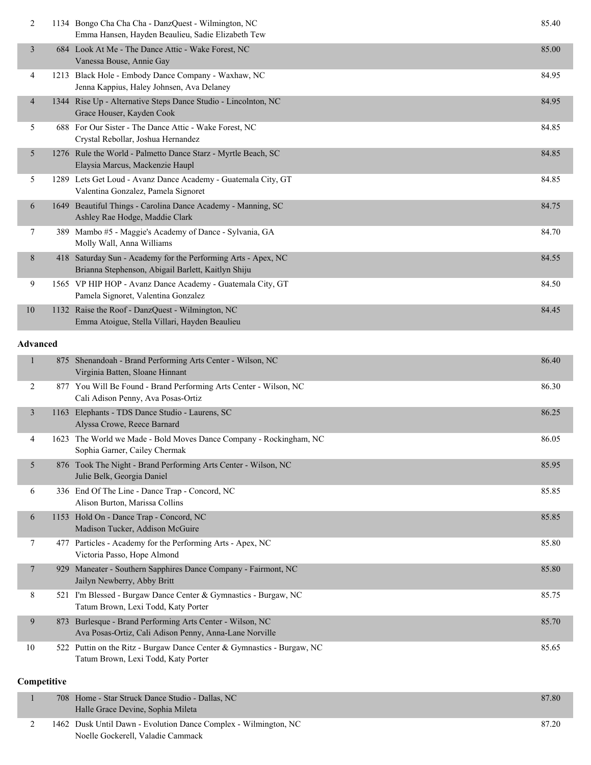| Place | No. | Entry | Score |
|---|---|---|---|
| 2 | 1134 | Bongo Cha Cha Cha - DanzQuest - Wilmington, NC<br>Emma Hansen, Hayden Beaulieu, Sadie Elizabeth Tew | 85.40 |
| 3 | 684 | Look At Me - The Dance Attic - Wake Forest, NC<br>Vanessa Bouse, Annie Gay | 85.00 |
| 4 | 1213 | Black Hole - Embody Dance Company - Waxhaw, NC<br>Jenna Kappius, Haley Johnsen, Ava Delaney | 84.95 |
| 4 | 1344 | Rise Up - Alternative Steps Dance Studio - Lincolnton, NC<br>Grace Houser, Kayden Cook | 84.95 |
| 5 | 688 | For Our Sister - The Dance Attic - Wake Forest, NC<br>Crystal Rebollar, Joshua Hernandez | 84.85 |
| 5 | 1276 | Rule the World - Palmetto Dance Starz - Myrtle Beach, SC<br>Elaysia Marcus, Mackenzie Haupl | 84.85 |
| 5 | 1289 | Lets Get Loud - Avanz Dance Academy - Guatemala City, GT<br>Valentina Gonzalez, Pamela Signoret | 84.85 |
| 6 | 1649 | Beautiful Things - Carolina Dance Academy - Manning, SC<br>Ashley Rae Hodge, Maddie Clark | 84.75 |
| 7 | 389 | Mambo #5 - Maggie's Academy of Dance - Sylvania, GA<br>Molly Wall, Anna Williams | 84.70 |
| 8 | 418 | Saturday Sun - Academy for the Performing Arts - Apex, NC<br>Brianna Stephenson, Abigail Barlett, Kaitlyn Shiju | 84.55 |
| 9 | 1565 | VP HIP HOP - Avanz Dance Academy - Guatemala City, GT<br>Pamela Signoret, Valentina Gonzalez | 84.50 |
| 10 | 1132 | Raise the Roof - DanzQuest - Wilmington, NC<br>Emma Atoigue, Stella Villari, Hayden Beaulieu | 84.45 |

**Advanced**

| Place | No. | Entry | Score |
|---|---|---|---|
| 1 | 875 | Shenandoah - Brand Performing Arts Center - Wilson, NC<br>Virginia Batten, Sloane Hinnant | 86.40 |
| 2 | 877 | You Will Be Found - Brand Performing Arts Center - Wilson, NC<br>Cali Adison Penny, Ava Posas-Ortiz | 86.30 |
| 3 | 1163 | Elephants - TDS Dance Studio - Laurens, SC<br>Alyssa Crowe, Reece Barnard | 86.25 |
| 4 | 1623 | The World we Made - Bold Moves Dance Company - Rockingham, NC<br>Sophia Garner, Cailey Chermak | 86.05 |
| 5 | 876 | Took The Night - Brand Performing Arts Center - Wilson, NC<br>Julie Belk, Georgia Daniel | 85.95 |
| 6 | 336 | End Of The Line - Dance Trap - Concord, NC<br>Alison Burton, Marissa Collins | 85.85 |
| 6 | 1153 | Hold On - Dance Trap - Concord, NC<br>Madison Tucker, Addison McGuire | 85.85 |
| 7 | 477 | Particles - Academy for the Performing Arts - Apex, NC<br>Victoria Passo, Hope Almond | 85.80 |
| 7 | 929 | Maneater - Southern Sapphires Dance Company - Fairmont, NC<br>Jailyn Newberry, Abby Britt | 85.80 |
| 8 | 521 | I'm Blessed - Burgaw Dance Center & Gymnastics - Burgaw, NC<br>Tatum Brown, Lexi Todd, Katy Porter | 85.75 |
| 9 | 873 | Burlesque - Brand Performing Arts Center - Wilson, NC<br>Ava Posas-Ortiz, Cali Adison Penny, Anna-Lane Norville | 85.70 |
| 10 | 522 | Puttin on the Ritz - Burgaw Dance Center & Gymnastics - Burgaw, NC<br>Tatum Brown, Lexi Todd, Katy Porter | 85.65 |

**Competitive**

| Place | No. | Entry | Score |
|---|---|---|---|
| 1 | 708 | Home - Star Struck Dance Studio - Dallas, NC<br>Halle Grace Devine, Sophia Mileta | 87.80 |
| 2 | 1462 | Dusk Until Dawn - Evolution Dance Complex - Wilmington, NC<br>Noelle Gockerell, Valadie Cammack | 87.20 |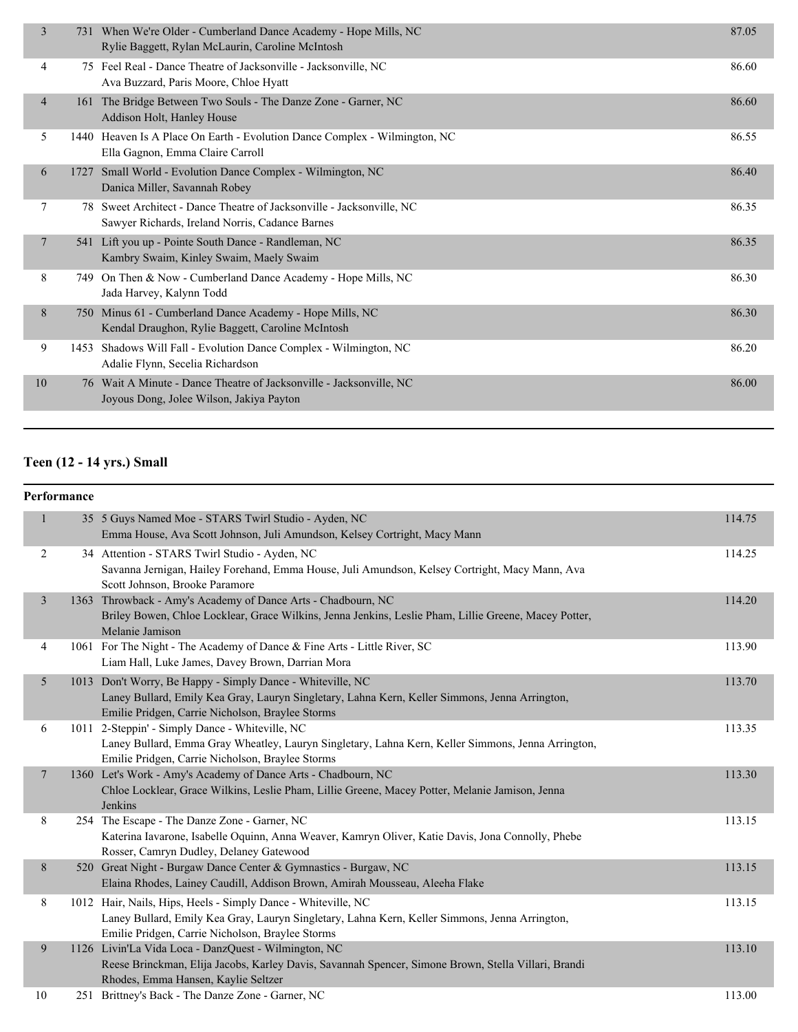| | | | |
|---|---|---|---|
| 3 | 731 | When We're Older - Cumberland Dance Academy - Hope Mills, NC<br>Rylie Baggett, Rylan McLaurin, Caroline McIntosh | 87.05 |
| 4 | 75 | Feel Real - Dance Theatre of Jacksonville - Jacksonville, NC<br>Ava Buzzard, Paris Moore, Chloe Hyatt | 86.60 |
| 4 | 161 | The Bridge Between Two Souls - The Danze Zone - Garner, NC<br>Addison Holt, Hanley House | 86.60 |
| 5 | 1440 | Heaven Is A Place On Earth - Evolution Dance Complex - Wilmington, NC<br>Ella Gagnon, Emma Claire Carroll | 86.55 |
| 6 | 1727 | Small World - Evolution Dance Complex - Wilmington, NC<br>Danica Miller, Savannah Robey | 86.40 |
| 7 | 78 | Sweet Architect - Dance Theatre of Jacksonville - Jacksonville, NC<br>Sawyer Richards, Ireland Norris, Cadance Barnes | 86.35 |
| 7 | 541 | Lift you up - Pointe South Dance - Randleman, NC<br>Kambry Swaim, Kinley Swaim, Maely Swaim | 86.35 |
| 8 | 749 | On Then & Now - Cumberland Dance Academy - Hope Mills, NC<br>Jada Harvey, Kalynn Todd | 86.30 |
| 8 | 750 | Minus 61 - Cumberland Dance Academy - Hope Mills, NC<br>Kendal Draughon, Rylie Baggett, Caroline McIntosh | 86.30 |
| 9 | 1453 | Shadows Will Fall - Evolution Dance Complex - Wilmington, NC<br>Adalie Flynn, Secelia Richardson | 86.20 |
| 10 | 76 | Wait A Minute - Dance Theatre of Jacksonville - Jacksonville, NC<br>Joyous Dong, Jolee Wilson, Jakiya Payton | 86.00 |

## Teen (12 - 14 yrs.) Small

**Performance**

| | | | |
|---|---|---|---|
| 1 | 35 | 5 Guys Named Moe - STARS Twirl Studio - Ayden, NC<br>Emma House, Ava Scott Johnson, Juli Amundson, Kelsey Cortright, Macy Mann | 114.75 |
| 2 | 34 | Attention - STARS Twirl Studio - Ayden, NC<br>Savanna Jernigan, Hailey Forehand, Emma House, Juli Amundson, Kelsey Cortright, Macy Mann, Ava Scott Johnson, Brooke Paramore | 114.25 |
| 3 | 1363 | Throwback - Amy's Academy of Dance Arts - Chadbourn, NC<br>Briley Bowen, Chloe Locklear, Grace Wilkins, Jenna Jenkins, Leslie Pham, Lillie Greene, Macey Potter, Melanie Jamison | 114.20 |
| 4 | 1061 | For The Night - The Academy of Dance & Fine Arts - Little River, SC<br>Liam Hall, Luke James, Davey Brown, Darrian Mora | 113.90 |
| 5 | 1013 | Don't Worry, Be Happy - Simply Dance - Whiteville, NC<br>Laney Bullard, Emily Kea Gray, Lauryn Singletary, Lahna Kern, Keller Simmons, Jenna Arrington, Emilie Pridgen, Carrie Nicholson, Braylee Storms | 113.70 |
| 6 | 1011 | 2-Steppin' - Simply Dance - Whiteville, NC<br>Laney Bullard, Emma Gray Wheatley, Lauryn Singletary, Lahna Kern, Keller Simmons, Jenna Arrington, Emilie Pridgen, Carrie Nicholson, Braylee Storms | 113.35 |
| 7 | 1360 | Let's Work - Amy's Academy of Dance Arts - Chadbourn, NC<br>Chloe Locklear, Grace Wilkins, Leslie Pham, Lillie Greene, Macey Potter, Melanie Jamison, Jenna Jenkins | 113.30 |
| 8 | 254 | The Escape - The Danze Zone - Garner, NC<br>Katerina Iavarone, Isabelle Oquinn, Anna Weaver, Kamryn Oliver, Katie Davis, Jona Connolly, Phebe Rosser, Camryn Dudley, Delaney Gatewood | 113.15 |
| 8 | 520 | Great Night - Burgaw Dance Center & Gymnastics - Burgaw, NC<br>Elaina Rhodes, Lainey Caudill, Addison Brown, Amirah Mousseau, Aleeha Flake | 113.15 |
| 8 | 1012 | Hair, Nails, Hips, Heels - Simply Dance - Whiteville, NC<br>Laney Bullard, Emily Kea Gray, Lauryn Singletary, Lahna Kern, Keller Simmons, Jenna Arrington, Emilie Pridgen, Carrie Nicholson, Braylee Storms | 113.15 |
| 9 | 1126 | Livin'La Vida Loca - DanzQuest - Wilmington, NC<br>Reese Brinckman, Elija Jacobs, Karley Davis, Savannah Spencer, Simone Brown, Stella Villari, Brandi Rhodes, Emma Hansen, Kaylie Seltzer | 113.10 |
| 10 | 251 | Brittney's Back - The Danze Zone - Garner, NC | 113.00 |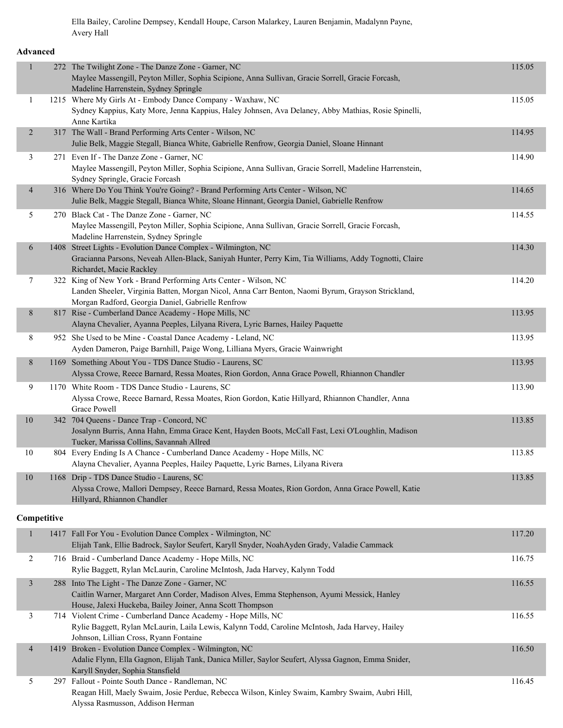Ella Bailey, Caroline Dempsey, Kendall Houpe, Carson Malarkey, Lauren Benjamin, Madalynn Payne, Avery Hall

**Advanced**

| | | | |
|---|---|---|---|
| 1 | 272 | The Twilight Zone - The Danze Zone - Garner, NC<br>Maylee Massengill, Peyton Miller, Sophia Scipione, Anna Sullivan, Gracie Sorrell, Gracie Forcash, Madeline Harrenstein, Sydney Springle | 115.05 |
| 1 | 1215 | Where My Girls At - Embody Dance Company - Waxhaw, NC<br>Sydney Kappius, Katy More, Jenna Kappius, Haley Johnsen, Ava Delaney, Abby Mathias, Rosie Spinelli, Anne Kartika | 115.05 |
| 2 | 317 | The Wall - Brand Performing Arts Center - Wilson, NC<br>Julie Belk, Maggie Stegall, Bianca White, Gabrielle Renfrow, Georgia Daniel, Sloane Hinnant | 114.95 |
| 3 | 271 | Even If - The Danze Zone - Garner, NC<br>Maylee Massengill, Peyton Miller, Sophia Scipione, Anna Sullivan, Gracie Sorrell, Madeline Harrenstein, Sydney Springle, Gracie Forcash | 114.90 |
| 4 | 316 | Where Do You Think You're Going? - Brand Performing Arts Center - Wilson, NC<br>Julie Belk, Maggie Stegall, Bianca White, Sloane Hinnant, Georgia Daniel, Gabrielle Renfrow | 114.65 |
| 5 | 270 | Black Cat - The Danze Zone - Garner, NC<br>Maylee Massengill, Peyton Miller, Sophia Scipione, Anna Sullivan, Gracie Sorrell, Gracie Forcash, Madeline Harrenstein, Sydney Springle | 114.55 |
| 6 | 1408 | Street Lights - Evolution Dance Complex - Wilmington, NC<br>Gracianna Parsons, Neveah Allen-Black, Saniyah Hunter, Perry Kim, Tia Williams, Addy Tognotti, Claire Richardet, Macie Rackley | 114.30 |
| 7 | 322 | King of New York - Brand Performing Arts Center - Wilson, NC<br>Landen Sheeler, Virginia Batten, Morgan Nicol, Anna Carr Benton, Naomi Byrum, Grayson Strickland, Morgan Radford, Georgia Daniel, Gabrielle Renfrow | 114.20 |
| 8 | 817 | Rise - Cumberland Dance Academy - Hope Mills, NC<br>Alayna Chevalier, Ayanna Peeples, Lilyana Rivera, Lyric Barnes, Hailey Paquette | 113.95 |
| 8 | 952 | She Used to be Mine - Coastal Dance Academy - Leland, NC<br>Ayden Dameron, Paige Barnhill, Paige Wong, Lilliana Myers, Gracie Wainwright | 113.95 |
| 8 | 1169 | Something About You - TDS Dance Studio - Laurens, SC<br>Alyssa Crowe, Reece Barnard, Ressa Moates, Rion Gordon, Anna Grace Powell, Rhiannon Chandler | 113.95 |
| 9 | 1170 | White Room - TDS Dance Studio - Laurens, SC<br>Alyssa Crowe, Reece Barnard, Ressa Moates, Rion Gordon, Katie Hillyard, Rhiannon Chandler, Anna Grace Powell | 113.90 |
| 10 | 342 | 704 Queens - Dance Trap - Concord, NC<br>Josalynn Burris, Anna Hahn, Emma Grace Kent, Hayden Boots, McCall Fast, Lexi O'Loughlin, Madison Tucker, Marissa Collins, Savannah Allred | 113.85 |
| 10 | 804 | Every Ending Is A Chance - Cumberland Dance Academy - Hope Mills, NC<br>Alayna Chevalier, Ayanna Peeples, Hailey Paquette, Lyric Barnes, Lilyana Rivera | 113.85 |
| 10 | 1168 | Drip - TDS Dance Studio - Laurens, SC<br>Alyssa Crowe, Mallori Dempsey, Reece Barnard, Ressa Moates, Rion Gordon, Anna Grace Powell, Katie Hillyard, Rhiannon Chandler | 113.85 |

**Competitive**

| | | | |
|---|---|---|---|
| 1 | 1417 | Fall For You - Evolution Dance Complex - Wilmington, NC<br>Elijah Tank, Ellie Badrock, Saylor Seufert, Karyll Snyder, NoahAyden Grady, Valadie Cammack | 117.20 |
| 2 | 716 | Braid - Cumberland Dance Academy - Hope Mills, NC<br>Rylie Baggett, Rylan McLaurin, Caroline McIntosh, Jada Harvey, Kalynn Todd | 116.75 |
| 3 | 288 | Into The Light - The Danze Zone - Garner, NC<br>Caitlin Warner, Margaret Ann Corder, Madison Alves, Emma Stephenson, Ayumi Messick, Hanley House, Jalexi Huckeba, Bailey Joiner, Anna Scott Thompson | 116.55 |
| 3 | 714 | Violent Crime - Cumberland Dance Academy - Hope Mills, NC<br>Rylie Baggett, Rylan McLaurin, Laila Lewis, Kalynn Todd, Caroline McIntosh, Jada Harvey, Hailey Johnson, Lillian Cross, Ryann Fontaine | 116.55 |
| 4 | 1419 | Broken - Evolution Dance Complex - Wilmington, NC<br>Adalie Flynn, Ella Gagnon, Elijah Tank, Danica Miller, Saylor Seufert, Alyssa Gagnon, Emma Snider, Karyll Snyder, Sophia Stansfield | 116.50 |
| 5 | 297 | Fallout - Pointe South Dance - Randleman, NC<br>Reagan Hill, Maely Swaim, Josie Perdue, Rebecca Wilson, Kinley Swaim, Kambry Swaim, Aubri Hill, Alyssa Rasmusson, Addison Herman | 116.45 |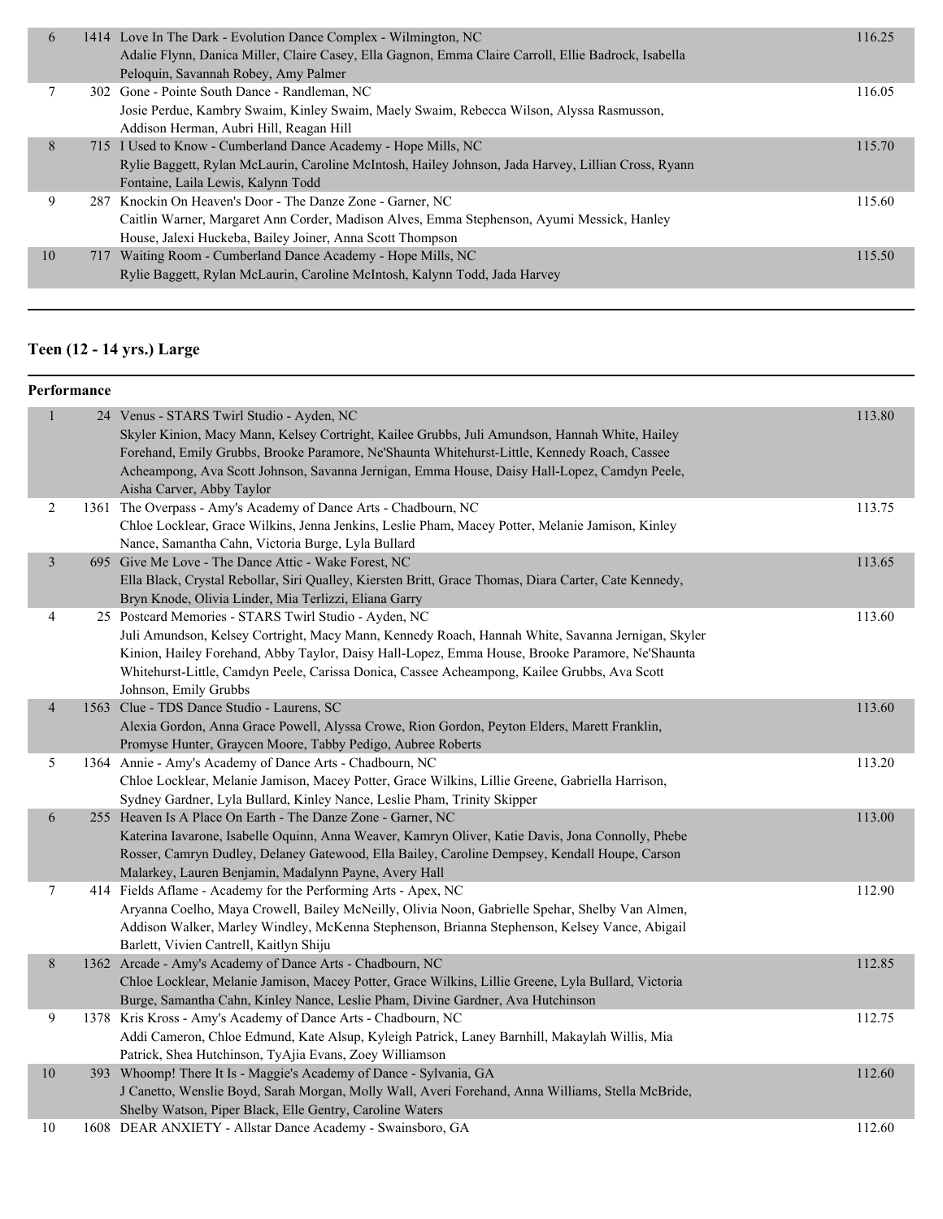| | | | |
|---|---|---|---|
| 6 | 1414 | Love In The Dark - Evolution Dance Complex - Wilmington, NC<br>Adalie Flynn, Danica Miller, Claire Casey, Ella Gagnon, Emma Claire Carroll, Ellie Badrock, Isabella Peloquin, Savannah Robey, Amy Palmer | 116.25 |
| 7 | 302 | Gone - Pointe South Dance - Randleman, NC<br>Josie Perdue, Kambry Swaim, Kinley Swaim, Maely Swaim, Rebecca Wilson, Alyssa Rasmusson, Addison Herman, Aubri Hill, Reagan Hill | 116.05 |
| 8 | 715 | I Used to Know - Cumberland Dance Academy - Hope Mills, NC<br>Rylie Baggett, Rylan McLaurin, Caroline McIntosh, Hailey Johnson, Jada Harvey, Lillian Cross, Ryann Fontaine, Laila Lewis, Kalynn Todd | 115.70 |
| 9 | 287 | Knockin On Heaven's Door - The Danze Zone - Garner, NC<br>Caitlin Warner, Margaret Ann Corder, Madison Alves, Emma Stephenson, Ayumi Messick, Hanley House, Jalexi Huckeba, Bailey Joiner, Anna Scott Thompson | 115.60 |
| 10 | 717 | Waiting Room - Cumberland Dance Academy - Hope Mills, NC<br>Rylie Baggett, Rylan McLaurin, Caroline McIntosh, Kalynn Todd, Jada Harvey | 115.50 |

## Teen (12 - 14 yrs.) Large

**Performance**

| | | | |
|---|---|---|---|
| 1 | 24 | Venus - STARS Twirl Studio - Ayden, NC<br>Skyler Kinion, Macy Mann, Kelsey Cortright, Kailee Grubbs, Juli Amundson, Hannah White, Hailey Forehand, Emily Grubbs, Brooke Paramore, Ne'Shaunta Whitehurst-Little, Kennedy Roach, Cassee Acheampong, Ava Scott Johnson, Savanna Jernigan, Emma House, Daisy Hall-Lopez, Camdyn Peele, Aisha Carver, Abby Taylor | 113.80 |
| 2 | 1361 | The Overpass - Amy's Academy of Dance Arts - Chadbourn, NC<br>Chloe Locklear, Grace Wilkins, Jenna Jenkins, Leslie Pham, Macey Potter, Melanie Jamison, Kinley Nance, Samantha Cahn, Victoria Burge, Lyla Bullard | 113.75 |
| 3 | 695 | Give Me Love - The Dance Attic - Wake Forest, NC<br>Ella Black, Crystal Rebollar, Siri Qualley, Kiersten Britt, Grace Thomas, Diara Carter, Cate Kennedy, Bryn Knode, Olivia Linder, Mia Terlizzi, Eliana Garry | 113.65 |
| 4 | 25 | Postcard Memories - STARS Twirl Studio - Ayden, NC<br>Juli Amundson, Kelsey Cortright, Macy Mann, Kennedy Roach, Hannah White, Savanna Jernigan, Skyler Kinion, Hailey Forehand, Abby Taylor, Daisy Hall-Lopez, Emma House, Brooke Paramore, Ne'Shaunta Whitehurst-Little, Camdyn Peele, Carissa Donica, Cassee Acheampong, Kailee Grubbs, Ava Scott Johnson, Emily Grubbs | 113.60 |
| 4 | 1563 | Clue - TDS Dance Studio - Laurens, SC<br>Alexia Gordon, Anna Grace Powell, Alyssa Crowe, Rion Gordon, Peyton Elders, Marett Franklin, Promyse Hunter, Graycen Moore, Tabby Pedigo, Aubree Roberts | 113.60 |
| 5 | 1364 | Annie - Amy's Academy of Dance Arts - Chadbourn, NC<br>Chloe Locklear, Melanie Jamison, Macey Potter, Grace Wilkins, Lillie Greene, Gabriella Harrison, Sydney Gardner, Lyla Bullard, Kinley Nance, Leslie Pham, Trinity Skipper | 113.20 |
| 6 | 255 | Heaven Is A Place On Earth - The Danze Zone - Garner, NC<br>Katerina Iavarone, Isabelle Oquinn, Anna Weaver, Kamryn Oliver, Katie Davis, Jona Connolly, Phebe Rosser, Camryn Dudley, Delaney Gatewood, Ella Bailey, Caroline Dempsey, Kendall Houpe, Carson Malarkey, Lauren Benjamin, Madalynn Payne, Avery Hall | 113.00 |
| 7 | 414 | Fields Aflame - Academy for the Performing Arts - Apex, NC<br>Aryanna Coelho, Maya Crowell, Bailey McNeilly, Olivia Noon, Gabrielle Spehar, Shelby Van Almen, Addison Walker, Marley Windley, McKenna Stephenson, Brianna Stephenson, Kelsey Vance, Abigail Barlett, Vivien Cantrell, Kaitlyn Shiju | 112.90 |
| 8 | 1362 | Arcade - Amy's Academy of Dance Arts - Chadbourn, NC<br>Chloe Locklear, Melanie Jamison, Macey Potter, Grace Wilkins, Lillie Greene, Lyla Bullard, Victoria Burge, Samantha Cahn, Kinley Nance, Leslie Pham, Divine Gardner, Ava Hutchinson | 112.85 |
| 9 | 1378 | Kris Kross - Amy's Academy of Dance Arts - Chadbourn, NC<br>Addi Cameron, Chloe Edmund, Kate Alsup, Kyleigh Patrick, Laney Barnhill, Makaylah Willis, Mia Patrick, Shea Hutchinson, TyAjia Evans, Zoey Williamson | 112.75 |
| 10 | 393 | Whoomp! There It Is - Maggie's Academy of Dance - Sylvania, GA<br>J Canetto, Wenslie Boyd, Sarah Morgan, Molly Wall, Averi Forehand, Anna Williams, Stella McBride, Shelby Watson, Piper Black, Elle Gentry, Caroline Waters | 112.60 |
| 10 | 1608 | DEAR ANXIETY - Allstar Dance Academy - Swainsboro, GA | 112.60 |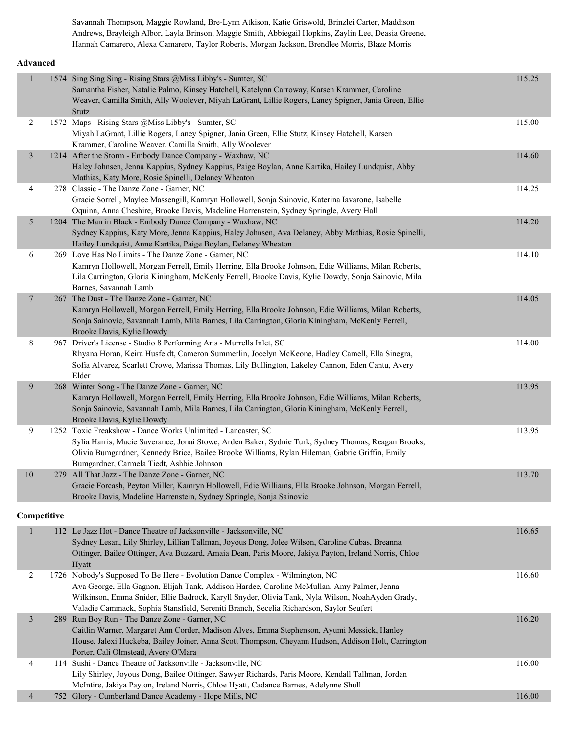Savannah Thompson, Maggie Rowland, Bre-Lynn Atkison, Katie Griswold, Brinzlei Carter, Maddison Andrews, Brayleigh Albor, Layla Brinson, Maggie Smith, Abbiegail Hopkins, Zaylin Lee, Deasia Greene, Hannah Camarero, Alexa Camarero, Taylor Roberts, Morgan Jackson, Brendlee Morris, Blaze Morris

**Advanced**

| | | | |
|---|---|---|---|
| 1 | 1574 | Sing Sing Sing - Rising Stars @Miss Libby's - Sumter, SC<br>Samantha Fisher, Natalie Palmo, Kinsey Hatchell, Katelynn Carroway, Karsen Krammer, Caroline Weaver, Camilla Smith, Ally Woolever, Miyah LaGrant, Lillie Rogers, Laney Spigner, Jania Green, Ellie Stutz | 115.25 |
| 2 | 1572 | Maps - Rising Stars @Miss Libby's - Sumter, SC<br>Miyah LaGrant, Lillie Rogers, Laney Spigner, Jania Green, Ellie Stutz, Kinsey Hatchell, Karsen Krammer, Caroline Weaver, Camilla Smith, Ally Woolever | 115.00 |
| 3 | 1214 | After the Storm - Embody Dance Company - Waxhaw, NC<br>Haley Johnsen, Jenna Kappius, Sydney Kappius, Paige Boylan, Anne Kartika, Hailey Lundquist, Abby Mathias, Katy More, Rosie Spinelli, Delaney Wheaton | 114.60 |
| 4 | 278 | Classic - The Danze Zone - Garner, NC<br>Gracie Sorrell, Maylee Massengill, Kamryn Hollowell, Sonja Sainovic, Katerina Iavarone, Isabelle Oquinn, Anna Cheshire, Brooke Davis, Madeline Harrenstein, Sydney Springle, Avery Hall | 114.25 |
| 5 | 1204 | The Man in Black - Embody Dance Company - Waxhaw, NC<br>Sydney Kappius, Katy More, Jenna Kappius, Haley Johnsen, Ava Delaney, Abby Mathias, Rosie Spinelli, Hailey Lundquist, Anne Kartika, Paige Boylan, Delaney Wheaton | 114.20 |
| 6 | 269 | Love Has No Limits - The Danze Zone - Garner, NC<br>Kamryn Hollowell, Morgan Ferrell, Emily Herring, Ella Brooke Johnson, Edie Williams, Milan Roberts, Lila Carrington, Gloria Kiningham, McKenly Ferrell, Brooke Davis, Kylie Dowdy, Sonja Sainovic, Mila Barnes, Savannah Lamb | 114.10 |
| 7 | 267 | The Dust - The Danze Zone - Garner, NC<br>Kamryn Hollowell, Morgan Ferrell, Emily Herring, Ella Brooke Johnson, Edie Williams, Milan Roberts, Sonja Sainovic, Savannah Lamb, Mila Barnes, Lila Carrington, Gloria Kiningham, McKenly Ferrell, Brooke Davis, Kylie Dowdy | 114.05 |
| 8 | 967 | Driver's License - Studio 8 Performing Arts - Murrells Inlet, SC<br>Rhyana Horan, Keira Husfeldt, Cameron Summerlin, Jocelyn McKeone, Hadley Camell, Ella Sinegra, Sofia Alvarez, Scarlett Crowe, Marissa Thomas, Lily Bullington, Lakeley Cannon, Eden Cantu, Avery Elder | 114.00 |
| 9 | 268 | Winter Song - The Danze Zone - Garner, NC<br>Kamryn Hollowell, Morgan Ferrell, Emily Herring, Ella Brooke Johnson, Edie Williams, Milan Roberts, Sonja Sainovic, Savannah Lamb, Mila Barnes, Lila Carrington, Gloria Kiningham, McKenly Ferrell, Brooke Davis, Kylie Dowdy | 113.95 |
| 9 | 1252 | Toxic Freakshow - Dance Works Unlimited - Lancaster, SC<br>Sylia Harris, Macie Saverance, Jonai Stowe, Arden Baker, Sydnie Turk, Sydney Thomas, Reagan Brooks, Olivia Bumgardner, Kennedy Brice, Bailee Brooke Williams, Rylan Hileman, Gabrie Griffin, Emily Bumgardner, Carmela Tiedt, Ashbie Johnson | 113.95 |
| 10 | 279 | All That Jazz - The Danze Zone - Garner, NC<br>Gracie Forcash, Peyton Miller, Kamryn Hollowell, Edie Williams, Ella Brooke Johnson, Morgan Ferrell, Brooke Davis, Madeline Harrenstein, Sydney Springle, Sonja Sainovic | 113.70 |

**Competitive**

| | | | |
|---|---|---|---|
| 1 | 112 | Le Jazz Hot - Dance Theatre of Jacksonville - Jacksonville, NC<br>Sydney Lesan, Lily Shirley, Lillian Tallman, Joyous Dong, Jolee Wilson, Caroline Cubas, Breanna Ottinger, Bailee Ottinger, Ava Buzzard, Amaia Dean, Paris Moore, Jakiya Payton, Ireland Norris, Chloe Hyatt | 116.65 |
| 2 | 1726 | Nobody's Supposed To Be Here - Evolution Dance Complex - Wilmington, NC<br>Ava George, Ella Gagnon, Elijah Tank, Addison Hardee, Caroline McMullan, Amy Palmer, Jenna Wilkinson, Emma Snider, Ellie Badrock, Karyll Snyder, Olivia Tank, Nyla Wilson, NoahAyden Grady, Valadie Cammack, Sophia Stansfield, Sereniti Branch, Secelia Richardson, Saylor Seufert | 116.60 |
| 3 | 289 | Run Boy Run - The Danze Zone - Garner, NC<br>Caitlin Warner, Margaret Ann Corder, Madison Alves, Emma Stephenson, Ayumi Messick, Hanley House, Jalexi Huckeba, Bailey Joiner, Anna Scott Thompson, Cheyann Hudson, Addison Holt, Carrington Porter, Cali Olmstead, Avery O'Mara | 116.20 |
| 4 | 114 | Sushi - Dance Theatre of Jacksonville - Jacksonville, NC<br>Lily Shirley, Joyous Dong, Bailee Ottinger, Sawyer Richards, Paris Moore, Kendall Tallman, Jordan McIntire, Jakiya Payton, Ireland Norris, Chloe Hyatt, Cadance Barnes, Adelynne Shull | 116.00 |
| 4 | 752 | Glory - Cumberland Dance Academy - Hope Mills, NC | 116.00 |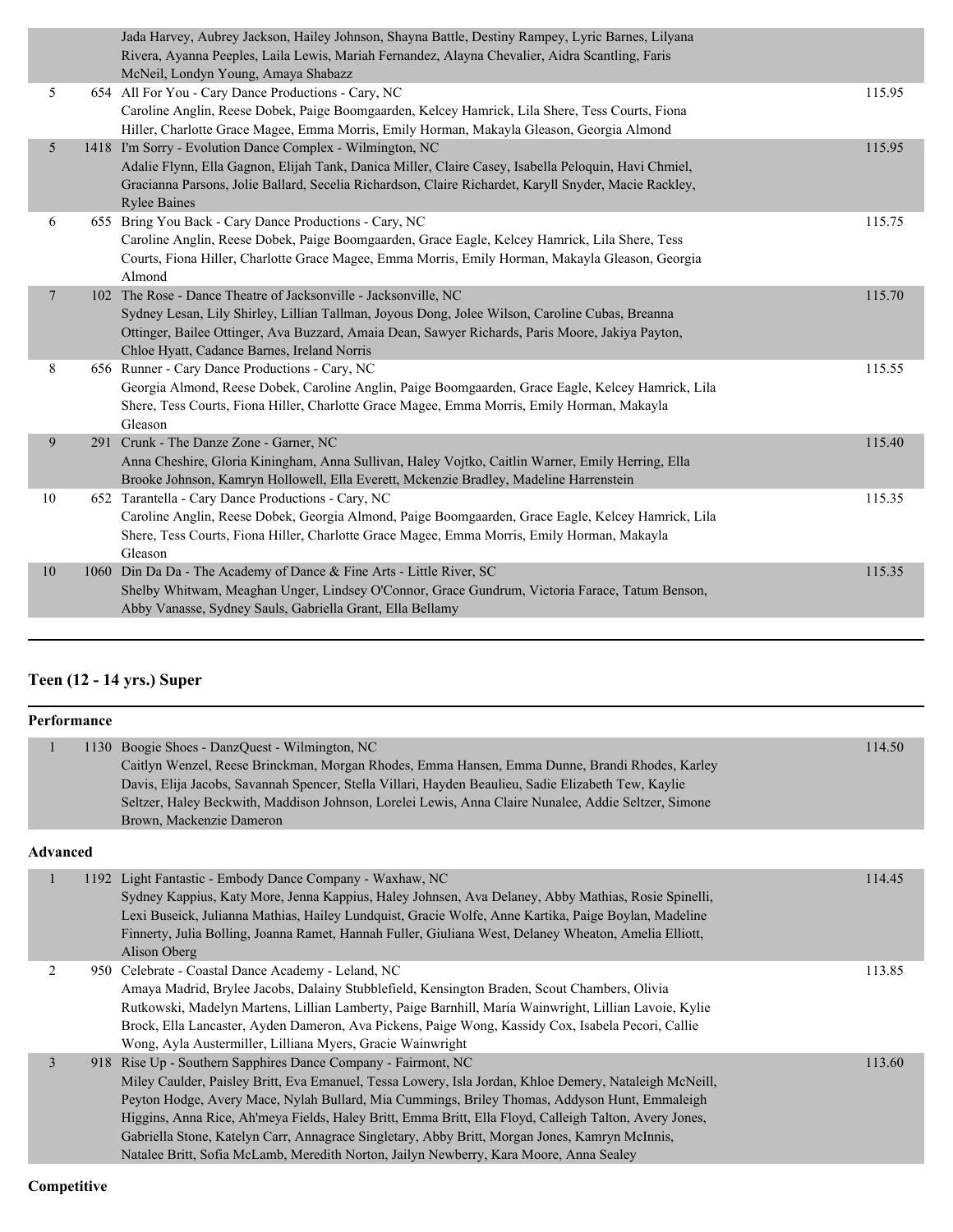| | | | |
|---|---|---|---|
| | | Jada Harvey, Aubrey Jackson, Hailey Johnson, Shayna Battle, Destiny Rampey, Lyric Barnes, Lilyana Rivera, Ayanna Peeples, Laila Lewis, Mariah Fernandez, Alayna Chevalier, Aidra Scantling, Faris McNeil, Londyn Young, Amaya Shabazz | |
| 5 | 654 | All For You - Cary Dance Productions - Cary, NC<br>Caroline Anglin, Reese Dobek, Paige Boomgaarden, Kelcey Hamrick, Lila Shere, Tess Courts, Fiona Hiller, Charlotte Grace Magee, Emma Morris, Emily Horman, Makayla Gleason, Georgia Almond | 115.95 |
| 5 | 1418 | I'm Sorry - Evolution Dance Complex - Wilmington, NC<br>Adalie Flynn, Ella Gagnon, Elijah Tank, Danica Miller, Claire Casey, Isabella Peloquin, Havi Chmiel, Gracianna Parsons, Jolie Ballard, Secelia Richardson, Claire Richardet, Karyll Snyder, Macie Rackley, Rylee Baines | 115.95 |
| 6 | 655 | Bring You Back - Cary Dance Productions - Cary, NC<br>Caroline Anglin, Reese Dobek, Paige Boomgaarden, Grace Eagle, Kelcey Hamrick, Lila Shere, Tess Courts, Fiona Hiller, Charlotte Grace Magee, Emma Morris, Emily Horman, Makayla Gleason, Georgia Almond | 115.75 |
| 7 | 102 | The Rose - Dance Theatre of Jacksonville - Jacksonville, NC<br>Sydney Lesan, Lily Shirley, Lillian Tallman, Joyous Dong, Jolee Wilson, Caroline Cubas, Breanna Ottinger, Bailee Ottinger, Ava Buzzard, Amaia Dean, Sawyer Richards, Paris Moore, Jakiya Payton, Chloe Hyatt, Cadance Barnes, Ireland Norris | 115.70 |
| 8 | 656 | Runner - Cary Dance Productions - Cary, NC<br>Georgia Almond, Reese Dobek, Caroline Anglin, Paige Boomgaarden, Grace Eagle, Kelcey Hamrick, Lila Shere, Tess Courts, Fiona Hiller, Charlotte Grace Magee, Emma Morris, Emily Horman, Makayla Gleason | 115.55 |
| 9 | 291 | Crunk - The Danze Zone - Garner, NC<br>Anna Cheshire, Gloria Kiningham, Anna Sullivan, Haley Vojtko, Caitlin Warner, Emily Herring, Ella Brooke Johnson, Kamryn Hollowell, Ella Everett, Mckenzie Bradley, Madeline Harrenstein | 115.40 |
| 10 | 652 | Tarantella - Cary Dance Productions - Cary, NC<br>Caroline Anglin, Reese Dobek, Georgia Almond, Paige Boomgaarden, Grace Eagle, Kelcey Hamrick, Lila Shere, Tess Courts, Fiona Hiller, Charlotte Grace Magee, Emma Morris, Emily Horman, Makayla Gleason | 115.35 |
| 10 | 1060 | Din Da Da - The Academy of Dance & Fine Arts - Little River, SC<br>Shelby Whitwam, Meaghan Unger, Lindsey O'Connor, Grace Gundrum, Victoria Farace, Tatum Benson, Abby Vanasse, Sydney Sauls, Gabriella Grant, Ella Bellamy | 115.35 |

## Teen (12 - 14 yrs.) Super

### Performance

| | | | |
|---|---|---|---|
| 1 | 1130 | Boogie Shoes - DanzQuest - Wilmington, NC<br>Caitlyn Wenzel, Reese Brinckman, Morgan Rhodes, Emma Hansen, Emma Dunne, Brandi Rhodes, Karley Davis, Elija Jacobs, Savannah Spencer, Stella Villari, Hayden Beaulieu, Sadie Elizabeth Tew, Kaylie Seltzer, Haley Beckwith, Maddison Johnson, Lorelei Lewis, Anna Claire Nunalee, Addie Seltzer, Simone Brown, Mackenzie Dameron | 114.50 |

### Advanced

| | | | |
|---|---|---|---|
| 1 | 1192 | Light Fantastic - Embody Dance Company - Waxhaw, NC<br>Sydney Kappius, Katy More, Jenna Kappius, Haley Johnsen, Ava Delaney, Abby Mathias, Rosie Spinelli, Lexi Buseick, Julianna Mathias, Hailey Lundquist, Gracie Wolfe, Anne Kartika, Paige Boylan, Madeline Finnerty, Julia Bolling, Joanna Ramet, Hannah Fuller, Giuliana West, Delaney Wheaton, Amelia Elliott, Alison Oberg | 114.45 |
| 2 | 950 | Celebrate - Coastal Dance Academy - Leland, NC<br>Amaya Madrid, Brylee Jacobs, Dalainy Stubblefield, Kensington Braden, Scout Chambers, Olivia Rutkowski, Madelyn Martens, Lillian Lamberty, Paige Barnhill, Maria Wainwright, Lillian Lavoie, Kylie Brock, Ella Lancaster, Ayden Dameron, Ava Pickens, Paige Wong, Kassidy Cox, Isabela Pecori, Callie Wong, Ayla Austermiller, Lilliana Myers, Gracie Wainwright | 113.85 |
| 3 | 918 | Rise Up - Southern Sapphires Dance Company - Fairmont, NC<br>Miley Caulder, Paisley Britt, Eva Emanuel, Tessa Lowery, Isla Jordan, Khloe Demery, Nataleigh McNeill, Peyton Hodge, Avery Mace, Nylah Bullard, Mia Cummings, Briley Thomas, Addyson Hunt, Emmaleigh Higgins, Anna Rice, Ah'meya Fields, Haley Britt, Emma Britt, Ella Floyd, Calleigh Talton, Avery Jones, Gabriella Stone, Katelyn Carr, Annagrace Singletary, Abby Britt, Morgan Jones, Kamryn McInnis, Natalee Britt, Sofia McLamb, Meredith Norton, Jailyn Newberry, Kara Moore, Anna Sealey | 113.60 |

### Competitive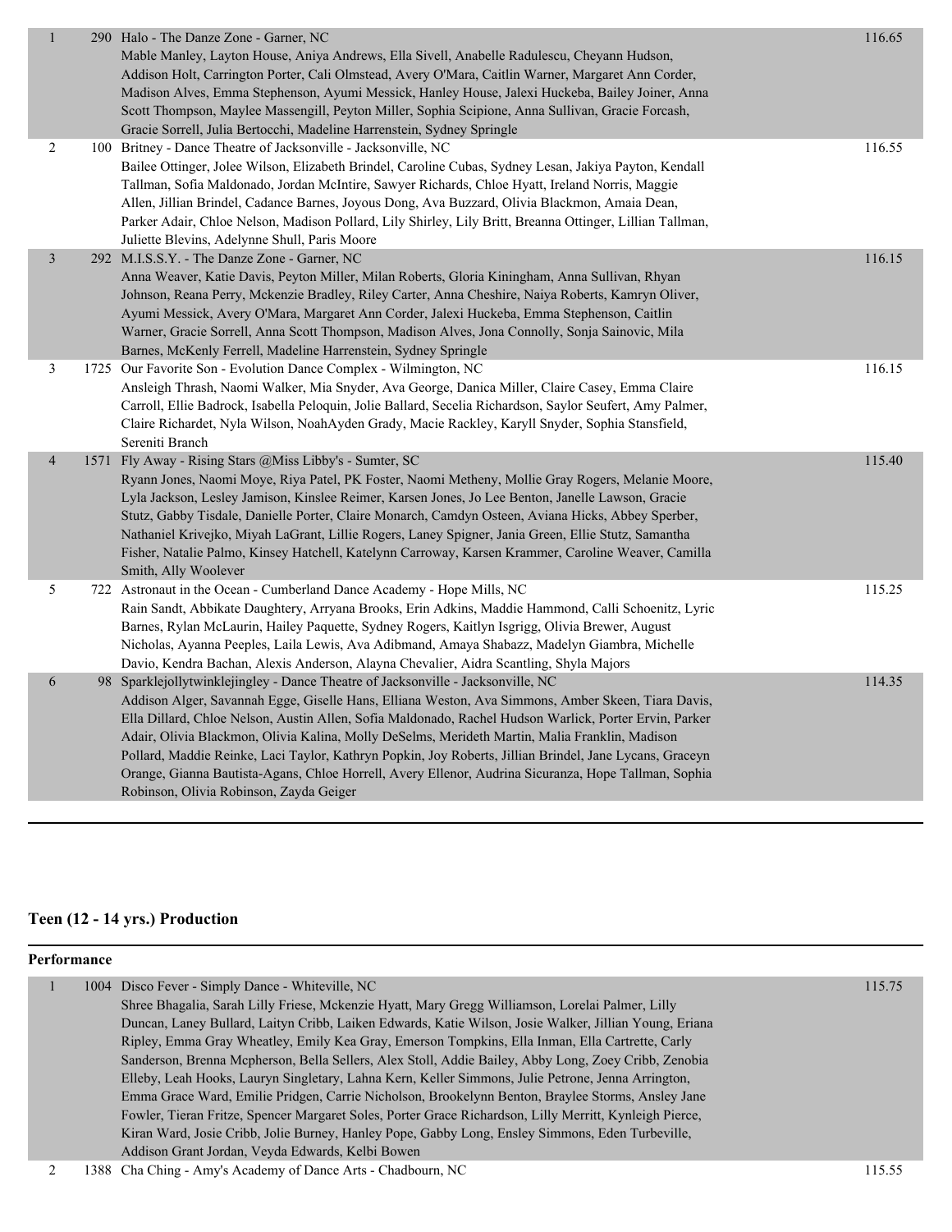| | | | |
|---|---|---|---|
| 1 | 290 | Halo - The Danze Zone - Garner, NC<br>Mable Manley, Layton House, Aniya Andrews, Ella Sivell, Anabelle Radulescu, Cheyann Hudson, Addison Holt, Carrington Porter, Cali Olmstead, Avery O'Mara, Caitlin Warner, Margaret Ann Corder, Madison Alves, Emma Stephenson, Ayumi Messick, Hanley House, Jalexi Huckeba, Bailey Joiner, Anna Scott Thompson, Maylee Massengill, Peyton Miller, Sophia Scipione, Anna Sullivan, Gracie Forcash, Gracie Sorrell, Julia Bertocchi, Madeline Harrenstein, Sydney Springle | 116.65 |
| 2 | 100 | Britney - Dance Theatre of Jacksonville - Jacksonville, NC<br>Bailee Ottinger, Jolee Wilson, Elizabeth Brindel, Caroline Cubas, Sydney Lesan, Jakiya Payton, Kendall Tallman, Sofia Maldonado, Jordan McIntire, Sawyer Richards, Chloe Hyatt, Ireland Norris, Maggie Allen, Jillian Brindel, Cadance Barnes, Joyous Dong, Ava Buzzard, Olivia Blackmon, Amaia Dean, Parker Adair, Chloe Nelson, Madison Pollard, Lily Shirley, Lily Britt, Breanna Ottinger, Lillian Tallman, Juliette Blevins, Adelynne Shull, Paris Moore | 116.55 |
| 3 | 292 | M.I.S.S.Y. - The Danze Zone - Garner, NC<br>Anna Weaver, Katie Davis, Peyton Miller, Milan Roberts, Gloria Kiningham, Anna Sullivan, Rhyan Johnson, Reana Perry, Mckenzie Bradley, Riley Carter, Anna Cheshire, Naiya Roberts, Kamryn Oliver, Ayumi Messick, Avery O'Mara, Margaret Ann Corder, Jalexi Huckeba, Emma Stephenson, Caitlin Warner, Gracie Sorrell, Anna Scott Thompson, Madison Alves, Jona Connolly, Sonja Sainovic, Mila Barnes, McKenly Ferrell, Madeline Harrenstein, Sydney Springle | 116.15 |
| 3 | 1725 | Our Favorite Son - Evolution Dance Complex - Wilmington, NC<br>Ansleigh Thrash, Naomi Walker, Mia Snyder, Ava George, Danica Miller, Claire Casey, Emma Claire Carroll, Ellie Badrock, Isabella Peloquin, Jolie Ballard, Secelia Richardson, Saylor Seufert, Amy Palmer, Claire Richardet, Nyla Wilson, NoahAyden Grady, Macie Rackley, Karyll Snyder, Sophia Stansfield, Sereniti Branch | 116.15 |
| 4 | 1571 | Fly Away - Rising Stars @Miss Libby's - Sumter, SC<br>Ryann Jones, Naomi Moye, Riya Patel, PK Foster, Naomi Metheny, Mollie Gray Rogers, Melanie Moore, Lyla Jackson, Lesley Jamison, Kinslee Reimer, Karsen Jones, Jo Lee Benton, Janelle Lawson, Gracie Stutz, Gabby Tisdale, Danielle Porter, Claire Monarch, Camdyn Osteen, Aviana Hicks, Abbey Sperber, Nathaniel Krivejko, Miyah LaGrant, Lillie Rogers, Laney Spigner, Jania Green, Ellie Stutz, Samantha Fisher, Natalie Palmo, Kinsey Hatchell, Katelynn Carroway, Karsen Krammer, Caroline Weaver, Camilla Smith, Ally Woolever | 115.40 |
| 5 | 722 | Astronaut in the Ocean - Cumberland Dance Academy - Hope Mills, NC<br>Rain Sandt, Abbikate Daughtery, Arryana Brooks, Erin Adkins, Maddie Hammond, Calli Schoenitz, Lyric Barnes, Rylan McLaurin, Hailey Paquette, Sydney Rogers, Kaitlyn Isgrigg, Olivia Brewer, August Nicholas, Ayanna Peeples, Laila Lewis, Ava Adibmand, Amaya Shabazz, Madelyn Giambra, Michelle Davio, Kendra Bachan, Alexis Anderson, Alayna Chevalier, Aidra Scantling, Shyla Majors | 115.25 |
| 6 | 98 | Sparklejollytwinklejingley - Dance Theatre of Jacksonville - Jacksonville, NC<br>Addison Alger, Savannah Egge, Giselle Hans, Elliana Weston, Ava Simmons, Amber Skeen, Tiara Davis, Ella Dillard, Chloe Nelson, Austin Allen, Sofia Maldonado, Rachel Hudson Warlick, Porter Ervin, Parker Adair, Olivia Blackmon, Olivia Kalina, Molly DeSelms, Merideth Martin, Malia Franklin, Madison Pollard, Maddie Reinke, Laci Taylor, Kathryn Popkin, Joy Roberts, Jillian Brindel, Jane Lycans, Graceyn Orange, Gianna Bautista-Agans, Chloe Horrell, Avery Ellenor, Audrina Sicuranza, Hope Tallman, Sophia Robinson, Olivia Robinson, Zayda Geiger | 114.35 |

## Teen (12 - 14 yrs.) Production

**Performance**

| | | | |
|---|---|---|---|
| 1 | 1004 | Disco Fever - Simply Dance - Whiteville, NC<br>Shree Bhagalia, Sarah Lilly Friese, Mckenzie Hyatt, Mary Gregg Williamson, Lorelai Palmer, Lilly Duncan, Laney Bullard, Laityn Cribb, Laiken Edwards, Katie Wilson, Josie Walker, Jillian Young, Eriana Ripley, Emma Gray Wheatley, Emily Kea Gray, Emerson Tompkins, Ella Inman, Ella Cartrette, Carly Sanderson, Brenna Mcpherson, Bella Sellers, Alex Stoll, Addie Bailey, Abby Long, Zoey Cribb, Zenobia Elleby, Leah Hooks, Lauryn Singletary, Lahna Kern, Keller Simmons, Julie Petrone, Jenna Arrington, Emma Grace Ward, Emilie Pridgen, Carrie Nicholson, Brookelynn Benton, Braylee Storms, Ansley Jane Fowler, Tieran Fritze, Spencer Margaret Soles, Porter Grace Richardson, Lilly Merritt, Kynleigh Pierce, Kiran Ward, Josie Cribb, Jolie Burney, Hanley Pope, Gabby Long, Ensley Simmons, Eden Turbeville, Addison Grant Jordan, Veyda Edwards, Kelbi Bowen | 115.75 |
| 2 | 1388 | Cha Ching - Amy's Academy of Dance Arts - Chadbourn, NC | 115.55 |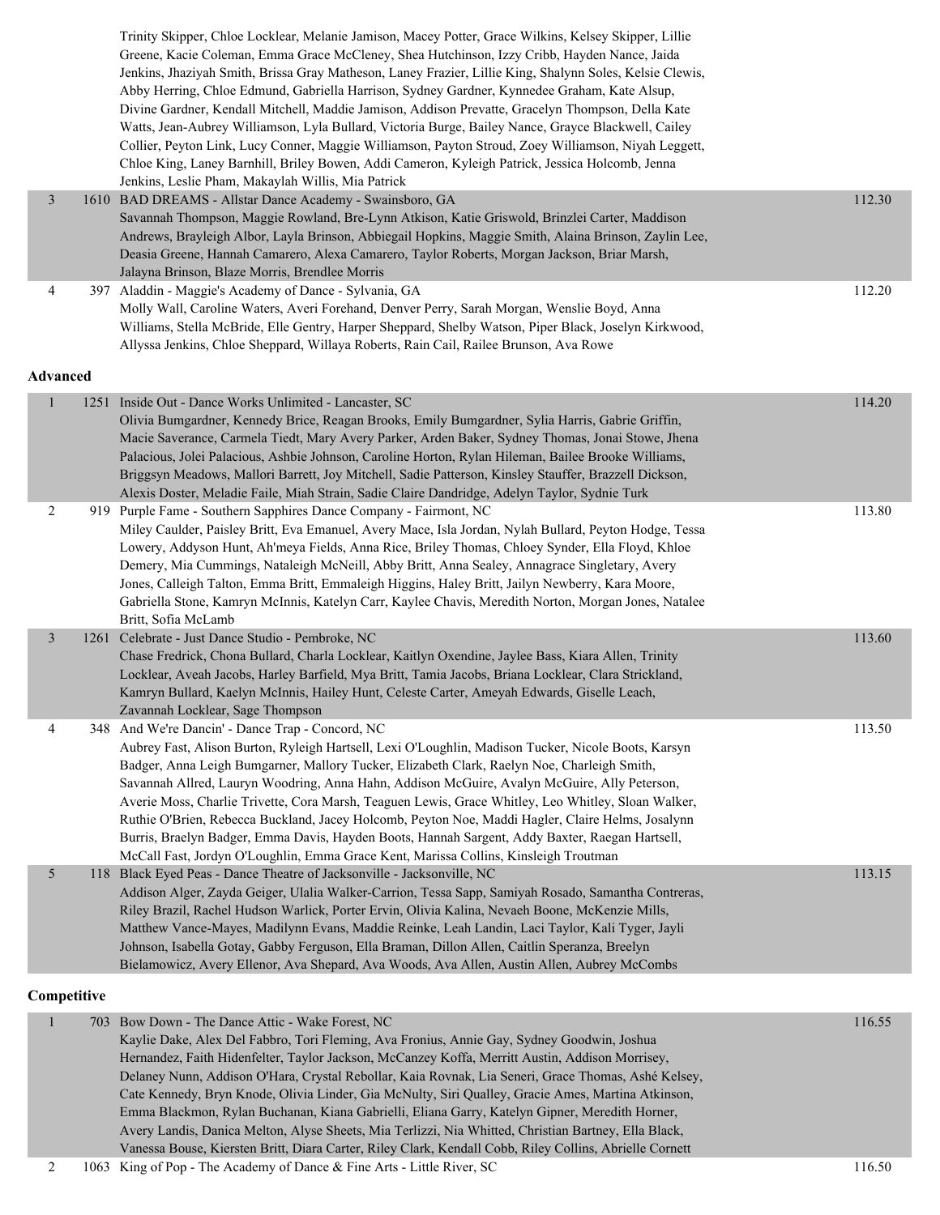| | | | |
|---|---|---|---|
| | | Trinity Skipper, Chloe Locklear, Melanie Jamison, Macey Potter, Grace Wilkins, Kelsey Skipper, Lillie Greene, Kacie Coleman, Emma Grace McCleney, Shea Hutchinson, Izzy Cribb, Hayden Nance, Jaida Jenkins, Jhaziyah Smith, Brissa Gray Matheson, Laney Frazier, Lillie King, Shalynn Soles, Kelsie Clewis, Abby Herring, Chloe Edmund, Gabriella Harrison, Sydney Gardner, Kynnedee Graham, Kate Alsup, Divine Gardner, Kendall Mitchell, Maddie Jamison, Addison Prevatte, Gracelyn Thompson, Della Kate Watts, Jean-Aubrey Williamson, Lyla Bullard, Victoria Burge, Bailey Nance, Grayce Blackwell, Cailey Collier, Peyton Link, Lucy Conner, Maggie Williamson, Payton Stroud, Zoey Williamson, Niyah Leggett, Chloe King, Laney Barnhill, Briley Bowen, Addi Cameron, Kyleigh Patrick, Jessica Holcomb, Jenna Jenkins, Leslie Pham, Makaylah Willis, Mia Patrick | |
| 3 | 1610 | BAD DREAMS - Allstar Dance Academy - Swainsboro, GA<br>Savannah Thompson, Maggie Rowland, Bre-Lynn Atkison, Katie Griswold, Brinzlei Carter, Maddison Andrews, Brayleigh Albor, Layla Brinson, Abbiegail Hopkins, Maggie Smith, Alaina Brinson, Zaylin Lee, Deasia Greene, Hannah Camarero, Alexa Camarero, Taylor Roberts, Morgan Jackson, Briar Marsh, Jalayna Brinson, Blaze Morris, Brendlee Morris | 112.30 |
| 4 | 397 | Aladdin - Maggie's Academy of Dance - Sylvania, GA<br>Molly Wall, Caroline Waters, Averi Forehand, Denver Perry, Sarah Morgan, Wenslie Boyd, Anna Williams, Stella McBride, Elle Gentry, Harper Sheppard, Shelby Watson, Piper Black, Joselyn Kirkwood, Allyssa Jenkins, Chloe Sheppard, Willaya Roberts, Rain Cail, Railee Brunson, Ava Rowe | 112.20 |

**Advanced**

| | | | |
|---|---|---|---|
| 1 | 1251 | Inside Out - Dance Works Unlimited - Lancaster, SC<br>Olivia Bumgardner, Kennedy Brice, Reagan Brooks, Emily Bumgardner, Sylia Harris, Gabrie Griffin, Macie Saverance, Carmela Tiedt, Mary Avery Parker, Arden Baker, Sydney Thomas, Jonai Stowe, Jhena Palacious, Jolei Palacious, Ashbie Johnson, Caroline Horton, Rylan Hileman, Bailee Brooke Williams, Briggsyn Meadows, Mallori Barrett, Joy Mitchell, Sadie Patterson, Kinsley Stauffer, Brazzell Dickson, Alexis Doster, Meladie Faile, Miah Strain, Sadie Claire Dandridge, Adelyn Taylor, Sydnie Turk | 114.20 |
| 2 | 919 | Purple Fame - Southern Sapphires Dance Company - Fairmont, NC<br>Miley Caulder, Paisley Britt, Eva Emanuel, Avery Mace, Isla Jordan, Nylah Bullard, Peyton Hodge, Tessa Lowery, Addyson Hunt, Ah'meya Fields, Anna Rice, Briley Thomas, Chloey Synder, Ella Floyd, Khloe Demery, Mia Cummings, Nataleigh McNeill, Abby Britt, Anna Sealey, Annagrace Singletary, Avery Jones, Calleigh Talton, Emma Britt, Emmaleigh Higgins, Haley Britt, Jailyn Newberry, Kara Moore, Gabriella Stone, Kamryn McInnis, Katelyn Carr, Kaylee Chavis, Meredith Norton, Morgan Jones, Natalee Britt, Sofia McLamb | 113.80 |
| 3 | 1261 | Celebrate - Just Dance Studio - Pembroke, NC<br>Chase Fredrick, Chona Bullard, Charla Locklear, Kaitlyn Oxendine, Jaylee Bass, Kiara Allen, Trinity Locklear, Aveah Jacobs, Harley Barfield, Mya Britt, Tamia Jacobs, Briana Locklear, Clara Strickland, Kamryn Bullard, Kaelyn McInnis, Hailey Hunt, Celeste Carter, Ameyah Edwards, Giselle Leach, Zavannah Locklear, Sage Thompson | 113.60 |
| 4 | 348 | And We're Dancin' - Dance Trap - Concord, NC<br>Aubrey Fast, Alison Burton, Ryleigh Hartsell, Lexi O'Loughlin, Madison Tucker, Nicole Boots, Karsyn Badger, Anna Leigh Bumgarner, Mallory Tucker, Elizabeth Clark, Raelyn Noe, Charleigh Smith, Savannah Allred, Lauryn Woodring, Anna Hahn, Addison McGuire, Avalyn McGuire, Ally Peterson, Averie Moss, Charlie Trivette, Cora Marsh, Teaguen Lewis, Grace Whitley, Leo Whitley, Sloan Walker, Ruthie O'Brien, Rebecca Buckland, Jacey Holcomb, Peyton Noe, Maddi Hagler, Claire Helms, Josalynn Burris, Braelyn Badger, Emma Davis, Hayden Boots, Hannah Sargent, Addy Baxter, Raegan Hartsell, McCall Fast, Jordyn O'Loughlin, Emma Grace Kent, Marissa Collins, Kinsleigh Troutman | 113.50 |
| 5 | 118 | Black Eyed Peas - Dance Theatre of Jacksonville - Jacksonville, NC<br>Addison Alger, Zayda Geiger, Ulalia Walker-Carrion, Tessa Sapp, Samiyah Rosado, Samantha Contreras, Riley Brazil, Rachel Hudson Warlick, Porter Ervin, Olivia Kalina, Nevaeh Boone, McKenzie Mills, Matthew Vance-Mayes, Madilynn Evans, Maddie Reinke, Leah Landin, Laci Taylor, Kali Tyger, Jayli Johnson, Isabella Gotay, Gabby Ferguson, Ella Braman, Dillon Allen, Caitlin Speranza, Breelyn Bielamowicz, Avery Ellenor, Ava Shepard, Ava Woods, Ava Allen, Austin Allen, Aubrey McCombs | 113.15 |

**Competitive**

| | | | |
|---|---|---|---|
| 1 | 703 | Bow Down - The Dance Attic - Wake Forest, NC<br>Kaylie Dake, Alex Del Fabbro, Tori Fleming, Ava Fronius, Annie Gay, Sydney Goodwin, Joshua Hernandez, Faith Hidenfelter, Taylor Jackson, McCanzey Koffa, Merritt Austin, Addison Morrisey, Delaney Nunn, Addison O'Hara, Crystal Rebollar, Kaia Rovnak, Lia Seneri, Grace Thomas, Ashé Kelsey, Cate Kennedy, Bryn Knode, Olivia Linder, Gia McNulty, Siri Qualley, Gracie Ames, Martina Atkinson, Emma Blackmon, Rylan Buchanan, Kiana Gabrielli, Eliana Garry, Katelyn Gipner, Meredith Horner, Avery Landis, Danica Melton, Alyse Sheets, Mia Terlizzi, Nia Whitted, Christian Bartney, Ella Black, Vanessa Bouse, Kiersten Britt, Diara Carter, Riley Clark, Kendall Cobb, Riley Collins, Abrielle Cornett | 116.55 |
| 2 | 1063 | King of Pop - The Academy of Dance & Fine Arts - Little River, SC | 116.50 |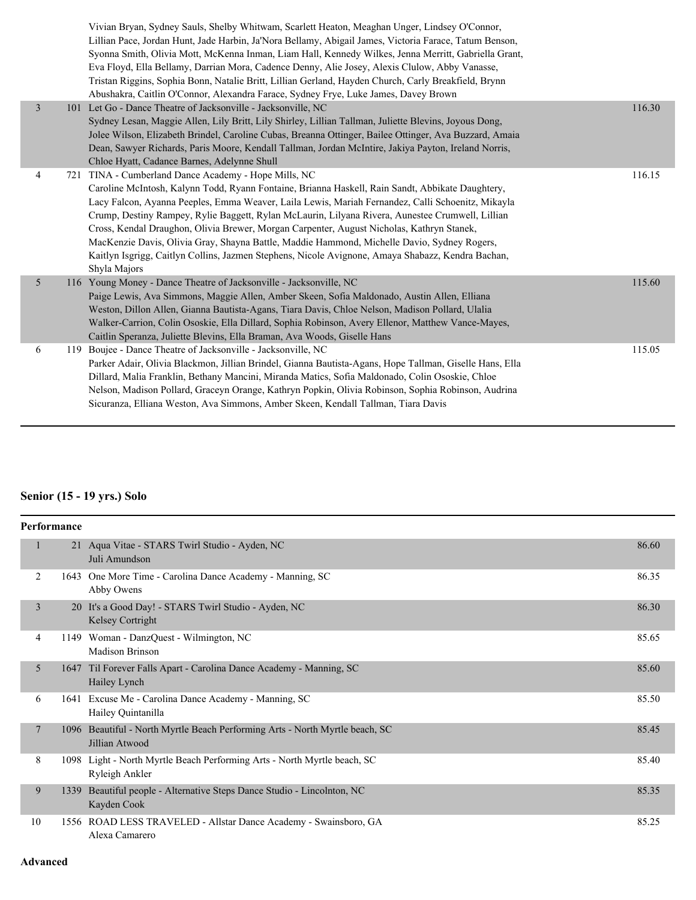| | | | |
|---|---|---|---|
| | | Vivian Bryan, Sydney Sauls, Shelby Whitwam, Scarlett Heaton, Meaghan Unger, Lindsey O'Connor, Lillian Pace, Jordan Hunt, Jade Harbin, Ja'Nora Bellamy, Abigail James, Victoria Farace, Tatum Benson, Syonna Smith, Olivia Mott, McKenna Inman, Liam Hall, Kennedy Wilkes, Jenna Merritt, Gabriella Grant, Eva Floyd, Ella Bellamy, Darrian Mora, Cadence Denny, Alie Josey, Alexis Clulow, Abby Vanasse, Tristan Riggins, Sophia Bonn, Natalie Britt, Lillian Gerland, Hayden Church, Carly Breakfield, Brynn Abushakra, Caitlin O'Connor, Alexandra Farace, Sydney Frye, Luke James, Davey Brown | |
| 3 | 101 | Let Go - Dance Theatre of Jacksonville - Jacksonville, NC<br>Sydney Lesan, Maggie Allen, Lily Britt, Lily Shirley, Lillian Tallman, Juliette Blevins, Joyous Dong, Jolee Wilson, Elizabeth Brindel, Caroline Cubas, Breanna Ottinger, Bailee Ottinger, Ava Buzzard, Amaia Dean, Sawyer Richards, Paris Moore, Kendall Tallman, Jordan McIntire, Jakiya Payton, Ireland Norris, Chloe Hyatt, Cadance Barnes, Adelynne Shull | 116.30 |
| 4 | 721 | TINA - Cumberland Dance Academy - Hope Mills, NC<br>Caroline McIntosh, Kalynn Todd, Ryann Fontaine, Brianna Haskell, Rain Sandt, Abbikate Daughtery, Lacy Falcon, Ayanna Peeples, Emma Weaver, Laila Lewis, Mariah Fernandez, Calli Schoenitz, Mikayla Crump, Destiny Rampey, Rylie Baggett, Rylan McLaurin, Lilyana Rivera, Aunestee Crumwell, Lillian Cross, Kendal Draughon, Olivia Brewer, Morgan Carpenter, August Nicholas, Kathryn Stanek, MacKenzie Davis, Olivia Gray, Shayna Battle, Maddie Hammond, Michelle Davio, Sydney Rogers, Kaitlyn Isgrigg, Caitlyn Collins, Jazmen Stephens, Nicole Avignone, Amaya Shabazz, Kendra Bachan, Shyla Majors | 116.15 |
| 5 | 116 | Young Money - Dance Theatre of Jacksonville - Jacksonville, NC<br>Paige Lewis, Ava Simmons, Maggie Allen, Amber Skeen, Sofia Maldonado, Austin Allen, Elliana Weston, Dillon Allen, Gianna Bautista-Agans, Tiara Davis, Chloe Nelson, Madison Pollard, Ulalia Walker-Carrion, Colin Ososkie, Ella Dillard, Sophia Robinson, Avery Ellenor, Matthew Vance-Mayes, Caitlin Speranza, Juliette Blevins, Ella Braman, Ava Woods, Giselle Hans | 115.60 |
| 6 | 119 | Boujee - Dance Theatre of Jacksonville - Jacksonville, NC<br>Parker Adair, Olivia Blackmon, Jillian Brindel, Gianna Bautista-Agans, Hope Tallman, Giselle Hans, Ella Dillard, Malia Franklin, Bethany Mancini, Miranda Matics, Sofia Maldonado, Colin Ososkie, Chloe Nelson, Madison Pollard, Graceyn Orange, Kathryn Popkin, Olivia Robinson, Sophia Robinson, Audrina Sicuranza, Elliana Weston, Ava Simmons, Amber Skeen, Kendall Tallman, Tiara Davis | 115.05 |

## Senior (15 - 19 yrs.) Solo

### Performance

| | | | |
|---|---|---|---|
| 1 | 21 | Aqua Vitae - STARS Twirl Studio - Ayden, NC<br>Juli Amundson | 86.60 |
| 2 | 1643 | One More Time - Carolina Dance Academy - Manning, SC<br>Abby Owens | 86.35 |
| 3 | 20 | It's a Good Day! - STARS Twirl Studio - Ayden, NC<br>Kelsey Cortright | 86.30 |
| 4 | 1149 | Woman - DanzQuest - Wilmington, NC<br>Madison Brinson | 85.65 |
| 5 | 1647 | Til Forever Falls Apart - Carolina Dance Academy - Manning, SC<br>Hailey Lynch | 85.60 |
| 6 | 1641 | Excuse Me - Carolina Dance Academy - Manning, SC<br>Hailey Quintanilla | 85.50 |
| 7 | 1096 | Beautiful - North Myrtle Beach Performing Arts - North Myrtle beach, SC<br>Jillian Atwood | 85.45 |
| 8 | 1098 | Light - North Myrtle Beach Performing Arts - North Myrtle beach, SC<br>Ryleigh Ankler | 85.40 |
| 9 | 1339 | Beautiful people - Alternative Steps Dance Studio - Lincolnton, NC<br>Kayden Cook | 85.35 |
| 10 | 1556 | ROAD LESS TRAVELED - Allstar Dance Academy - Swainsboro, GA<br>Alexa Camarero | 85.25 |

### Advanced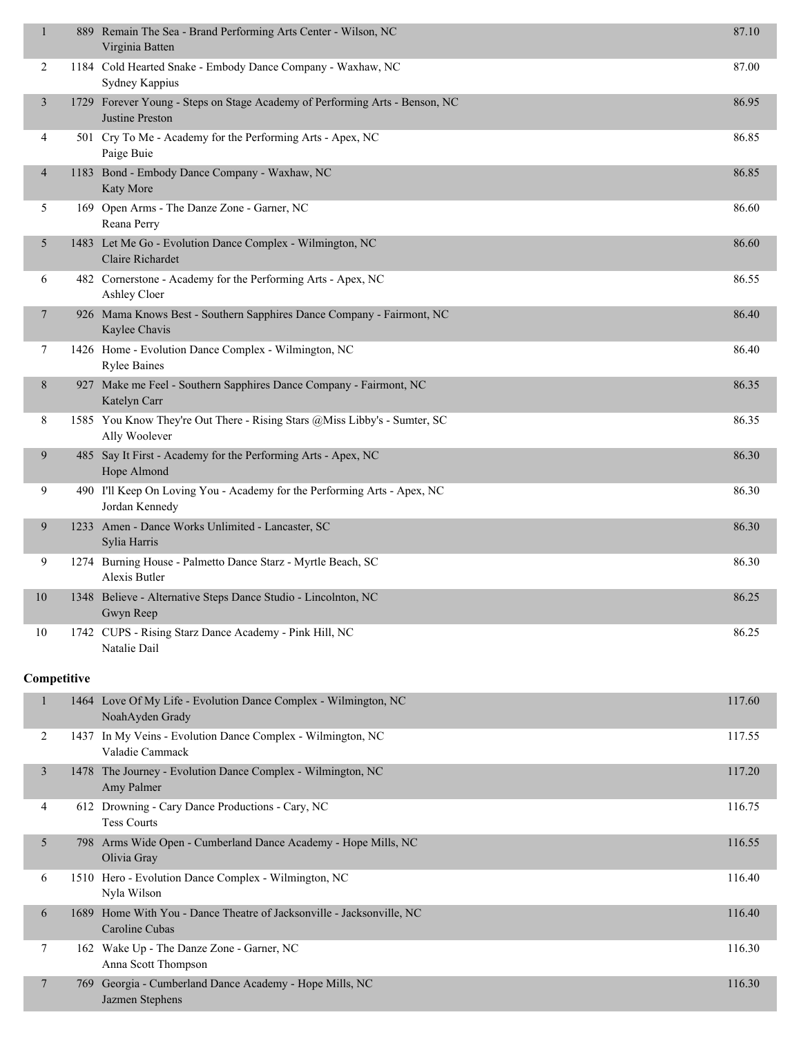| | | | |
|---|---|---|---|
| 1 | 889 | Remain The Sea - Brand Performing Arts Center - Wilson, NC<br>Virginia Batten | 87.10 |
| 2 | 1184 | Cold Hearted Snake - Embody Dance Company - Waxhaw, NC<br>Sydney Kappius | 87.00 |
| 3 | 1729 | Forever Young - Steps on Stage Academy of Performing Arts - Benson, NC<br>Justine Preston | 86.95 |
| 4 | 501 | Cry To Me - Academy for the Performing Arts - Apex, NC<br>Paige Buie | 86.85 |
| 4 | 1183 | Bond - Embody Dance Company - Waxhaw, NC<br>Katy More | 86.85 |
| 5 | 169 | Open Arms - The Danze Zone - Garner, NC<br>Reana Perry | 86.60 |
| 5 | 1483 | Let Me Go - Evolution Dance Complex - Wilmington, NC<br>Claire Richardet | 86.60 |
| 6 | 482 | Cornerstone - Academy for the Performing Arts - Apex, NC<br>Ashley Cloer | 86.55 |
| 7 | 926 | Mama Knows Best - Southern Sapphires Dance Company - Fairmont, NC<br>Kaylee Chavis | 86.40 |
| 7 | 1426 | Home - Evolution Dance Complex - Wilmington, NC<br>Rylee Baines | 86.40 |
| 8 | 927 | Make me Feel - Southern Sapphires Dance Company - Fairmont, NC<br>Katelyn Carr | 86.35 |
| 8 | 1585 | You Know They're Out There - Rising Stars @Miss Libby's - Sumter, SC<br>Ally Woolever | 86.35 |
| 9 | 485 | Say It First - Academy for the Performing Arts - Apex, NC<br>Hope Almond | 86.30 |
| 9 | 490 | I'll Keep On Loving You - Academy for the Performing Arts - Apex, NC<br>Jordan Kennedy | 86.30 |
| 9 | 1233 | Amen - Dance Works Unlimited - Lancaster, SC<br>Sylia Harris | 86.30 |
| 9 | 1274 | Burning House - Palmetto Dance Starz - Myrtle Beach, SC<br>Alexis Butler | 86.30 |
| 10 | 1348 | Believe - Alternative Steps Dance Studio - Lincolnton, NC<br>Gwyn Reep | 86.25 |
| 10 | 1742 | CUPS - Rising Starz Dance Academy - Pink Hill, NC<br>Natalie Dail | 86.25 |

**Competitive**

| | | | |
|---|---|---|---|
| 1 | 1464 | Love Of My Life - Evolution Dance Complex - Wilmington, NC<br>NoahAyden Grady | 117.60 |
| 2 | 1437 | In My Veins - Evolution Dance Complex - Wilmington, NC<br>Valadie Cammack | 117.55 |
| 3 | 1478 | The Journey - Evolution Dance Complex - Wilmington, NC<br>Amy Palmer | 117.20 |
| 4 | 612 | Drowning - Cary Dance Productions - Cary, NC<br>Tess Courts | 116.75 |
| 5 | 798 | Arms Wide Open - Cumberland Dance Academy - Hope Mills, NC<br>Olivia Gray | 116.55 |
| 6 | 1510 | Hero - Evolution Dance Complex - Wilmington, NC<br>Nyla Wilson | 116.40 |
| 6 | 1689 | Home With You - Dance Theatre of Jacksonville - Jacksonville, NC<br>Caroline Cubas | 116.40 |
| 7 | 162 | Wake Up - The Danze Zone - Garner, NC<br>Anna Scott Thompson | 116.30 |
| 7 | 769 | Georgia - Cumberland Dance Academy - Hope Mills, NC<br>Jazmen Stephens | 116.30 |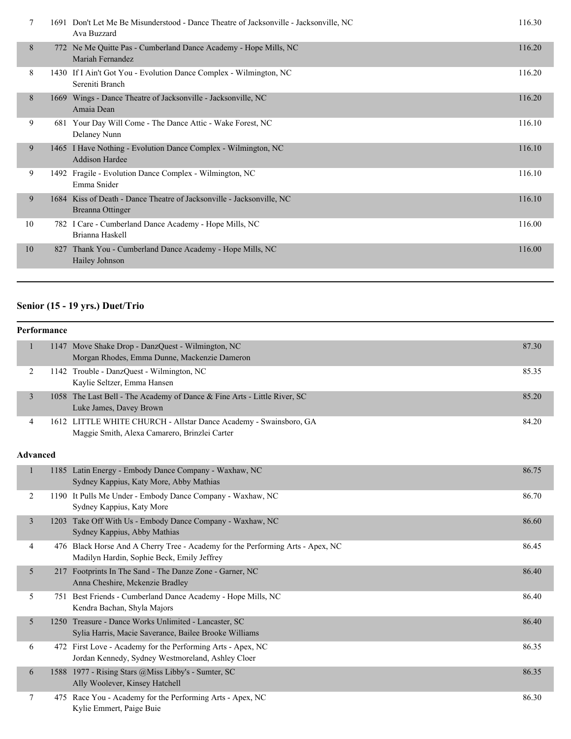| | | | |
|---|---|---|---|
| 7 | 1691 | Don't Let Me Be Misunderstood - Dance Theatre of Jacksonville - Jacksonville, NC<br>Ava Buzzard | 116.30 |
| 8 | 772 | Ne Me Quitte Pas - Cumberland Dance Academy - Hope Mills, NC<br>Mariah Fernandez | 116.20 |
| 8 | 1430 | If I Ain't Got You - Evolution Dance Complex - Wilmington, NC<br>Sereniti Branch | 116.20 |
| 8 | 1669 | Wings - Dance Theatre of Jacksonville - Jacksonville, NC<br>Amaia Dean | 116.20 |
| 9 | 681 | Your Day Will Come - The Dance Attic - Wake Forest, NC<br>Delaney Nunn | 116.10 |
| 9 | 1465 | I Have Nothing - Evolution Dance Complex - Wilmington, NC<br>Addison Hardee | 116.10 |
| 9 | 1492 | Fragile - Evolution Dance Complex - Wilmington, NC<br>Emma Snider | 116.10 |
| 9 | 1684 | Kiss of Death - Dance Theatre of Jacksonville - Jacksonville, NC<br>Breanna Ottinger | 116.10 |
| 10 | 782 | I Care - Cumberland Dance Academy - Hope Mills, NC<br>Brianna Haskell | 116.00 |
| 10 | 827 | Thank You - Cumberland Dance Academy - Hope Mills, NC<br>Hailey Johnson | 116.00 |

## Senior (15 - 19 yrs.) Duet/Trio

### Performance

| | | | |
|---|---|---|---|
| 1 | 1147 | Move Shake Drop - DanzQuest - Wilmington, NC<br>Morgan Rhodes, Emma Dunne, Mackenzie Dameron | 87.30 |
| 2 | 1142 | Trouble - DanzQuest - Wilmington, NC<br>Kaylie Seltzer, Emma Hansen | 85.35 |
| 3 | 1058 | The Last Bell - The Academy of Dance & Fine Arts - Little River, SC<br>Luke James, Davey Brown | 85.20 |
| 4 | 1612 | LITTLE WHITE CHURCH - Allstar Dance Academy - Swainsboro, GA<br>Maggie Smith, Alexa Camarero, Brinzlei Carter | 84.20 |

### Advanced

| | | | |
|---|---|---|---|
| 1 | 1185 | Latin Energy - Embody Dance Company - Waxhaw, NC<br>Sydney Kappius, Katy More, Abby Mathias | 86.75 |
| 2 | 1190 | It Pulls Me Under - Embody Dance Company - Waxhaw, NC<br>Sydney Kappius, Katy More | 86.70 |
| 3 | 1203 | Take Off With Us - Embody Dance Company - Waxhaw, NC<br>Sydney Kappius, Abby Mathias | 86.60 |
| 4 | 476 | Black Horse And A Cherry Tree - Academy for the Performing Arts - Apex, NC<br>Madilyn Hardin, Sophie Beck, Emily Jeffrey | 86.45 |
| 5 | 217 | Footprints In The Sand - The Danze Zone - Garner, NC<br>Anna Cheshire, Mckenzie Bradley | 86.40 |
| 5 | 751 | Best Friends - Cumberland Dance Academy - Hope Mills, NC<br>Kendra Bachan, Shyla Majors | 86.40 |
| 5 | 1250 | Treasure - Dance Works Unlimited - Lancaster, SC<br>Sylia Harris, Macie Saverance, Bailee Brooke Williams | 86.40 |
| 6 | 472 | First Love - Academy for the Performing Arts - Apex, NC<br>Jordan Kennedy, Sydney Westmoreland, Ashley Cloer | 86.35 |
| 6 | 1588 | 1977 - Rising Stars @Miss Libby's - Sumter, SC<br>Ally Woolever, Kinsey Hatchell | 86.35 |
| 7 | 475 | Race You - Academy for the Performing Arts - Apex, NC<br>Kylie Emmert, Paige Buie | 86.30 |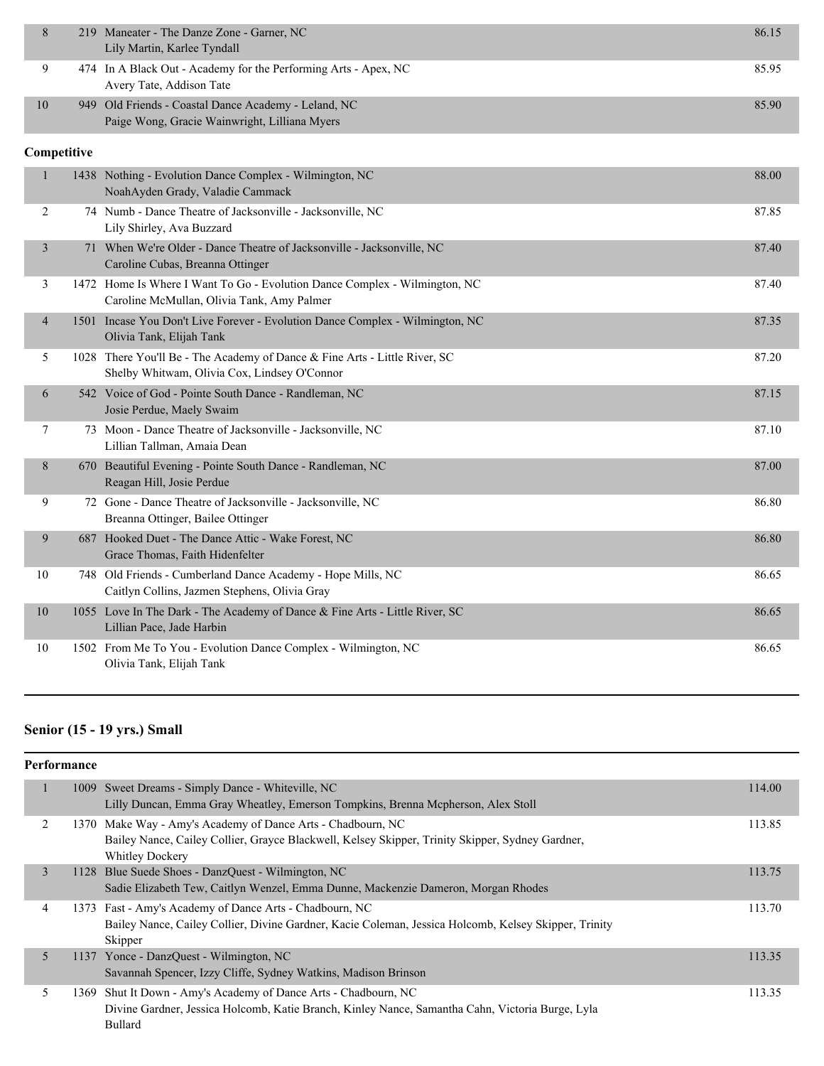| | | | |
|---|---|---|---|
| 8 | 219 | Maneater - The Danze Zone - Garner, NC<br>Lily Martin, Karlee Tyndall | 86.15 |
| 9 | 474 | In A Black Out - Academy for the Performing Arts - Apex, NC<br>Avery Tate, Addison Tate | 85.95 |
| 10 | 949 | Old Friends - Coastal Dance Academy - Leland, NC<br>Paige Wong, Gracie Wainwright, Lilliana Myers | 85.90 |

**Competitive**

| | | | |
|---|---|---|---|
| 1 | 1438 | Nothing - Evolution Dance Complex - Wilmington, NC<br>NoahAyden Grady, Valadie Cammack | 88.00 |
| 2 | 74 | Numb - Dance Theatre of Jacksonville - Jacksonville, NC<br>Lily Shirley, Ava Buzzard | 87.85 |
| 3 | 71 | When We're Older - Dance Theatre of Jacksonville - Jacksonville, NC<br>Caroline Cubas, Breanna Ottinger | 87.40 |
| 3 | 1472 | Home Is Where I Want To Go - Evolution Dance Complex - Wilmington, NC<br>Caroline McMullan, Olivia Tank, Amy Palmer | 87.40 |
| 4 | 1501 | Incase You Don't Live Forever - Evolution Dance Complex - Wilmington, NC<br>Olivia Tank, Elijah Tank | 87.35 |
| 5 | 1028 | There You'll Be - The Academy of Dance & Fine Arts - Little River, SC<br>Shelby Whitwam, Olivia Cox, Lindsey O'Connor | 87.20 |
| 6 | 542 | Voice of God - Pointe South Dance - Randleman, NC<br>Josie Perdue, Maely Swaim | 87.15 |
| 7 | 73 | Moon - Dance Theatre of Jacksonville - Jacksonville, NC<br>Lillian Tallman, Amaia Dean | 87.10 |
| 8 | 670 | Beautiful Evening - Pointe South Dance - Randleman, NC<br>Reagan Hill, Josie Perdue | 87.00 |
| 9 | 72 | Gone - Dance Theatre of Jacksonville - Jacksonville, NC<br>Breanna Ottinger, Bailee Ottinger | 86.80 |
| 9 | 687 | Hooked Duet - The Dance Attic - Wake Forest, NC<br>Grace Thomas, Faith Hidenfelter | 86.80 |
| 10 | 748 | Old Friends - Cumberland Dance Academy - Hope Mills, NC<br>Caitlyn Collins, Jazmen Stephens, Olivia Gray | 86.65 |
| 10 | 1055 | Love In The Dark - The Academy of Dance & Fine Arts - Little River, SC<br>Lillian Pace, Jade Harbin | 86.65 |
| 10 | 1502 | From Me To You - Evolution Dance Complex - Wilmington, NC<br>Olivia Tank, Elijah Tank | 86.65 |

## Senior (15 - 19 yrs.) Small

**Performance**

| | | | |
|---|---|---|---|
| 1 | 1009 | Sweet Dreams - Simply Dance - Whiteville, NC<br>Lilly Duncan, Emma Gray Wheatley, Emerson Tompkins, Brenna Mcpherson, Alex Stoll | 114.00 |
| 2 | 1370 | Make Way - Amy's Academy of Dance Arts - Chadbourn, NC<br>Bailey Nance, Cailey Collier, Grayce Blackwell, Kelsey Skipper, Trinity Skipper, Sydney Gardner, Whitley Dockery | 113.85 |
| 3 | 1128 | Blue Suede Shoes - DanzQuest - Wilmington, NC<br>Sadie Elizabeth Tew, Caitlyn Wenzel, Emma Dunne, Mackenzie Dameron, Morgan Rhodes | 113.75 |
| 4 | 1373 | Fast - Amy's Academy of Dance Arts - Chadbourn, NC<br>Bailey Nance, Cailey Collier, Divine Gardner, Kacie Coleman, Jessica Holcomb, Kelsey Skipper, Trinity Skipper | 113.70 |
| 5 | 1137 | Yonce - DanzQuest - Wilmington, NC<br>Savannah Spencer, Izzy Cliffe, Sydney Watkins, Madison Brinson | 113.35 |
| 5 | 1369 | Shut It Down - Amy's Academy of Dance Arts - Chadbourn, NC<br>Divine Gardner, Jessica Holcomb, Katie Branch, Kinley Nance, Samantha Cahn, Victoria Burge, Lyla Bullard | 113.35 |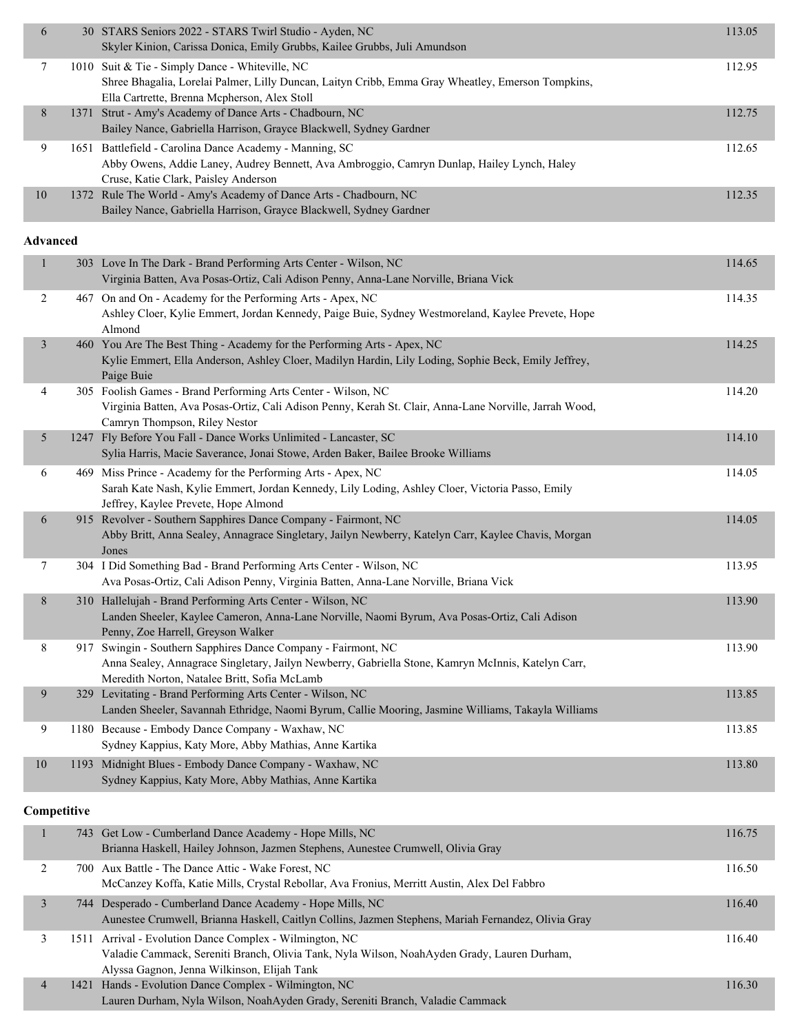| | | | |
|---|---|---|---|
| 6 | 30 | STARS Seniors 2022 - STARS Twirl Studio - Ayden, NC<br>Skyler Kinion, Carissa Donica, Emily Grubbs, Kailee Grubbs, Juli Amundson | 113.05 |
| 7 | 1010 | Suit & Tie - Simply Dance - Whiteville, NC<br>Shree Bhagalia, Lorelai Palmer, Lilly Duncan, Laityn Cribb, Emma Gray Wheatley, Emerson Tompkins, Ella Cartrette, Brenna Mcpherson, Alex Stoll | 112.95 |
| 8 | 1371 | Strut - Amy's Academy of Dance Arts - Chadbourn, NC<br>Bailey Nance, Gabriella Harrison, Grayce Blackwell, Sydney Gardner | 112.75 |
| 9 | 1651 | Battlefield - Carolina Dance Academy - Manning, SC<br>Abby Owens, Addie Laney, Audrey Bennett, Ava Ambroggio, Camryn Dunlap, Hailey Lynch, Haley Cruse, Katie Clark, Paisley Anderson | 112.65 |
| 10 | 1372 | Rule The World - Amy's Academy of Dance Arts - Chadbourn, NC<br>Bailey Nance, Gabriella Harrison, Grayce Blackwell, Sydney Gardner | 112.35 |

**Advanced**

| | | | |
|---|---|---|---|
| 1 | 303 | Love In The Dark - Brand Performing Arts Center - Wilson, NC<br>Virginia Batten, Ava Posas-Ortiz, Cali Adison Penny, Anna-Lane Norville, Briana Vick | 114.65 |
| 2 | 467 | On and On - Academy for the Performing Arts - Apex, NC<br>Ashley Cloer, Kylie Emmert, Jordan Kennedy, Paige Buie, Sydney Westmoreland, Kaylee Prevete, Hope Almond | 114.35 |
| 3 | 460 | You Are The Best Thing - Academy for the Performing Arts - Apex, NC<br>Kylie Emmert, Ella Anderson, Ashley Cloer, Madilyn Hardin, Lily Loding, Sophie Beck, Emily Jeffrey, Paige Buie | 114.25 |
| 4 | 305 | Foolish Games - Brand Performing Arts Center - Wilson, NC<br>Virginia Batten, Ava Posas-Ortiz, Cali Adison Penny, Kerah St. Clair, Anna-Lane Norville, Jarrah Wood, Camryn Thompson, Riley Nestor | 114.20 |
| 5 | 1247 | Fly Before You Fall - Dance Works Unlimited - Lancaster, SC<br>Sylia Harris, Macie Saverance, Jonai Stowe, Arden Baker, Bailee Brooke Williams | 114.10 |
| 6 | 469 | Miss Prince - Academy for the Performing Arts - Apex, NC<br>Sarah Kate Nash, Kylie Emmert, Jordan Kennedy, Lily Loding, Ashley Cloer, Victoria Passo, Emily Jeffrey, Kaylee Prevete, Hope Almond | 114.05 |
| 6 | 915 | Revolver - Southern Sapphires Dance Company - Fairmont, NC<br>Abby Britt, Anna Sealey, Annagrace Singletary, Jailyn Newberry, Katelyn Carr, Kaylee Chavis, Morgan Jones | 114.05 |
| 7 | 304 | I Did Something Bad - Brand Performing Arts Center - Wilson, NC<br>Ava Posas-Ortiz, Cali Adison Penny, Virginia Batten, Anna-Lane Norville, Briana Vick | 113.95 |
| 8 | 310 | Hallelujah - Brand Performing Arts Center - Wilson, NC<br>Landen Sheeler, Kaylee Cameron, Anna-Lane Norville, Naomi Byrum, Ava Posas-Ortiz, Cali Adison Penny, Zoe Harrell, Greyson Walker | 113.90 |
| 8 | 917 | Swingin - Southern Sapphires Dance Company - Fairmont, NC<br>Anna Sealey, Annagrace Singletary, Jailyn Newberry, Gabriella Stone, Kamryn McInnis, Katelyn Carr, Meredith Norton, Natalee Britt, Sofia McLamb | 113.90 |
| 9 | 329 | Levitating - Brand Performing Arts Center - Wilson, NC<br>Landen Sheeler, Savannah Ethridge, Naomi Byrum, Callie Mooring, Jasmine Williams, Takayla Williams | 113.85 |
| 9 | 1180 | Because - Embody Dance Company - Waxhaw, NC<br>Sydney Kappius, Katy More, Abby Mathias, Anne Kartika | 113.85 |
| 10 | 1193 | Midnight Blues - Embody Dance Company - Waxhaw, NC<br>Sydney Kappius, Katy More, Abby Mathias, Anne Kartika | 113.80 |

**Competitive**

| | | | |
|---|---|---|---|
| 1 | 743 | Get Low - Cumberland Dance Academy - Hope Mills, NC<br>Brianna Haskell, Hailey Johnson, Jazmen Stephens, Aunestee Crumwell, Olivia Gray | 116.75 |
| 2 | 700 | Aux Battle - The Dance Attic - Wake Forest, NC<br>McCanzey Koffa, Katie Mills, Crystal Rebollar, Ava Fronius, Merritt Austin, Alex Del Fabbro | 116.50 |
| 3 | 744 | Desperado - Cumberland Dance Academy - Hope Mills, NC<br>Aunestee Crumwell, Brianna Haskell, Caitlyn Collins, Jazmen Stephens, Mariah Fernandez, Olivia Gray | 116.40 |
| 3 | 1511 | Arrival - Evolution Dance Complex - Wilmington, NC<br>Valadie Cammack, Sereniti Branch, Olivia Tank, Nyla Wilson, NoahAyden Grady, Lauren Durham, Alyssa Gagnon, Jenna Wilkinson, Elijah Tank | 116.40 |
| 4 | 1421 | Hands - Evolution Dance Complex - Wilmington, NC<br>Lauren Durham, Nyla Wilson, NoahAyden Grady, Sereniti Branch, Valadie Cammack | 116.30 |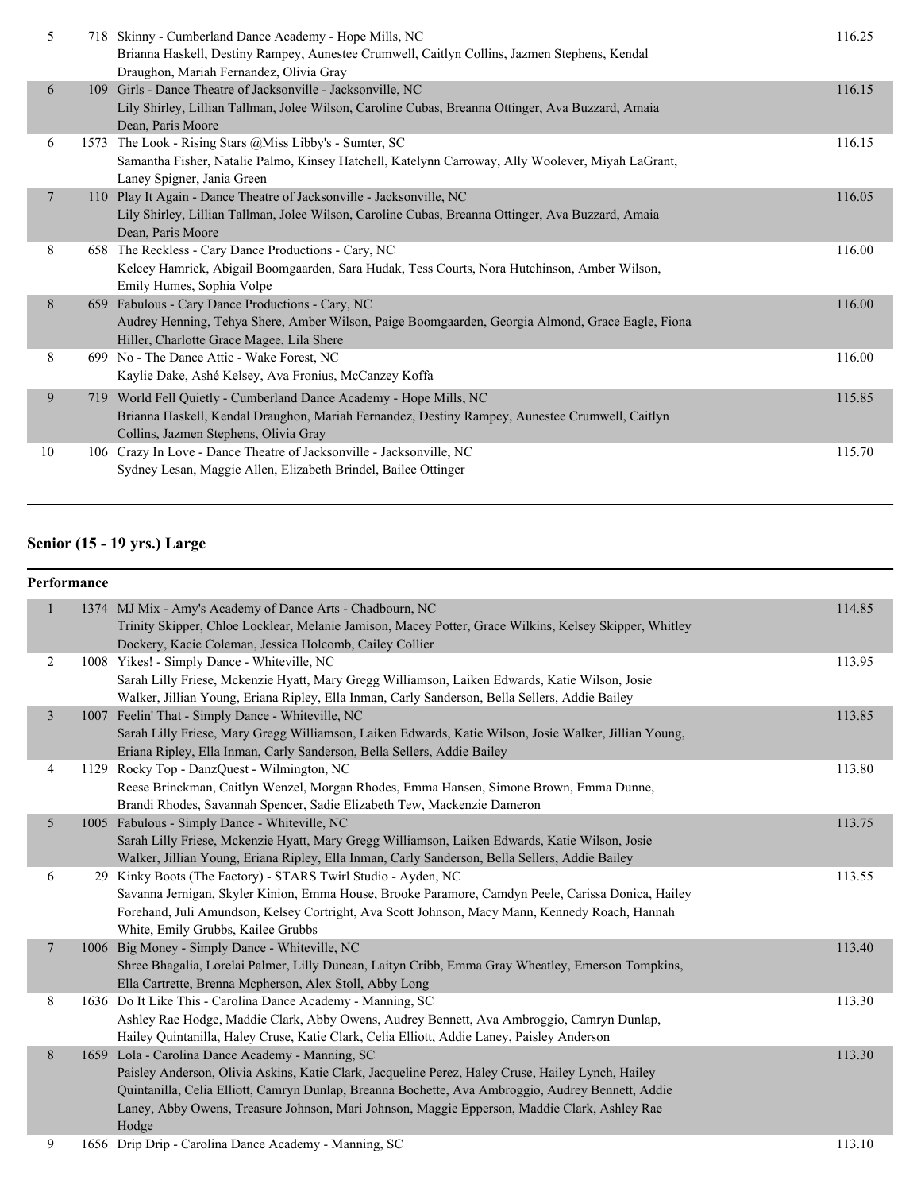| | | | |
|---|---|---|---|
| 5 | 718 | Skinny - Cumberland Dance Academy - Hope Mills, NC<br>Brianna Haskell, Destiny Rampey, Aunestee Crumwell, Caitlyn Collins, Jazmen Stephens, Kendal Draughon, Mariah Fernandez, Olivia Gray | 116.25 |
| 6 | 109 | Girls - Dance Theatre of Jacksonville - Jacksonville, NC<br>Lily Shirley, Lillian Tallman, Jolee Wilson, Caroline Cubas, Breanna Ottinger, Ava Buzzard, Amaia Dean, Paris Moore | 116.15 |
| 6 | 1573 | The Look - Rising Stars @Miss Libby's - Sumter, SC<br>Samantha Fisher, Natalie Palmo, Kinsey Hatchell, Katelynn Carroway, Ally Woolever, Miyah LaGrant, Laney Spigner, Jania Green | 116.15 |
| 7 | 110 | Play It Again - Dance Theatre of Jacksonville - Jacksonville, NC<br>Lily Shirley, Lillian Tallman, Jolee Wilson, Caroline Cubas, Breanna Ottinger, Ava Buzzard, Amaia Dean, Paris Moore | 116.05 |
| 8 | 658 | The Reckless - Cary Dance Productions - Cary, NC<br>Kelcey Hamrick, Abigail Boomgaarden, Sara Hudak, Tess Courts, Nora Hutchinson, Amber Wilson, Emily Humes, Sophia Volpe | 116.00 |
| 8 | 659 | Fabulous - Cary Dance Productions - Cary, NC<br>Audrey Henning, Tehya Shere, Amber Wilson, Paige Boomgaarden, Georgia Almond, Grace Eagle, Fiona Hiller, Charlotte Grace Magee, Lila Shere | 116.00 |
| 8 | 699 | No - The Dance Attic - Wake Forest, NC<br>Kaylie Dake, Ashé Kelsey, Ava Fronius, McCanzey Koffa | 116.00 |
| 9 | 719 | World Fell Quietly - Cumberland Dance Academy - Hope Mills, NC<br>Brianna Haskell, Kendal Draughon, Mariah Fernandez, Destiny Rampey, Aunestee Crumwell, Caitlyn Collins, Jazmen Stephens, Olivia Gray | 115.85 |
| 10 | 106 | Crazy In Love - Dance Theatre of Jacksonville - Jacksonville, NC<br>Sydney Lesan, Maggie Allen, Elizabeth Brindel, Bailee Ottinger | 115.70 |

## Senior (15 - 19 yrs.) Large

**Performance**

| | | | |
|---|---|---|---|
| 1 | 1374 | MJ Mix - Amy's Academy of Dance Arts - Chadbourn, NC<br>Trinity Skipper, Chloe Locklear, Melanie Jamison, Macey Potter, Grace Wilkins, Kelsey Skipper, Whitley Dockery, Kacie Coleman, Jessica Holcomb, Cailey Collier | 114.85 |
| 2 | 1008 | Yikes! - Simply Dance - Whiteville, NC<br>Sarah Lilly Friese, Mckenzie Hyatt, Mary Gregg Williamson, Laiken Edwards, Katie Wilson, Josie Walker, Jillian Young, Eriana Ripley, Ella Inman, Carly Sanderson, Bella Sellers, Addie Bailey | 113.95 |
| 3 | 1007 | Feelin' That - Simply Dance - Whiteville, NC<br>Sarah Lilly Friese, Mary Gregg Williamson, Laiken Edwards, Katie Wilson, Josie Walker, Jillian Young, Eriana Ripley, Ella Inman, Carly Sanderson, Bella Sellers, Addie Bailey | 113.85 |
| 4 | 1129 | Rocky Top - DanzQuest - Wilmington, NC<br>Reese Brinckman, Caitlyn Wenzel, Morgan Rhodes, Emma Hansen, Simone Brown, Emma Dunne, Brandi Rhodes, Savannah Spencer, Sadie Elizabeth Tew, Mackenzie Dameron | 113.80 |
| 5 | 1005 | Fabulous - Simply Dance - Whiteville, NC<br>Sarah Lilly Friese, Mckenzie Hyatt, Mary Gregg Williamson, Laiken Edwards, Katie Wilson, Josie Walker, Jillian Young, Eriana Ripley, Ella Inman, Carly Sanderson, Bella Sellers, Addie Bailey | 113.75 |
| 6 | 29 | Kinky Boots (The Factory) - STARS Twirl Studio - Ayden, NC<br>Savanna Jernigan, Skyler Kinion, Emma House, Brooke Paramore, Camdyn Peele, Carissa Donica, Hailey Forehand, Juli Amundson, Kelsey Cortright, Ava Scott Johnson, Macy Mann, Kennedy Roach, Hannah White, Emily Grubbs, Kailee Grubbs | 113.55 |
| 7 | 1006 | Big Money - Simply Dance - Whiteville, NC<br>Shree Bhagalia, Lorelai Palmer, Lilly Duncan, Laityn Cribb, Emma Gray Wheatley, Emerson Tompkins, Ella Cartrette, Brenna Mcpherson, Alex Stoll, Abby Long | 113.40 |
| 8 | 1636 | Do It Like This - Carolina Dance Academy - Manning, SC<br>Ashley Rae Hodge, Maddie Clark, Abby Owens, Audrey Bennett, Ava Ambroggio, Camryn Dunlap, Hailey Quintanilla, Haley Cruse, Katie Clark, Celia Elliott, Addie Laney, Paisley Anderson | 113.30 |
| 8 | 1659 | Lola - Carolina Dance Academy - Manning, SC<br>Paisley Anderson, Olivia Askins, Katie Clark, Jacqueline Perez, Haley Cruse, Hailey Lynch, Hailey Quintanilla, Celia Elliott, Camryn Dunlap, Breanna Bochette, Ava Ambroggio, Audrey Bennett, Addie Laney, Abby Owens, Treasure Johnson, Mari Johnson, Maggie Epperson, Maddie Clark, Ashley Rae Hodge | 113.30 |
| 9 | 1656 | Drip Drip - Carolina Dance Academy - Manning, SC | 113.10 |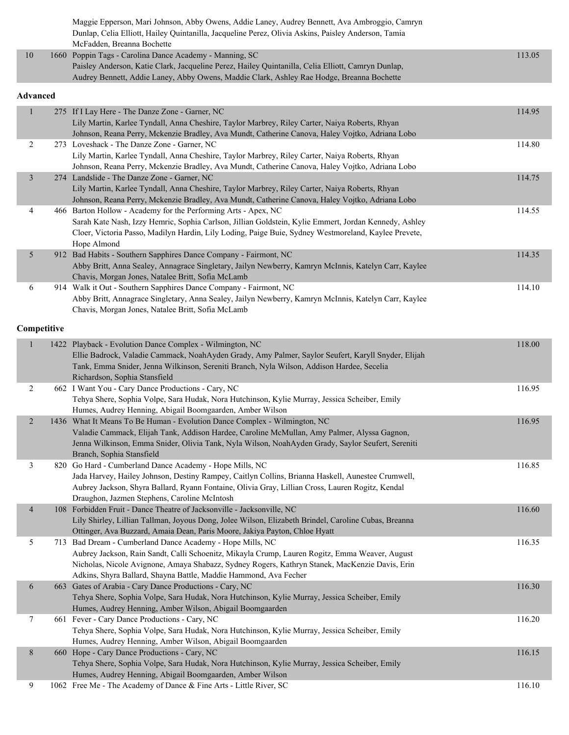| | | | |
|---|---|---|---|
| | | Maggie Epperson, Mari Johnson, Abby Owens, Addie Laney, Audrey Bennett, Ava Ambroggio, Camryn Dunlap, Celia Elliott, Hailey Quintanilla, Jacqueline Perez, Olivia Askins, Paisley Anderson, Tamia McFadden, Breanna Bochette | |
| 10 | 1660 | Poppin Tags - Carolina Dance Academy - Manning, SC<br>Paisley Anderson, Katie Clark, Jacqueline Perez, Hailey Quintanilla, Celia Elliott, Camryn Dunlap, Audrey Bennett, Addie Laney, Abby Owens, Maddie Clark, Ashley Rae Hodge, Breanna Bochette | 113.05 |

**Advanced**

| | | | |
|---|---|---|---|
| 1 | 275 | If I Lay Here - The Danze Zone - Garner, NC<br>Lily Martin, Karlee Tyndall, Anna Cheshire, Taylor Marbrey, Riley Carter, Naiya Roberts, Rhyan Johnson, Reana Perry, Mckenzie Bradley, Ava Mundt, Catherine Canova, Haley Vojtko, Adriana Lobo | 114.95 |
| 2 | 273 | Loveshack - The Danze Zone - Garner, NC<br>Lily Martin, Karlee Tyndall, Anna Cheshire, Taylor Marbrey, Riley Carter, Naiya Roberts, Rhyan Johnson, Reana Perry, Mckenzie Bradley, Ava Mundt, Catherine Canova, Haley Vojtko, Adriana Lobo | 114.80 |
| 3 | 274 | Landslide - The Danze Zone - Garner, NC<br>Lily Martin, Karlee Tyndall, Anna Cheshire, Taylor Marbrey, Riley Carter, Naiya Roberts, Rhyan Johnson, Reana Perry, Mckenzie Bradley, Ava Mundt, Catherine Canova, Haley Vojtko, Adriana Lobo | 114.75 |
| 4 | 466 | Barton Hollow - Academy for the Performing Arts - Apex, NC<br>Sarah Kate Nash, Izzy Hemric, Sophia Carlson, Jillian Goldstein, Kylie Emmert, Jordan Kennedy, Ashley Cloer, Victoria Passo, Madilyn Hardin, Lily Loding, Paige Buie, Sydney Westmoreland, Kaylee Prevete, Hope Almond | 114.55 |
| 5 | 912 | Bad Habits - Southern Sapphires Dance Company - Fairmont, NC<br>Abby Britt, Anna Sealey, Annagrace Singletary, Jailyn Newberry, Kamryn McInnis, Katelyn Carr, Kaylee Chavis, Morgan Jones, Natalee Britt, Sofia McLamb | 114.35 |
| 6 | 914 | Walk it Out - Southern Sapphires Dance Company - Fairmont, NC<br>Abby Britt, Annagrace Singletary, Anna Sealey, Jailyn Newberry, Kamryn McInnis, Katelyn Carr, Kaylee Chavis, Morgan Jones, Natalee Britt, Sofia McLamb | 114.10 |

**Competitive**

| | | | |
|---|---|---|---|
| 1 | 1422 | Playback - Evolution Dance Complex - Wilmington, NC<br>Ellie Badrock, Valadie Cammack, NoahAyden Grady, Amy Palmer, Saylor Seufert, Karyll Snyder, Elijah Tank, Emma Snider, Jenna Wilkinson, Sereniti Branch, Nyla Wilson, Addison Hardee, Secelia Richardson, Sophia Stansfield | 118.00 |
| 2 | 662 | I Want You - Cary Dance Productions - Cary, NC<br>Tehya Shere, Sophia Volpe, Sara Hudak, Nora Hutchinson, Kylie Murray, Jessica Scheiber, Emily Humes, Audrey Henning, Abigail Boomgaarden, Amber Wilson | 116.95 |
| 2 | 1436 | What It Means To Be Human - Evolution Dance Complex - Wilmington, NC<br>Valadie Cammack, Elijah Tank, Addison Hardee, Caroline McMullan, Amy Palmer, Alyssa Gagnon, Jenna Wilkinson, Emma Snider, Olivia Tank, Nyla Wilson, NoahAyden Grady, Saylor Seufert, Sereniti Branch, Sophia Stansfield | 116.95 |
| 3 | 820 | Go Hard - Cumberland Dance Academy - Hope Mills, NC<br>Jada Harvey, Hailey Johnson, Destiny Rampey, Caitlyn Collins, Brianna Haskell, Aunestee Crumwell, Aubrey Jackson, Shyra Ballard, Ryann Fontaine, Olivia Gray, Lillian Cross, Lauren Rogitz, Kendal Draughon, Jazmen Stephens, Caroline McIntosh | 116.85 |
| 4 | 108 | Forbidden Fruit - Dance Theatre of Jacksonville - Jacksonville, NC<br>Lily Shirley, Lillian Tallman, Joyous Dong, Jolee Wilson, Elizabeth Brindel, Caroline Cubas, Breanna Ottinger, Ava Buzzard, Amaia Dean, Paris Moore, Jakiya Payton, Chloe Hyatt | 116.60 |
| 5 | 713 | Bad Dream - Cumberland Dance Academy - Hope Mills, NC<br>Aubrey Jackson, Rain Sandt, Calli Schoenitz, Mikayla Crump, Lauren Rogitz, Emma Weaver, August Nicholas, Nicole Avignone, Amaya Shabazz, Sydney Rogers, Kathryn Stanek, MacKenzie Davis, Erin Adkins, Shyra Ballard, Shayna Battle, Maddie Hammond, Ava Fecher | 116.35 |
| 6 | 663 | Gates of Arabia - Cary Dance Productions - Cary, NC<br>Tehya Shere, Sophia Volpe, Sara Hudak, Nora Hutchinson, Kylie Murray, Jessica Scheiber, Emily Humes, Audrey Henning, Amber Wilson, Abigail Boomgaarden | 116.30 |
| 7 | 661 | Fever - Cary Dance Productions - Cary, NC<br>Tehya Shere, Sophia Volpe, Sara Hudak, Nora Hutchinson, Kylie Murray, Jessica Scheiber, Emily Humes, Audrey Henning, Amber Wilson, Abigail Boomgaarden | 116.20 |
| 8 | 660 | Hope - Cary Dance Productions - Cary, NC<br>Tehya Shere, Sophia Volpe, Sara Hudak, Nora Hutchinson, Kylie Murray, Jessica Scheiber, Emily Humes, Audrey Henning, Abigail Boomgaarden, Amber Wilson | 116.15 |
| 9 | 1062 | Free Me - The Academy of Dance & Fine Arts - Little River, SC | 116.10 |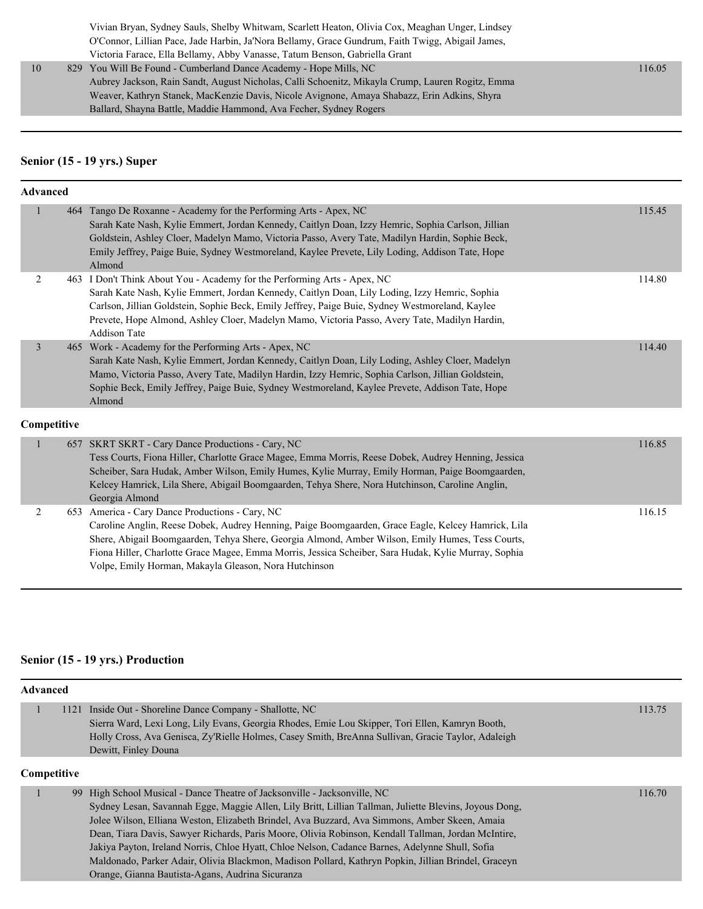| | | | |
|---|---|---|---|
| | | Vivian Bryan, Sydney Sauls, Shelby Whitwam, Scarlett Heaton, Olivia Cox, Meaghan Unger, Lindsey O'Connor, Lillian Pace, Jade Harbin, Ja'Nora Bellamy, Grace Gundrum, Faith Twigg, Abigail James, Victoria Farace, Ella Bellamy, Abby Vanasse, Tatum Benson, Gabriella Grant | |
| 10 | 829 | You Will Be Found - Cumberland Dance Academy - Hope Mills, NC<br>Aubrey Jackson, Rain Sandt, August Nicholas, Calli Schoenitz, Mikayla Crump, Lauren Rogitz, Emma Weaver, Kathryn Stanek, MacKenzie Davis, Nicole Avignone, Amaya Shabazz, Erin Adkins, Shyra Ballard, Shayna Battle, Maddie Hammond, Ava Fecher, Sydney Rogers | 116.05 |

## Senior (15 - 19 yrs.) Super

### Advanced

| | | | |
|---|---|---|---|
| 1 | 464 | Tango De Roxanne - Academy for the Performing Arts - Apex, NC<br>Sarah Kate Nash, Kylie Emmert, Jordan Kennedy, Caitlyn Doan, Izzy Hemric, Sophia Carlson, Jillian Goldstein, Ashley Cloer, Madelyn Mamo, Victoria Passo, Avery Tate, Madilyn Hardin, Sophie Beck, Emily Jeffrey, Paige Buie, Sydney Westmoreland, Kaylee Prevete, Lily Loding, Addison Tate, Hope Almond | 115.45 |
| 2 | 463 | I Don't Think About You - Academy for the Performing Arts - Apex, NC<br>Sarah Kate Nash, Kylie Emmert, Jordan Kennedy, Caitlyn Doan, Lily Loding, Izzy Hemric, Sophia Carlson, Jillian Goldstein, Sophie Beck, Emily Jeffrey, Paige Buie, Sydney Westmoreland, Kaylee Prevete, Hope Almond, Ashley Cloer, Madelyn Mamo, Victoria Passo, Avery Tate, Madilyn Hardin, Addison Tate | 114.80 |
| 3 | 465 | Work - Academy for the Performing Arts - Apex, NC<br>Sarah Kate Nash, Kylie Emmert, Jordan Kennedy, Caitlyn Doan, Lily Loding, Ashley Cloer, Madelyn Mamo, Victoria Passo, Avery Tate, Madilyn Hardin, Izzy Hemric, Sophia Carlson, Jillian Goldstein, Sophie Beck, Emily Jeffrey, Paige Buie, Sydney Westmoreland, Kaylee Prevete, Addison Tate, Hope Almond | 114.40 |

### Competitive

| | | | |
|---|---|---|---|
| 1 | 657 | SKRT SKRT - Cary Dance Productions - Cary, NC<br>Tess Courts, Fiona Hiller, Charlotte Grace Magee, Emma Morris, Reese Dobek, Audrey Henning, Jessica Scheiber, Sara Hudak, Amber Wilson, Emily Humes, Kylie Murray, Emily Horman, Paige Boomgaarden, Kelcey Hamrick, Lila Shere, Abigail Boomgaarden, Tehya Shere, Nora Hutchinson, Caroline Anglin, Georgia Almond | 116.85 |
| 2 | 653 | America - Cary Dance Productions - Cary, NC<br>Caroline Anglin, Reese Dobek, Audrey Henning, Paige Boomgaarden, Grace Eagle, Kelcey Hamrick, Lila Shere, Abigail Boomgaarden, Tehya Shere, Georgia Almond, Amber Wilson, Emily Humes, Tess Courts, Fiona Hiller, Charlotte Grace Magee, Emma Morris, Jessica Scheiber, Sara Hudak, Kylie Murray, Sophia Volpe, Emily Horman, Makayla Gleason, Nora Hutchinson | 116.15 |

## Senior (15 - 19 yrs.) Production

### Advanced

| | | | |
|---|---|---|---|
| 1 | 1121 | Inside Out - Shoreline Dance Company - Shallotte, NC<br>Sierra Ward, Lexi Long, Lily Evans, Georgia Rhodes, Emie Lou Skipper, Tori Ellen, Kamryn Booth, Holly Cross, Ava Genisca, Zy'Rielle Holmes, Casey Smith, BreAnna Sullivan, Gracie Taylor, Adaleigh Dewitt, Finley Douna | 113.75 |

### Competitive

| | | | |
|---|---|---|---|
| 1 | 99 | High School Musical - Dance Theatre of Jacksonville - Jacksonville, NC<br>Sydney Lesan, Savannah Egge, Maggie Allen, Lily Britt, Lillian Tallman, Juliette Blevins, Joyous Dong, Jolee Wilson, Elliana Weston, Elizabeth Brindel, Ava Buzzard, Ava Simmons, Amber Skeen, Amaia Dean, Tiara Davis, Sawyer Richards, Paris Moore, Olivia Robinson, Kendall Tallman, Jordan McIntire, Jakiya Payton, Ireland Norris, Chloe Hyatt, Chloe Nelson, Cadance Barnes, Adelynne Shull, Sofia Maldonado, Parker Adair, Olivia Blackmon, Madison Pollard, Kathryn Popkin, Jillian Brindel, Graceyn Orange, Gianna Bautista-Agans, Audrina Sicuranza | 116.70 |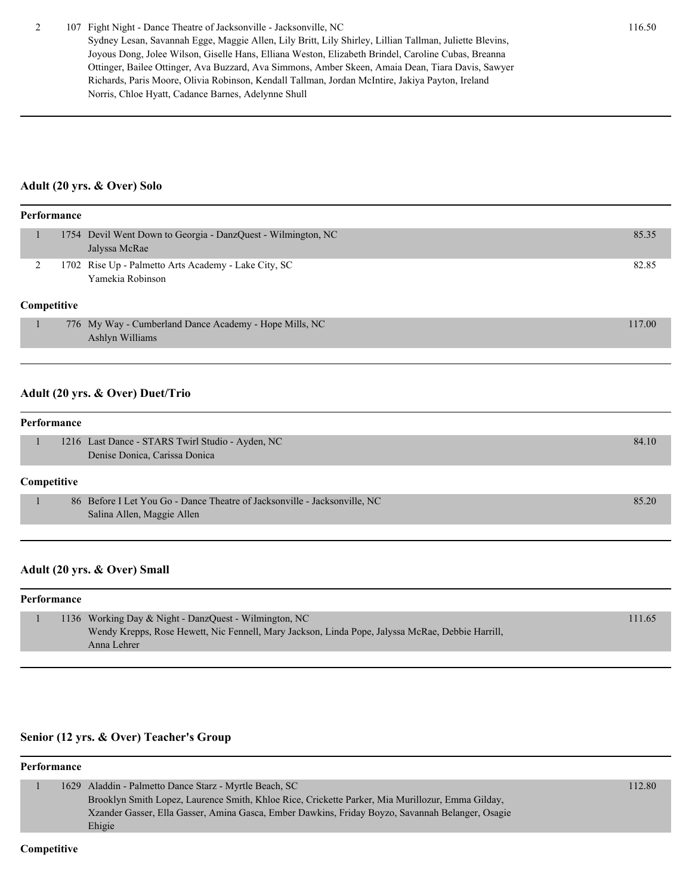| | | | |
|---|---|---|---|
| 2 | 107 | Fight Night - Dance Theatre of Jacksonville - Jacksonville, NC<br>Sydney Lesan, Savannah Egge, Maggie Allen, Lily Britt, Lily Shirley, Lillian Tallman, Juliette Blevins, Joyous Dong, Jolee Wilson, Giselle Hans, Elliana Weston, Elizabeth Brindel, Caroline Cubas, Breanna Ottinger, Bailee Ottinger, Ava Buzzard, Ava Simmons, Amber Skeen, Amaia Dean, Tiara Davis, Sawyer Richards, Paris Moore, Olivia Robinson, Kendall Tallman, Jordan McIntire, Jakiya Payton, Ireland Norris, Chloe Hyatt, Cadance Barnes, Adelynne Shull | 116.50 |

### Adult (20 yrs. & Over) Solo

**Performance**

| | | | |
|---|---|---|---|
| 1 | 1754 | Devil Went Down to Georgia - DanzQuest - Wilmington, NC<br>Jalyssa McRae | 85.35 |
| 2 | 1702 | Rise Up - Palmetto Arts Academy - Lake City, SC<br>Yamekia Robinson | 82.85 |

**Competitive**

| | | | |
|---|---|---|---|
| 1 | 776 | My Way - Cumberland Dance Academy - Hope Mills, NC<br>Ashlyn Williams | 117.00 |

### Adult (20 yrs. & Over) Duet/Trio

**Performance**

| | | | |
|---|---|---|---|
| 1 | 1216 | Last Dance - STARS Twirl Studio - Ayden, NC<br>Denise Donica, Carissa Donica | 84.10 |

**Competitive**

| | | | |
|---|---|---|---|
| 1 | 86 | Before I Let You Go - Dance Theatre of Jacksonville - Jacksonville, NC<br>Salina Allen, Maggie Allen | 85.20 |

### Adult (20 yrs. & Over) Small

**Performance**

| | | | |
|---|---|---|---|
| 1 | 1136 | Working Day & Night - DanzQuest - Wilmington, NC<br>Wendy Krepps, Rose Hewett, Nic Fennell, Mary Jackson, Linda Pope, Jalyssa McRae, Debbie Harrill, Anna Lehrer | 111.65 |

### Senior (12 yrs. & Over) Teacher's Group

**Performance**

| | | | |
|---|---|---|---|
| 1 | 1629 | Aladdin - Palmetto Dance Starz - Myrtle Beach, SC<br>Brooklyn Smith Lopez, Laurence Smith, Khloe Rice, Crickette Parker, Mia Murillozur, Emma Gilday, Xzander Gasser, Ella Gasser, Amina Gasca, Ember Dawkins, Friday Boyzo, Savannah Belanger, Osagie Ehigie | 112.80 |

**Competitive**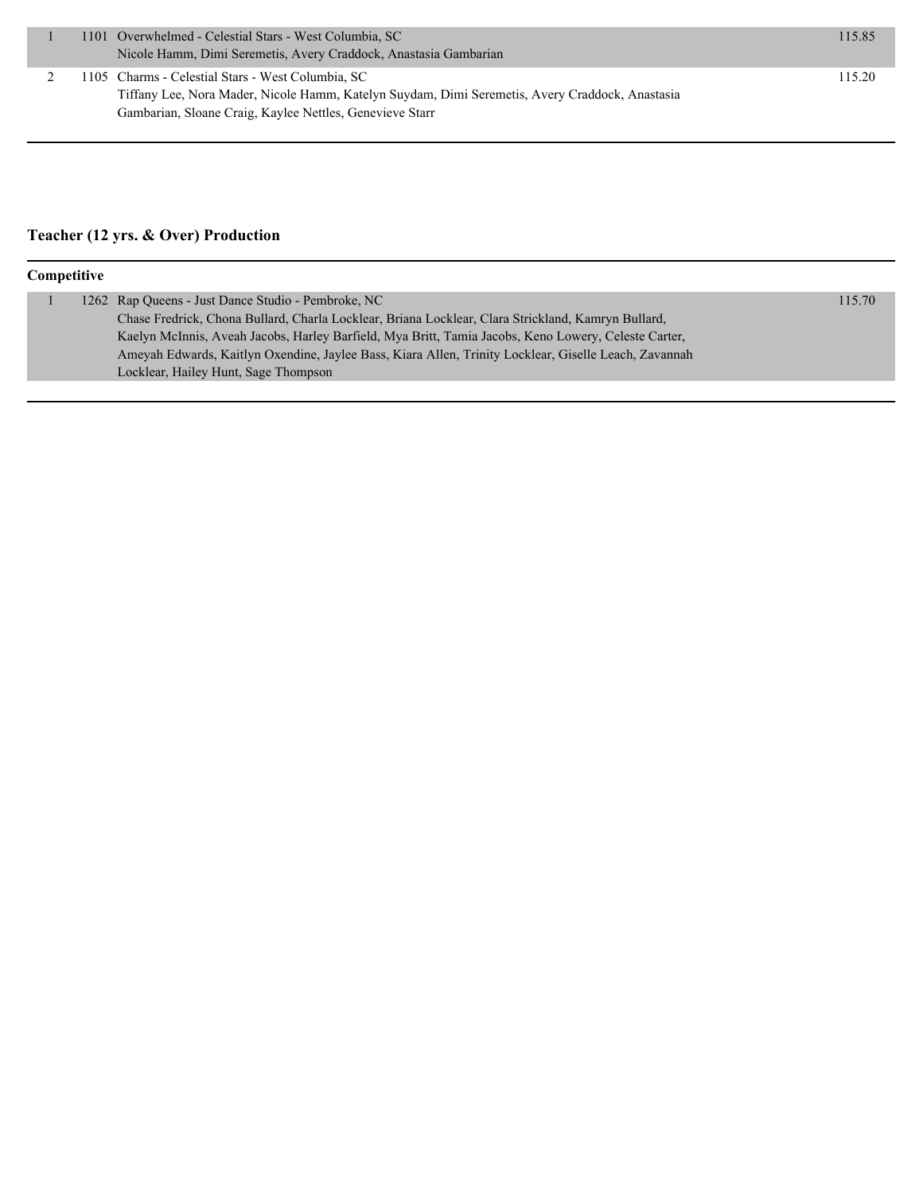| | | | |
|---|---|---|---|
| 1 | 1101 | Overwhelmed - Celestial Stars - West Columbia, SC<br>Nicole Hamm, Dimi Seremetis, Avery Craddock, Anastasia Gambarian | 115.85 |
| 2 | 1105 | Charms - Celestial Stars - West Columbia, SC<br>Tiffany Lee, Nora Mader, Nicole Hamm, Katelyn Suydam, Dimi Seremetis, Avery Craddock, Anastasia Gambarian, Sloane Craig, Kaylee Nettles, Genevieve Starr | 115.20 |

## Teacher (12 yrs. & Over) Production

**Competitive**

| | | | |
|---|---|---|---|
| 1 | 1262 | Rap Queens - Just Dance Studio - Pembroke, NC<br>Chase Fredrick, Chona Bullard, Charla Locklear, Briana Locklear, Clara Strickland, Kamryn Bullard, Kaelyn McInnis, Aveah Jacobs, Harley Barfield, Mya Britt, Tamia Jacobs, Keno Lowery, Celeste Carter, Ameyah Edwards, Kaitlyn Oxendine, Jaylee Bass, Kiara Allen, Trinity Locklear, Giselle Leach, Zavannah Locklear, Hailey Hunt, Sage Thompson | 115.70 |